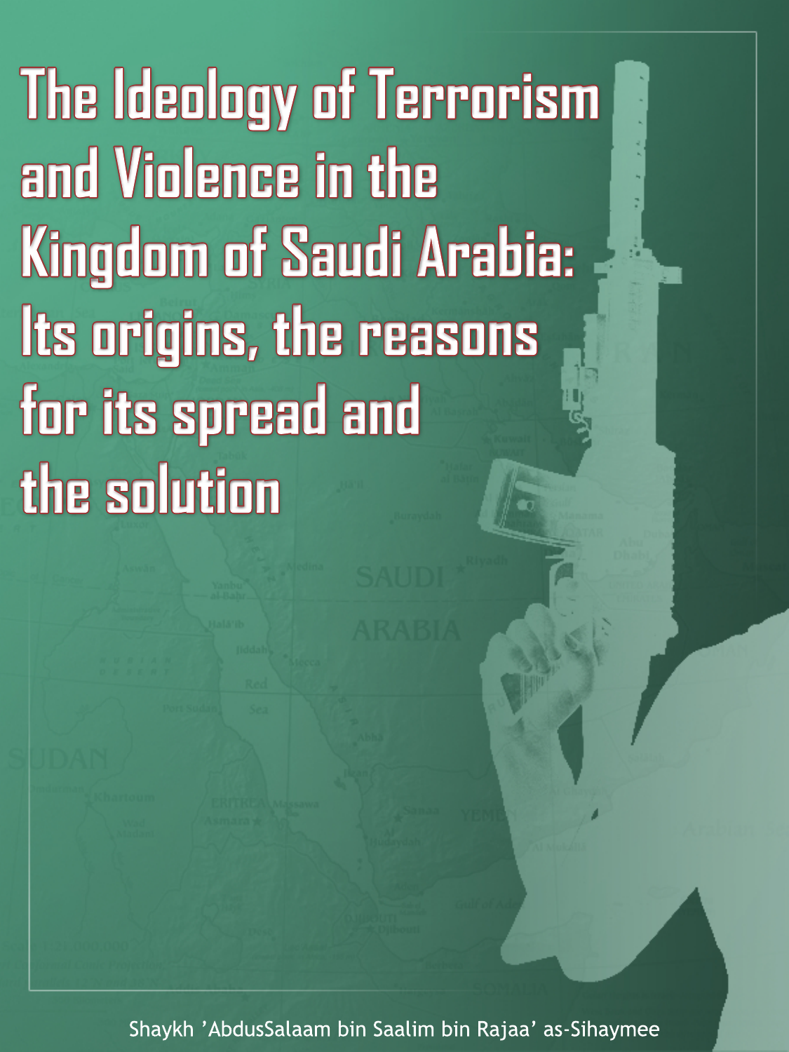# The Ideology of Terrorism and Violence in the Kingdom of Saudi Arabia: Its origins, the reasons for its spread and the solution

Shaykh 'AbdusSalaam bin Saalim bin Rajaa' as-Sihaymee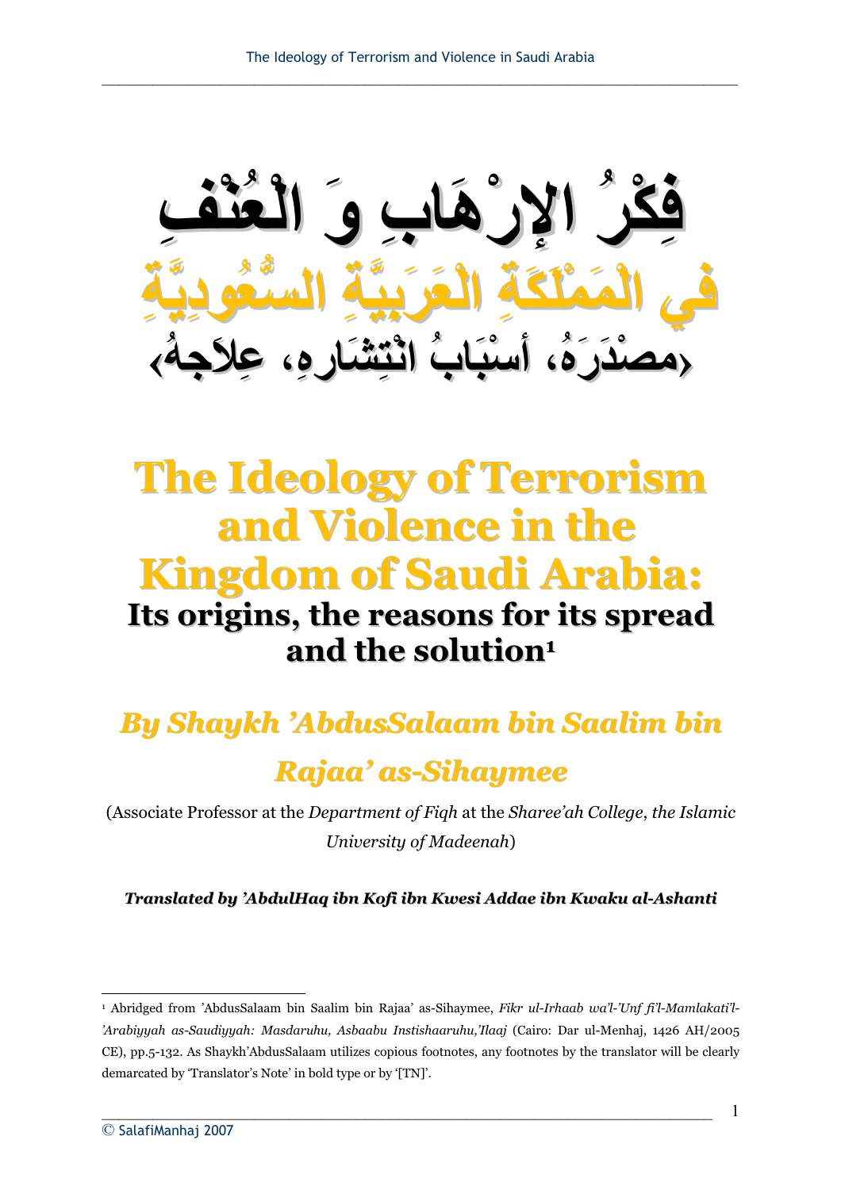# فِكْرُ الإرْهَابِ وَ الْعُنْفِ

# فِي الْمَمْلَكَةِ الْعَرَبِيَّةِ السُّعُودِيَّةِ

## ‹مصْدَرَهُ، أسْبَابُ انْتِشَارِهِ، عِلاَجهُ›

# The Ideology of Terrorism and Violence in the Kingdom of Saudi Arabia:

## Its origins, the reasons for its spread and the solution[1]

## *By Shaykh 'AbdusSalaam bin Saalim bin Rajaa' as-Sihaymee*

(Associate Professor at the *Department of Fiqh* at the *Sharee'ah College, the Islamic University of Madeenah*)

***Translated by 'AbdulHaq ibn Kofi ibn Kwesi Addae ibn Kwaku al-Ashanti***

---

[1] Abridged from 'AbdusSalaam bin Saalim bin Rajaa' as-Sihaymee, *Fikr ul-Irhaab wa'l-'Unf fi'l-Mamlakati'l-'Arabiyyah as-Saudiyyah: Masdaruhu, Asbaabu Instishaaruhu,'Ilaaj* (Cairo: Dar ul-Menhaj, 1426 AH/2005 CE), pp.5-132. As Shaykh'AbdusSalaam utilizes copious footnotes, any footnotes by the translator will be clearly demarcated by 'Translator's Note' in bold type or by '[TN]'.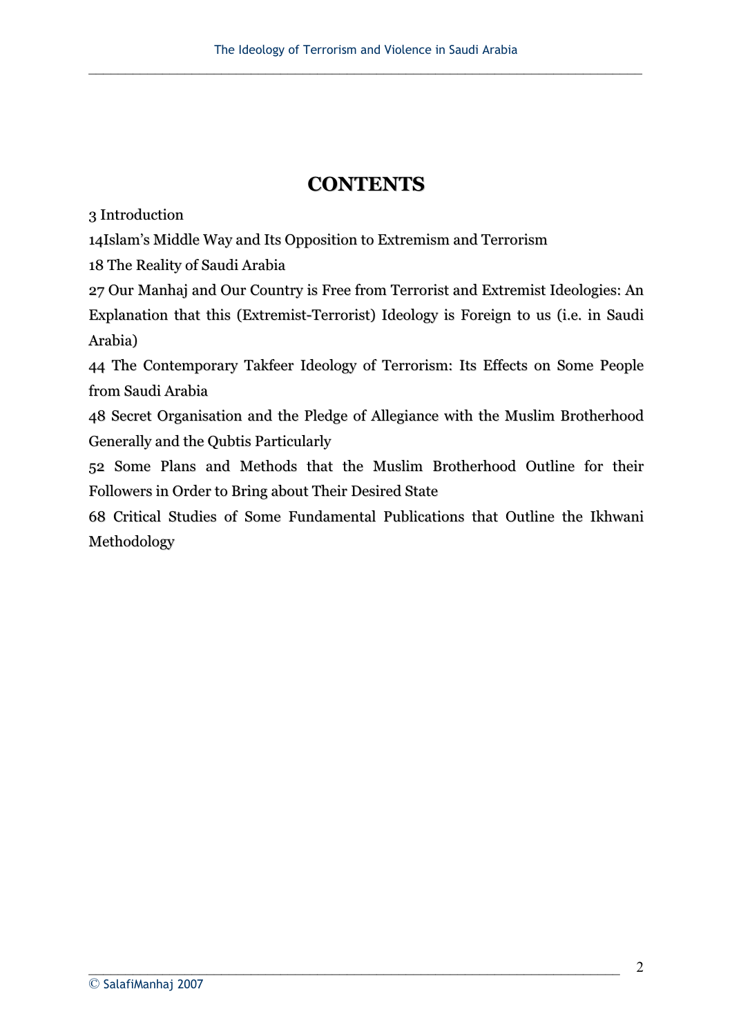# CONTENTS

3 Introduction

14Islam's Middle Way and Its Opposition to Extremism and Terrorism

18 The Reality of Saudi Arabia

27 Our Manhaj and Our Country is Free from Terrorist and Extremist Ideologies: An Explanation that this (Extremist-Terrorist) Ideology is Foreign to us (i.e. in Saudi Arabia)

44 The Contemporary Takfeer Ideology of Terrorism: Its Effects on Some People from Saudi Arabia

48 Secret Organisation and the Pledge of Allegiance with the Muslim Brotherhood Generally and the Qubtis Particularly

52 Some Plans and Methods that the Muslim Brotherhood Outline for their Followers in Order to Bring about Their Desired State

68 Critical Studies of Some Fundamental Publications that Outline the Ikhwani Methodology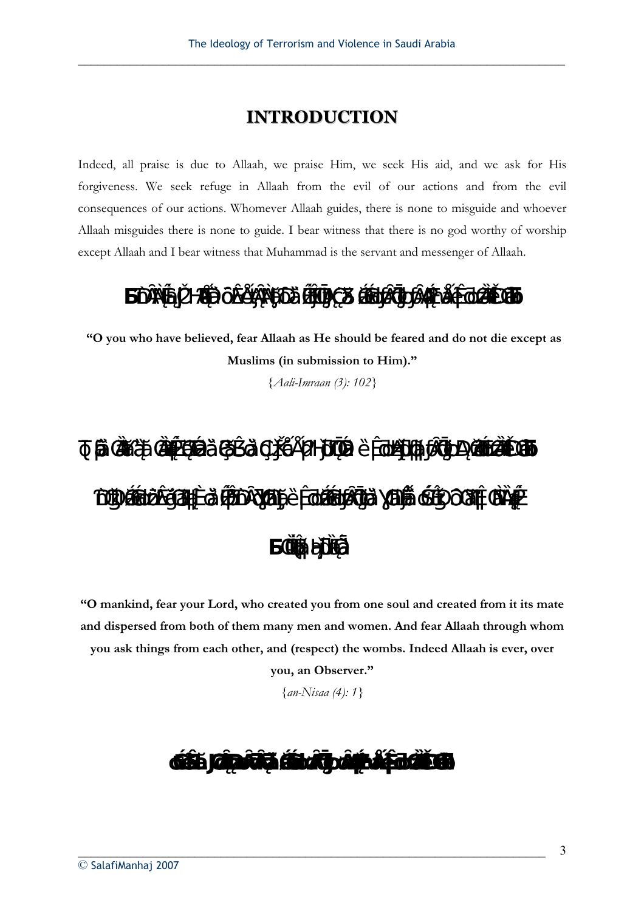# INTRODUCTION

Indeed, all praise is due to Allaah, we praise Him, we seek His aid, and we ask for His forgiveness. We seek refuge in Allaah from the evil of our actions and from the evil consequences of our actions. Whomever Allaah guides, there is none to misguide and whoever Allaah misguides there is none to guide. I bear witness that there is no god worthy of worship except Allaah and I bear witness that Muhammad is the servant and messenger of Allaah.

**"O you who have believed, fear Allaah as He should be feared and do not die except as Muslims (in submission to Him)."**

{*Aali-Imraan (3): 102*}

**"O mankind, fear your Lord, who created you from one soul and created from it its mate and dispersed from both of them many men and women. And fear Allaah through whom you ask things from each other, and (respect) the wombs. Indeed Allaah is ever, over you, an Observer."**

{*an-Nisaa (4): 1*}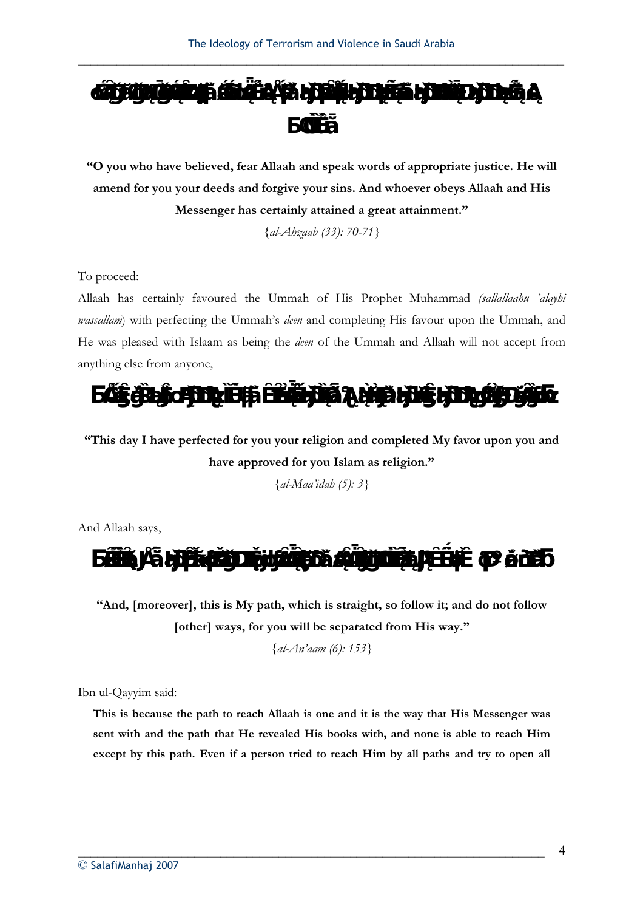“O you who have believed, fear Allaah and speak words of appropriate justice. He will amend for you your deeds and forgive your sins. And whoever obeys Allaah and His Messenger has certainly attained a great attainment.”

{*al-Ahzaab (33): 70-71*}

To proceed:

Allaah has certainly favoured the Ummah of His Prophet Muhammad (*sallallaahu ’alayhi wassallam*) with perfecting the Ummah’s *deen* and completing His favour upon the Ummah, and He was pleased with Islaam as being the *deen* of the Ummah and Allaah will not accept from anything else from anyone,

“This day I have perfected for you your religion and completed My favor upon you and have approved for you Islam as religion.”

{*al-Maa’idah (5): 3*}

And Allaah says,

“And, [moreover], this is My path, which is straight, so follow it; and do not follow [other] ways, for you will be separated from His way.”

{*al-An’aam (6): 153*}

Ibn ul-Qayyim said:

> **This is because the path to reach Allaah is one and it is the way that His Messenger was sent with and the path that He revealed His books with, and none is able to reach Him except by this path. Even if a person tried to reach Him by all paths and try to open all**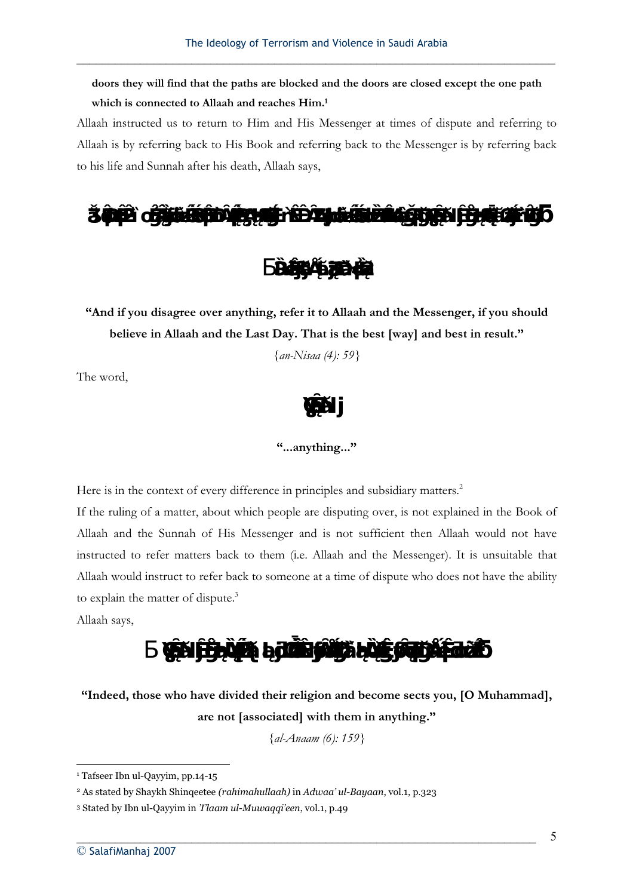**doors they will find that the paths are blocked and the doors are closed except the one path which is connected to Allaah and reaches Him.**[1]

Allaah instructed us to return to Him and His Messenger at times of dispute and referring to Allaah is by referring back to His Book and referring back to the Messenger is by referring back to his life and Sunnah after his death, Allaah says,

**"And if you disagree over anything, refer it to Allaah and the Messenger, if you should believe in Allaah and the Last Day. That is the best [way] and best in result."**

{*an-Nisaa (4): 59*}

The word,

**"...anything..."**

Here is in the context of every difference in principles and subsidiary matters.[2]

If the ruling of a matter, about which people are disputing over, is not explained in the Book of Allaah and the Sunnah of His Messenger and is not sufficient then Allaah would not have instructed to refer matters back to them (i.e. Allaah and the Messenger). It is unsuitable that Allaah would instruct to refer back to someone at a time of dispute who does not have the ability to explain the matter of dispute.[3]

Allaah says,

**"Indeed, those who have divided their religion and become sects you, [O Muhammad], are not [associated] with them in anything."**

{*al-Anaam (6): 159*}

---

[1] Tafseer Ibn ul-Qayyim, pp.14-15

[2] As stated by Shaykh Shinqeetee *(rahimahullaah)* in *Adwaa' ul-Bayaan*, vol.1, p.323

[3] Stated by Ibn ul-Qayyim in *I'laam ul-Muwaqqi'een*, vol.1, p.49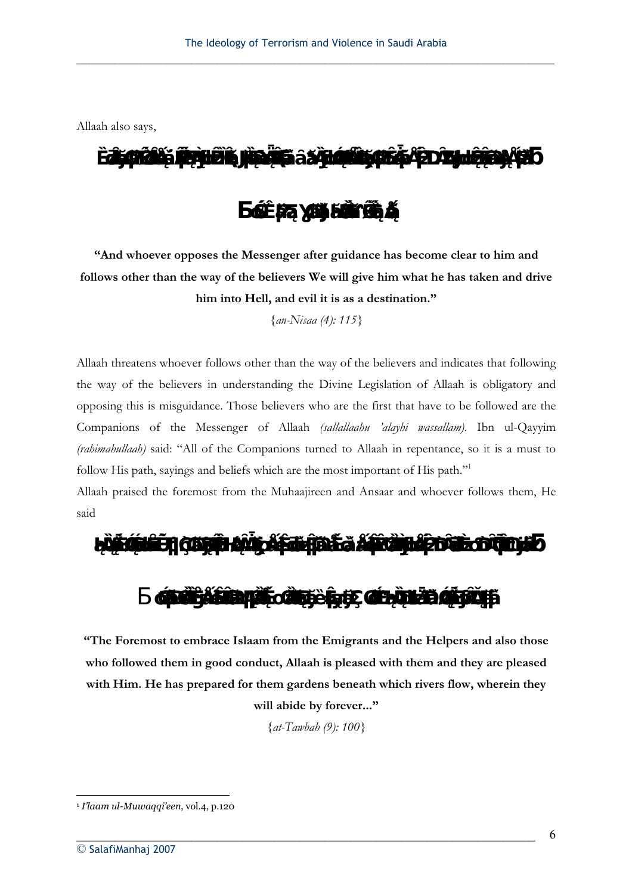Allaah also says,

**"And whoever opposes the Messenger after guidance has become clear to him and follows other than the way of the believers We will give him what he has taken and drive him into Hell, and evil it is as a destination."**

{*an-Nisaa (4): 115*}

Allaah threatens whoever follows other than the way of the believers and indicates that following the way of the believers in understanding the Divine Legislation of Allaah is obligatory and opposing this is misguidance. Those believers who are the first that have to be followed are the Companions of the Messenger of Allaah *(sallallaahu 'alayhi wassallam).* Ibn ul-Qayyim *(rahimahullaah)* said: "All of the Companions turned to Allaah in repentance, so it is a must to follow His path, sayings and beliefs which are the most important of His path."[1]

Allaah praised the foremost from the Muhaajireen and Ansaar and whoever follows them, He said

**"The Foremost to embrace Islaam from the Emigrants and the Helpers and also those who followed them in good conduct, Allaah is pleased with them and they are pleased with Him. He has prepared for them gardens beneath which rivers flow, wherein they will abide by forever..."**

{*at-Tawbah (9): 100*}

---

[1] *I'laam ul-Muwaqqi'een*, vol.4, p.120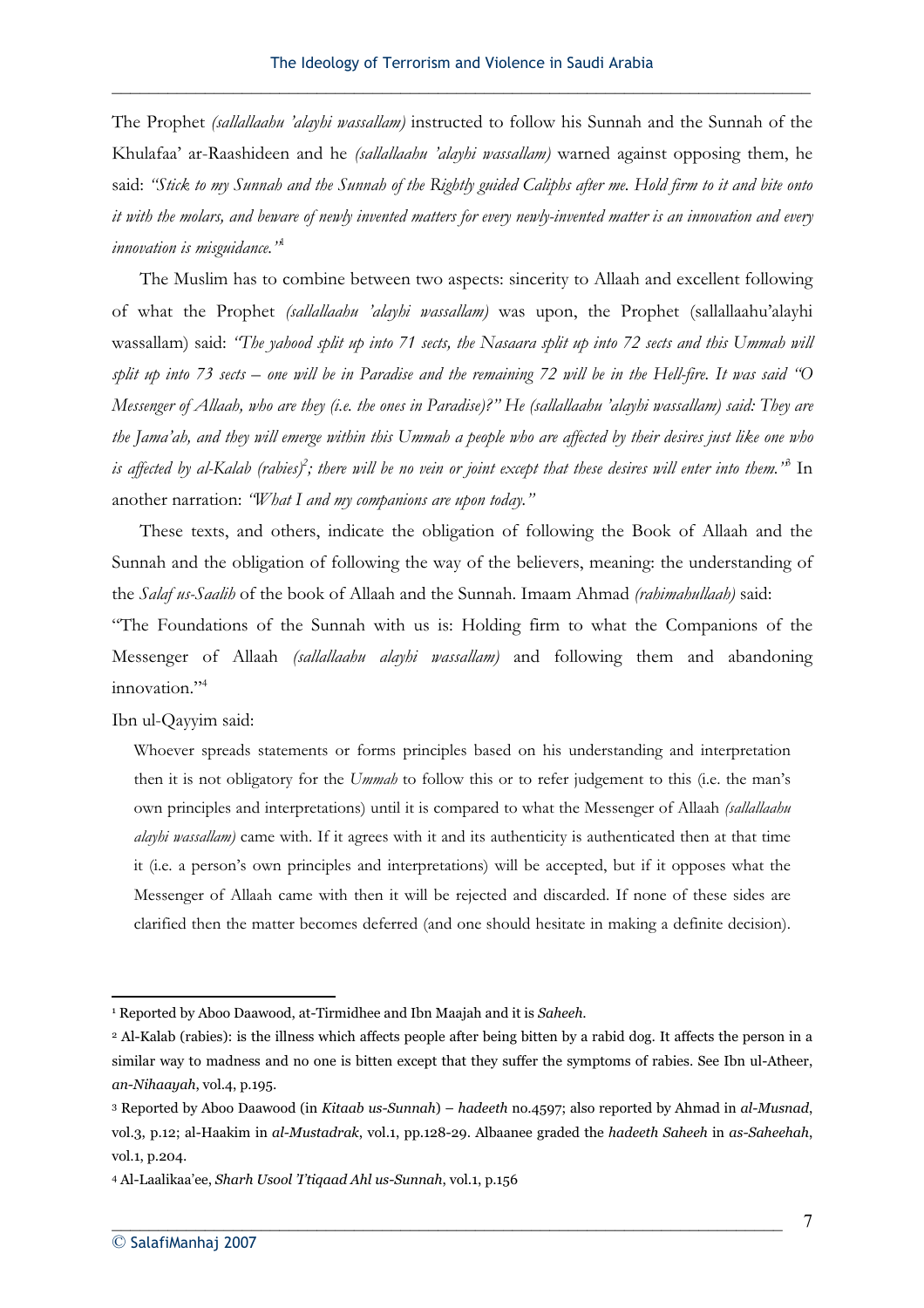The Prophet *(sallallaahu 'alayhi wassallam)* instructed to follow his Sunnah and the Sunnah of the Khulafaa' ar-Raashideen and he *(sallallaahu 'alayhi wassallam)* warned against opposing them, he said: *"Stick to my Sunnah and the Sunnah of the Rightly guided Caliphs after me. Hold firm to it and bite onto it with the molars, and beware of newly invented matters for every newly-invented matter is an innovation and every innovation is misguidance."*[1]

The Muslim has to combine between two aspects: sincerity to Allaah and excellent following of what the Prophet *(sallallaahu 'alayhi wassallam)* was upon, the Prophet (sallallaahu'alayhi wassallam) said: *"The yahood split up into 71 sects, the Nasaara split up into 72 sects and this Ummah will split up into 73 sects – one will be in Paradise and the remaining 72 will be in the Hell-fire. It was said "O Messenger of Allaah, who are they (i.e. the ones in Paradise)?" He (sallallaahu 'alayhi wassallam) said: They are the Jama'ah, and they will emerge within this Ummah a people who are affected by their desires just like one who is affected by al-Kalab (rabies)*[2]*; there will be no vein or joint except that these desires will enter into them."*[3] In another narration: *"What I and my companions are upon today."*

These texts, and others, indicate the obligation of following the Book of Allaah and the Sunnah and the obligation of following the way of the believers, meaning: the understanding of the *Salaf us-Saalih* of the book of Allaah and the Sunnah. Imaam Ahmad *(rahimahullaah)* said: "The Foundations of the Sunnah with us is: Holding firm to what the Companions of the Messenger of Allaah *(sallallaahu alayhi wassallam)* and following them and abandoning innovation."[4]

Ibn ul-Qayyim said:

> Whoever spreads statements or forms principles based on his understanding and interpretation then it is not obligatory for the *Ummah* to follow this or to refer judgement to this (i.e. the man's own principles and interpretations) until it is compared to what the Messenger of Allaah *(sallallaahu alayhi wassallam)* came with. If it agrees with it and its authenticity is authenticated then at that time it (i.e. a person's own principles and interpretations) will be accepted, but if it opposes what the Messenger of Allaah came with then it will be rejected and discarded. If none of these sides are clarified then the matter becomes deferred (and one should hesitate in making a definite decision).

---

[1] Reported by Aboo Daawood, at-Tirmidhee and Ibn Maajah and it is *Saheeh*.

[2] Al-Kalab (rabies): is the illness which affects people after being bitten by a rabid dog. It affects the person in a similar way to madness and no one is bitten except that they suffer the symptoms of rabies. See Ibn ul-Atheer, *an-Nihaayah*, vol.4, p.195.

[3] Reported by Aboo Daawood (in *Kitaab us-Sunnah*) – *hadeeth* no.4597; also reported by Ahmad in *al-Musnad*, vol.3, p.12; al-Haakim in *al-Mustadrak*, vol.1, pp.128-29. Albaanee graded the *hadeeth Saheeh* in *as-Saheehah*, vol.1, p.204.

[4] Al-Laalikaa'ee, *Sharh Usool 'I'tiqaad Ahl us-Sunnah*, vol.1, p.156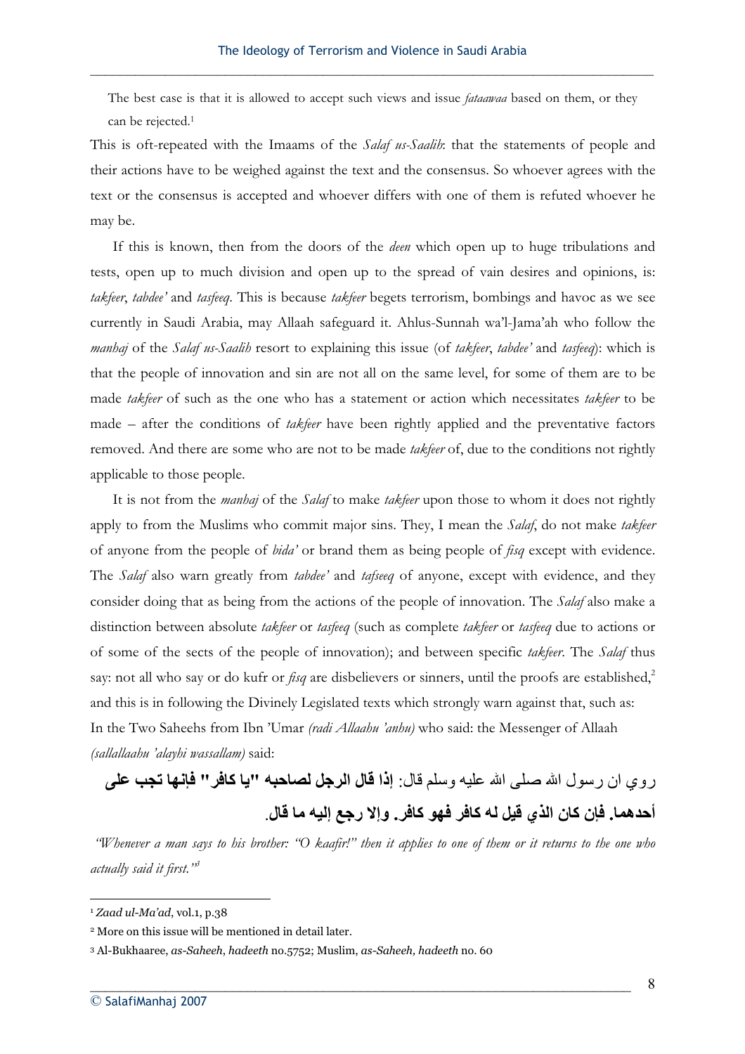The best case is that it is allowed to accept such views and issue *fataawaa* based on them, or they can be rejected.[1]

This is oft-repeated with the Imaams of the *Salaf us-Saalih*: that the statements of people and their actions have to be weighed against the text and the consensus. So whoever agrees with the text or the consensus is accepted and whoever differs with one of them is refuted whoever he may be.

If this is known, then from the doors of the *deen* which open up to huge tribulations and tests, open up to much division and open up to the spread of vain desires and opinions, is: *takfeer*, *tabdee'* and *tasfeeq*. This is because *takfeer* begets terrorism, bombings and havoc as we see currently in Saudi Arabia, may Allaah safeguard it. Ahlus-Sunnah wa'l-Jama'ah who follow the *manhaj* of the *Salaf us-Saalih* resort to explaining this issue (of *takfeer*, *tabdee'* and *tasfeeq*): which is that the people of innovation and sin are not all on the same level, for some of them are to be made *takfeer* of such as the one who has a statement or action which necessitates *takfeer* to be made – after the conditions of *takfeer* have been rightly applied and the preventative factors removed. And there are some who are not to be made *takfeer* of, due to the conditions not rightly applicable to those people.

It is not from the *manhaj* of the *Salaf* to make *takfeer* upon those to whom it does not rightly apply to from the Muslims who commit major sins. They, I mean the *Salaf*, do not make *takfeer* of anyone from the people of *bida'* or brand them as being people of *fisq* except with evidence. The *Salaf* also warn greatly from *tabdee'* and *tafseeq* of anyone, except with evidence, and they consider doing that as being from the actions of the people of innovation. The *Salaf* also make a distinction between absolute *takfeer* or *tasfeeq* (such as complete *takfeer* or *tasfeeq* due to actions or of some of the sects of the people of innovation); and between specific *takfeer*. The *Salaf* thus say: not all who say or do kufr or *fisq* are disbelievers or sinners, until the proofs are established,[2] and this is in following the Divinely Legislated texts which strongly warn against that, such as:
In the Two Saheehs from Ibn 'Umar *(radi Allaahu 'anhu)* who said: the Messenger of Allaah *(sallallaahu 'alayhi wassallam)* said:

روي ان رسول الله صلى الله عليه وسلم قال: **إذا قال الرجل لصاحبه "يا كافر" فإنها تجب على أحدهما. فإن كان الذي قيل له كافر فهو كافر. وإلا رجع إليه ما قال**.

*"Whenever a man says to his brother: "O kaafir!" then it applies to one of them or it returns to the one who actually said it first."*[3]

---

[1] *Zaad ul-Ma'ad*, vol.1, p.38

[2] More on this issue will be mentioned in detail later.

[3] Al-Bukhaaree, *as-Saheeh*, *hadeeth* no.5752; Muslim, *as-Saheeh, hadeeth* no. 60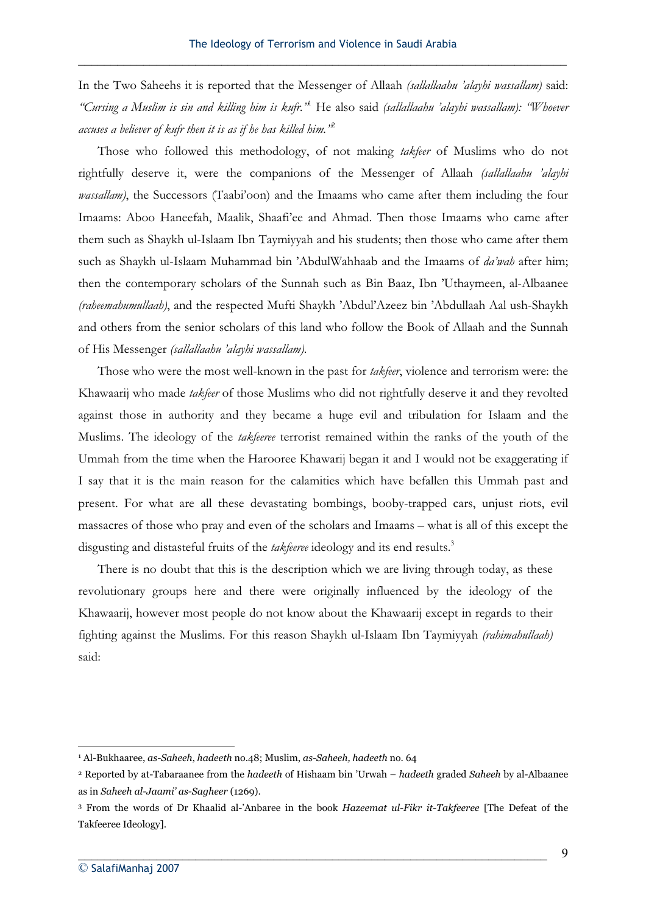In the Two Saheehs it is reported that the Messenger of Allaah *(sallallaahu 'alayhi wassallam)* said: *"Cursing a Muslim is sin and killing him is kufr."*[1] He also said *(sallallaahu 'alayhi wassallam): "Whoever accuses a believer of kufr then it is as if he has killed him."*[2]

Those who followed this methodology, of not making *takfeer* of Muslims who do not rightfully deserve it, were the companions of the Messenger of Allaah *(sallallaahu 'alayhi wassallam)*, the Successors (Taabi'oon) and the Imaams who came after them including the four Imaams: Aboo Haneefah, Maalik, Shaafi'ee and Ahmad. Then those Imaams who came after them such as Shaykh ul-Islaam Ibn Taymiyyah and his students; then those who came after them such as Shaykh ul-Islaam Muhammad bin 'AbdulWahhaab and the Imaams of *da'wah* after him; then the contemporary scholars of the Sunnah such as Bin Baaz, Ibn 'Uthaymeen, al-Albaanee *(raheemahumullaah)*, and the respected Mufti Shaykh 'Abdul'Azeez bin 'Abdullaah Aal ush-Shaykh and others from the senior scholars of this land who follow the Book of Allaah and the Sunnah of His Messenger *(sallallaahu 'alayhi wassallam)*.

Those who were the most well-known in the past for *takfeer*, violence and terrorism were: the Khawaarij who made *takfeer* of those Muslims who did not rightfully deserve it and they revolted against those in authority and they became a huge evil and tribulation for Islaam and the Muslims. The ideology of the *takfeeree* terrorist remained within the ranks of the youth of the Ummah from the time when the Harooree Khawarij began it and I would not be exaggerating if I say that it is the main reason for the calamities which have befallen this Ummah past and present. For what are all these devastating bombings, booby-trapped cars, unjust riots, evil massacres of those who pray and even of the scholars and Imaams – what is all of this except the disgusting and distasteful fruits of the *takfeeree* ideology and its end results.[3]

There is no doubt that this is the description which we are living through today, as these revolutionary groups here and there were originally influenced by the ideology of the Khawaarij, however most people do not know about the Khawaarij except in regards to their fighting against the Muslims. For this reason Shaykh ul-Islaam Ibn Taymiyyah *(rahimahullaah)* said:

---

[1] Al-Bukhaaree, *as-Saheeh*, *hadeeth* no.48; Muslim, *as-Saheeh, hadeeth* no. 64

[2] Reported by at-Tabaraanee from the *hadeeth* of Hishaam bin 'Urwah – *hadeeth* graded *Saheeh* by al-Albaanee as in *Saheeh al-Jaami' as-Sagheer* (1269).

[3] From the words of Dr Khaalid al-'Anbaree in the book *Hazeemat ul-Fikr it-Takfeeree* [The Defeat of the Takfeeree Ideology].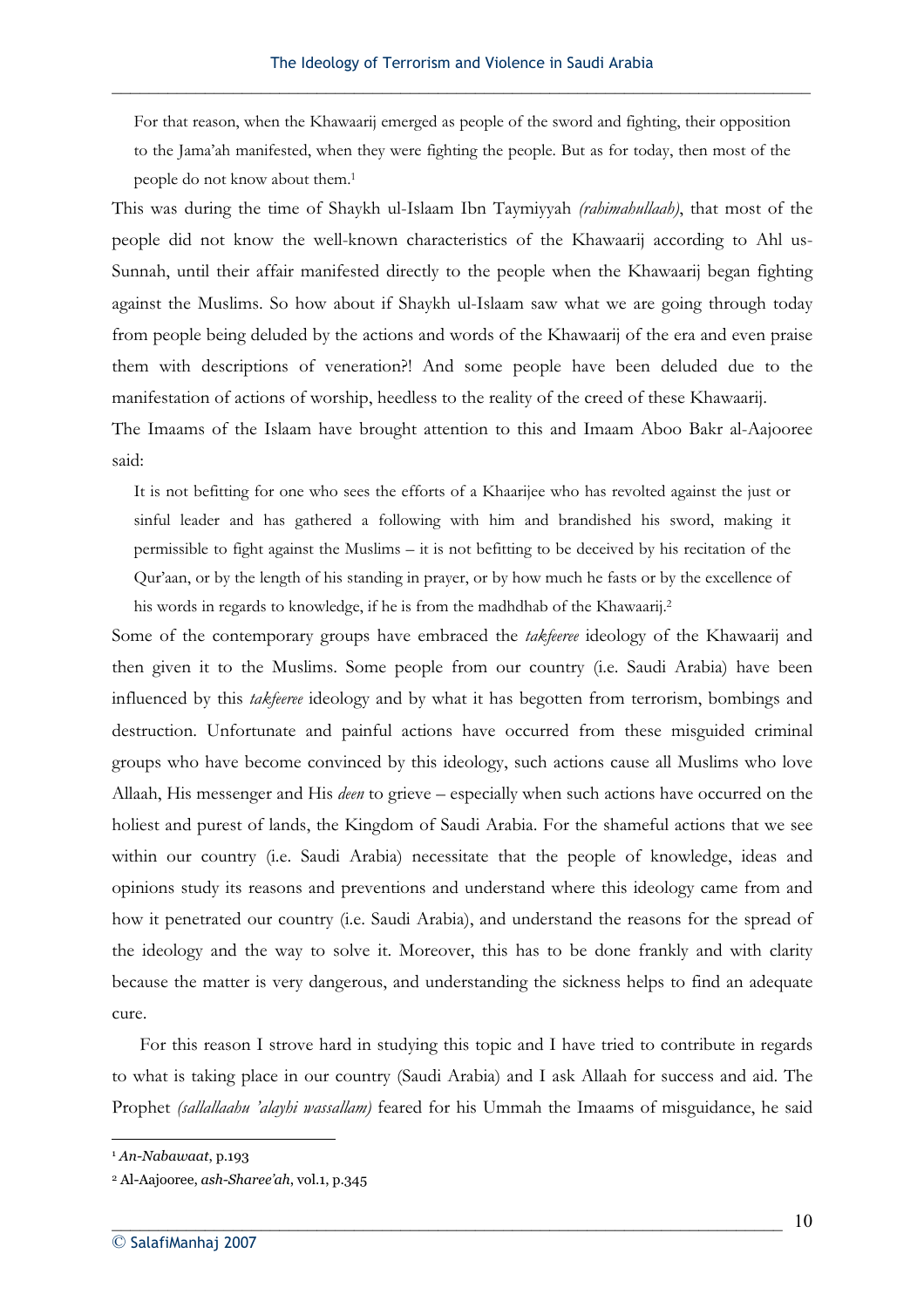> For that reason, when the Khawaarij emerged as people of the sword and fighting, their opposition to the Jama'ah manifested, when they were fighting the people. But as for today, then most of the people do not know about them.[1]

This was during the time of Shaykh ul-Islaam Ibn Taymiyyah *(rahimahullaah)*, that most of the people did not know the well-known characteristics of the Khawaarij according to Ahl us-Sunnah, until their affair manifested directly to the people when the Khawaarij began fighting against the Muslims. So how about if Shaykh ul-Islaam saw what we are going through today from people being deluded by the actions and words of the Khawaarij of the era and even praise them with descriptions of veneration?! And some people have been deluded due to the manifestation of actions of worship, heedless to the reality of the creed of these Khawaarij.

The Imaams of the Islaam have brought attention to this and Imaam Aboo Bakr al-Aajooree said:

> It is not befitting for one who sees the efforts of a Khaarijee who has revolted against the just or sinful leader and has gathered a following with him and brandished his sword, making it permissible to fight against the Muslims – it is not befitting to be deceived by his recitation of the Qur'aan, or by the length of his standing in prayer, or by how much he fasts or by the excellence of his words in regards to knowledge, if he is from the madhdhab of the Khawaarij.[2]

Some of the contemporary groups have embraced the *takfeeree* ideology of the Khawaarij and then given it to the Muslims. Some people from our country (i.e. Saudi Arabia) have been influenced by this *takfeeree* ideology and by what it has begotten from terrorism, bombings and destruction. Unfortunate and painful actions have occurred from these misguided criminal groups who have become convinced by this ideology, such actions cause all Muslims who love Allaah, His messenger and His *deen* to grieve – especially when such actions have occurred on the holiest and purest of lands, the Kingdom of Saudi Arabia. For the shameful actions that we see within our country (i.e. Saudi Arabia) necessitate that the people of knowledge, ideas and opinions study its reasons and preventions and understand where this ideology came from and how it penetrated our country (i.e. Saudi Arabia), and understand the reasons for the spread of the ideology and the way to solve it. Moreover, this has to be done frankly and with clarity because the matter is very dangerous, and understanding the sickness helps to find an adequate cure.

For this reason I strove hard in studying this topic and I have tried to contribute in regards to what is taking place in our country (Saudi Arabia) and I ask Allaah for success and aid. The Prophet *(sallallaahu 'alayhi wassallam)* feared for his Ummah the Imaams of misguidance, he said

---

[1] *An-Nabawaat*, p.193

[2] Al-Aajooree, *ash-Sharee'ah*, vol.1, p.345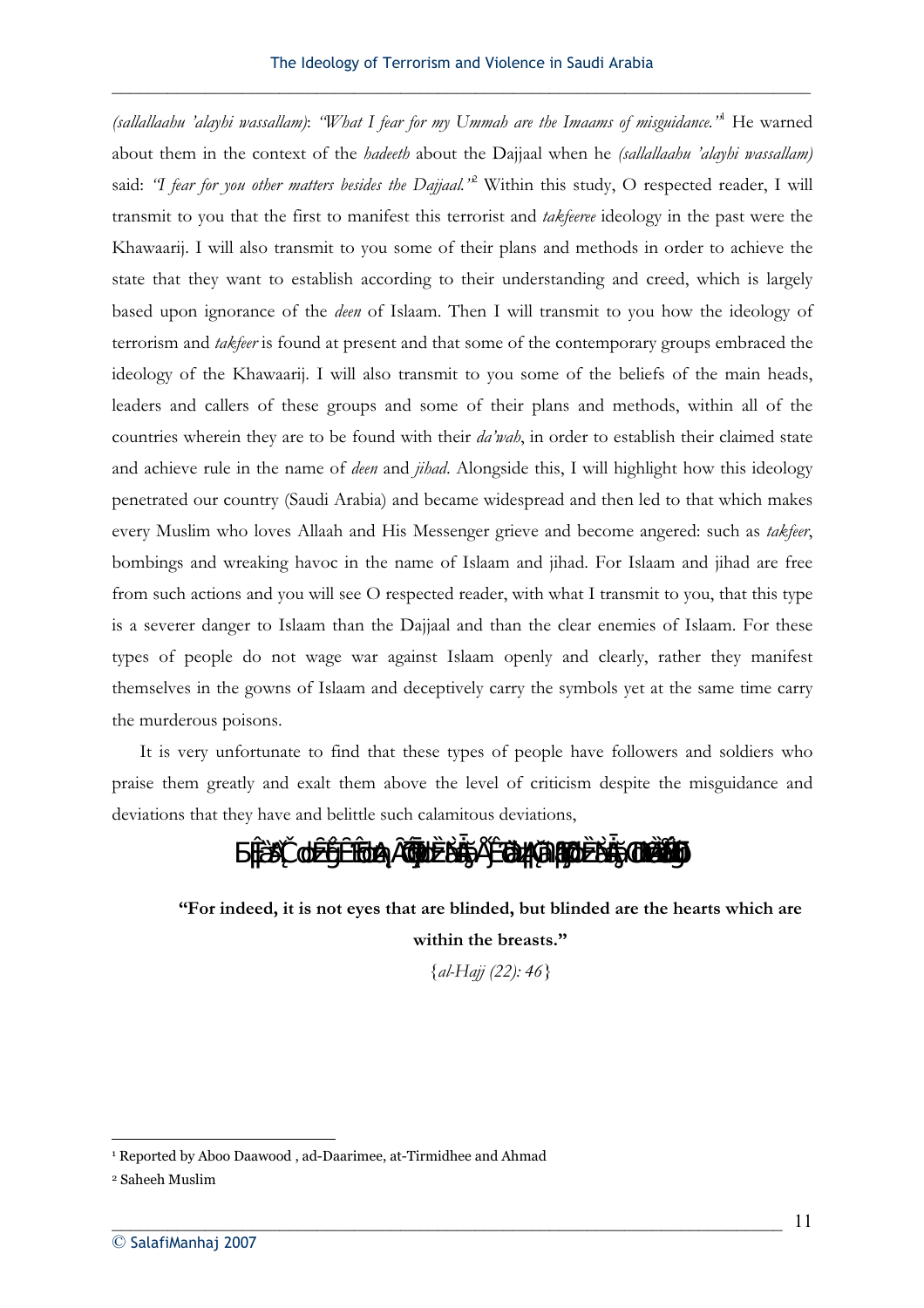*(sallallaahu 'alayhi wassallam)*: *"What I fear for my Ummah are the Imaams of misguidance."*[1] He warned about them in the context of the *hadeeth* about the Dajjaal when he *(sallallaahu 'alayhi wassallam)* said: *"I fear for you other matters besides the Dajjaal."*[2] Within this study, O respected reader, I will transmit to you that the first to manifest this terrorist and *takfeeree* ideology in the past were the Khawaarij. I will also transmit to you some of their plans and methods in order to achieve the state that they want to establish according to their understanding and creed, which is largely based upon ignorance of the *deen* of Islaam. Then I will transmit to you how the ideology of terrorism and *takfeer* is found at present and that some of the contemporary groups embraced the ideology of the Khawaarij. I will also transmit to you some of the beliefs of the main heads, leaders and callers of these groups and some of their plans and methods, within all of the countries wherein they are to be found with their *da'wah*, in order to establish their claimed state and achieve rule in the name of *deen* and *jihad*. Alongside this, I will highlight how this ideology penetrated our country (Saudi Arabia) and became widespread and then led to that which makes every Muslim who loves Allaah and His Messenger grieve and become angered: such as *takfeer*, bombings and wreaking havoc in the name of Islaam and jihad. For Islaam and jihad are free from such actions and you will see O respected reader, with what I transmit to you, that this type is a severer danger to Islaam than the Dajjaal and than the clear enemies of Islaam. For these types of people do not wage war against Islaam openly and clearly, rather they manifest themselves in the gowns of Islaam and deceptively carry the symbols yet at the same time carry the murderous poisons.

It is very unfortunate to find that these types of people have followers and soldiers who praise them greatly and exalt them above the level of criticism despite the misguidance and deviations that they have and belittle such calamitous deviations,

**"For indeed, it is not eyes that are blinded, but blinded are the hearts which are within the breasts."**

{*al-Hajj (22): 46*}

---

[1] Reported by Aboo Daawood , ad-Daarimee, at-Tirmidhee and Ahmad

[2] Saheeh Muslim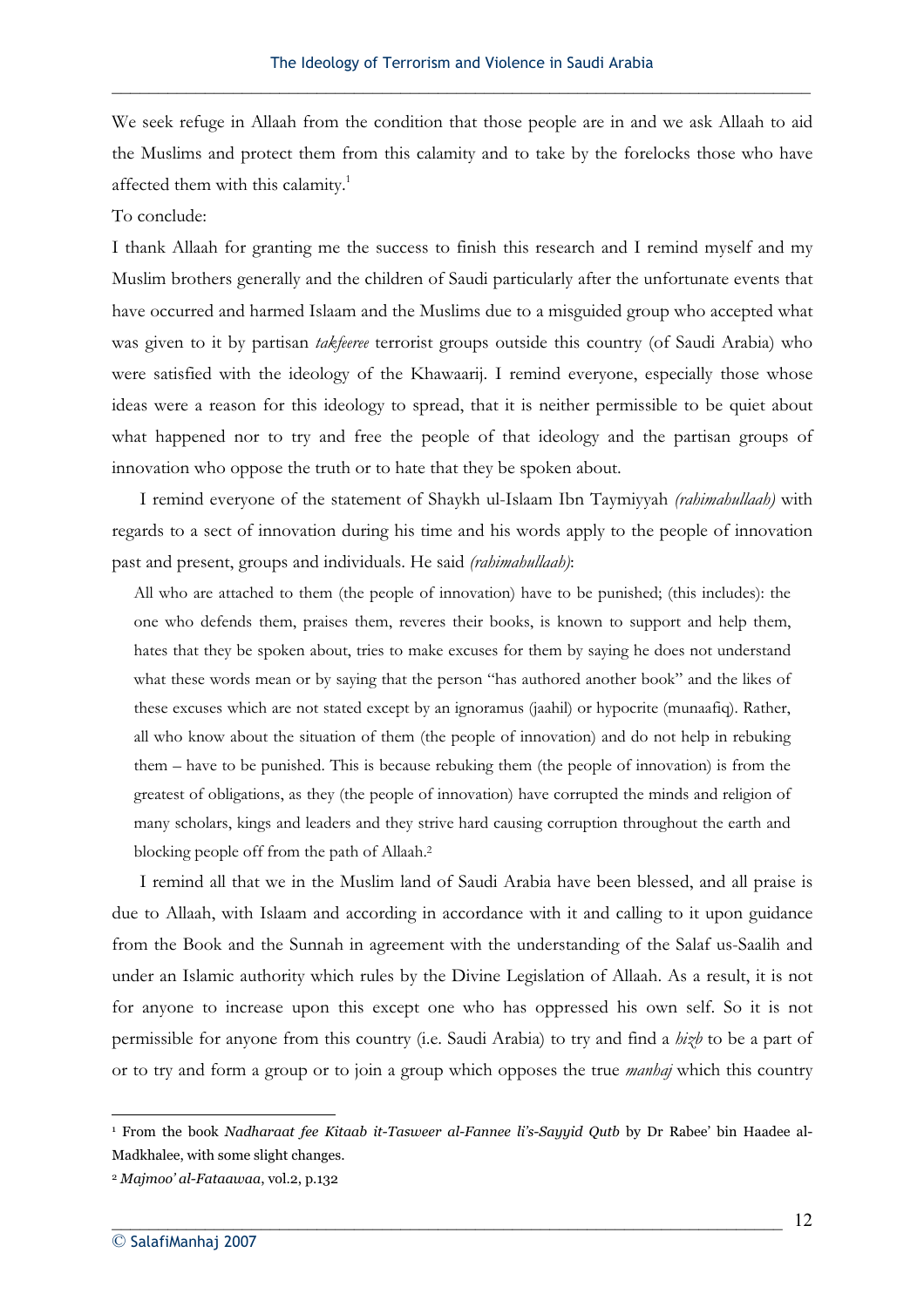We seek refuge in Allaah from the condition that those people are in and we ask Allaah to aid the Muslims and protect them from this calamity and to take by the forelocks those who have affected them with this calamity.[1]

To conclude:

I thank Allaah for granting me the success to finish this research and I remind myself and my Muslim brothers generally and the children of Saudi particularly after the unfortunate events that have occurred and harmed Islaam and the Muslims due to a misguided group who accepted what was given to it by partisan *takfeeree* terrorist groups outside this country (of Saudi Arabia) who were satisfied with the ideology of the Khawaarij. I remind everyone, especially those whose ideas were a reason for this ideology to spread, that it is neither permissible to be quiet about what happened nor to try and free the people of that ideology and the partisan groups of innovation who oppose the truth or to hate that they be spoken about.

I remind everyone of the statement of Shaykh ul-Islaam Ibn Taymiyyah *(rahimahullaah)* with regards to a sect of innovation during his time and his words apply to the people of innovation past and present, groups and individuals. He said *(rahimahullaah)*:

> All who are attached to them (the people of innovation) have to be punished; (this includes): the one who defends them, praises them, reveres their books, is known to support and help them, hates that they be spoken about, tries to make excuses for them by saying he does not understand what these words mean or by saying that the person "has authored another book" and the likes of these excuses which are not stated except by an ignoramus (jaahil) or hypocrite (munaafiq). Rather, all who know about the situation of them (the people of innovation) and do not help in rebuking them – have to be punished. This is because rebuking them (the people of innovation) is from the greatest of obligations, as they (the people of innovation) have corrupted the minds and religion of many scholars, kings and leaders and they strive hard causing corruption throughout the earth and blocking people off from the path of Allaah.[2]

I remind all that we in the Muslim land of Saudi Arabia have been blessed, and all praise is due to Allaah, with Islaam and according in accordance with it and calling to it upon guidance from the Book and the Sunnah in agreement with the understanding of the Salaf us-Saalih and under an Islamic authority which rules by the Divine Legislation of Allaah. As a result, it is not for anyone to increase upon this except one who has oppressed his own self. So it is not permissible for anyone from this country (i.e. Saudi Arabia) to try and find a *hizb* to be a part of or to try and form a group or to join a group which opposes the true *manhaj* which this country

---

[1] From the book *Nadharaat fee Kitaab it-Tasweer al-Fannee li's-Sayyid Qutb* by Dr Rabee' bin Haadee al-Madkhalee, with some slight changes.

[2] *Majmoo' al-Fataawaa*, vol.2, p.132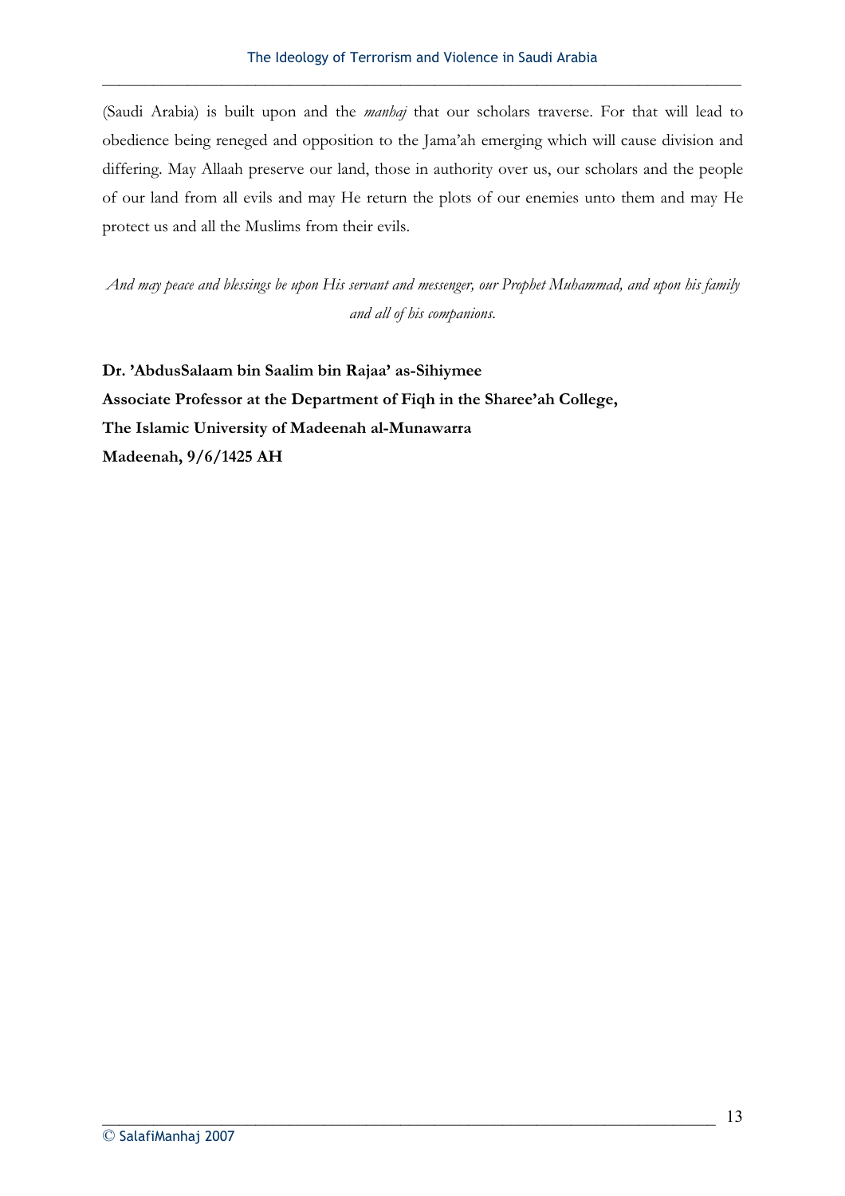(Saudi Arabia) is built upon and the *manhaj* that our scholars traverse. For that will lead to obedience being reneged and opposition to the Jama'ah emerging which will cause division and differing. May Allaah preserve our land, those in authority over us, our scholars and the people of our land from all evils and may He return the plots of our enemies unto them and may He protect us and all the Muslims from their evils.

*And may peace and blessings be upon His servant and messenger, our Prophet Muhammad, and upon his family and all of his companions.*

**Dr. 'AbdusSalaam bin Saalim bin Rajaa' as-Sihiymee**
**Associate Professor at the Department of Fiqh in the Sharee'ah College,**
**The Islamic University of Madeenah al-Munawarra**
**Madeenah, 9/6/1425 AH**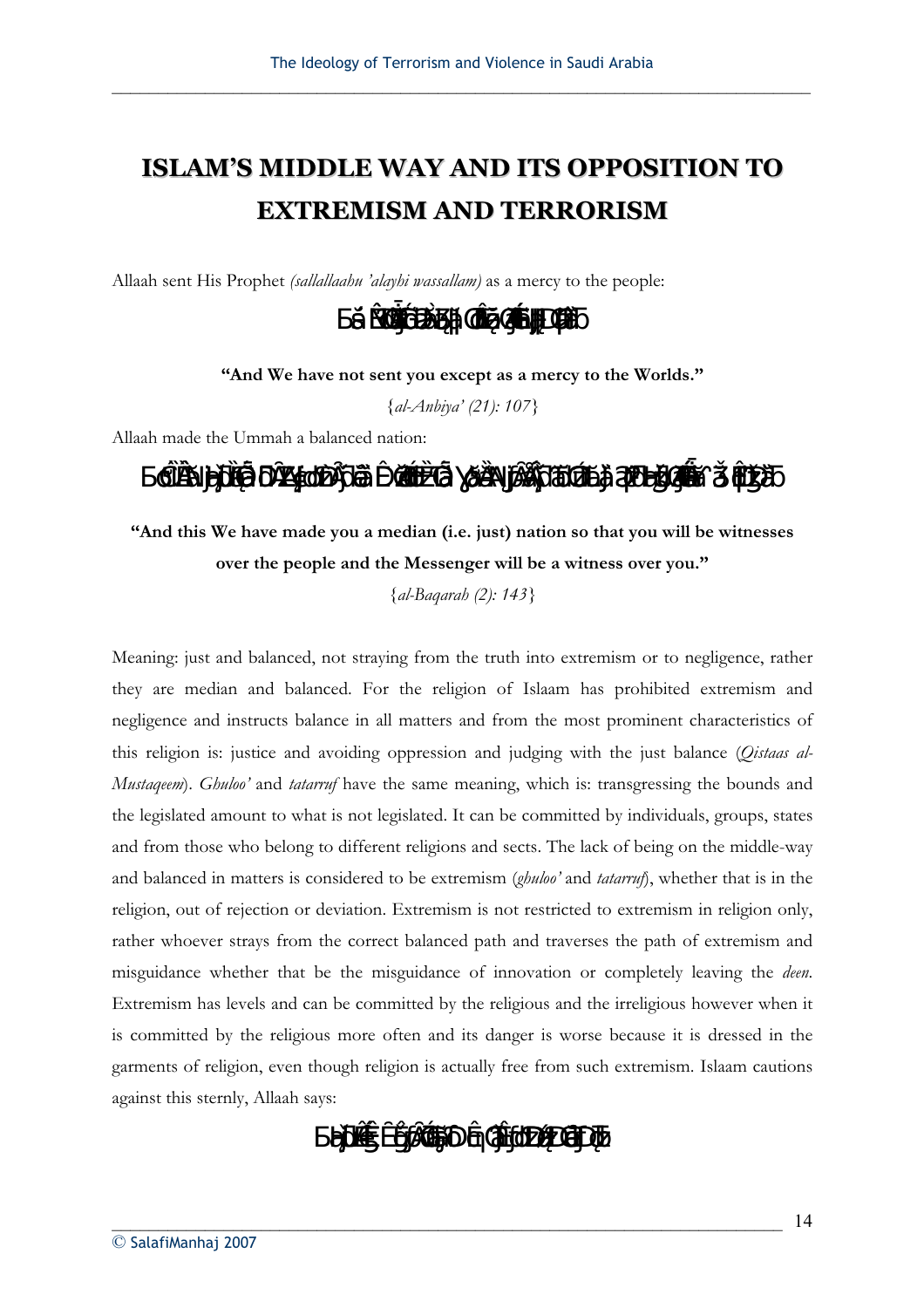# ISLAM'S MIDDLE WAY AND ITS OPPOSITION TO EXTREMISM AND TERRORISM

Allaah sent His Prophet *(sallallaahu 'alayhi wassallam)* as a mercy to the people:

**"And We have not sent you except as a mercy to the Worlds."**

{*al-Anbiya' (21): 107*}

Allaah made the Ummah a balanced nation:

**"And this We have made you a median (i.e. just) nation so that you will be witnesses over the people and the Messenger will be a witness over you."**

{*al-Baqarah (2): 143*}

Meaning: just and balanced, not straying from the truth into extremism or to negligence, rather they are median and balanced. For the religion of Islaam has prohibited extremism and negligence and instructs balance in all matters and from the most prominent characteristics of this religion is: justice and avoiding oppression and judging with the just balance (*Qistaas al-Mustaqeem*). *Ghuloo'* and *tatarruf* have the same meaning, which is: transgressing the bounds and the legislated amount to what is not legislated. It can be committed by individuals, groups, states and from those who belong to different religions and sects. The lack of being on the middle-way and balanced in matters is considered to be extremism (*ghuloo'* and *tatarruf*), whether that is in the religion, out of rejection or deviation. Extremism is not restricted to extremism in religion only, rather whoever strays from the correct balanced path and traverses the path of extremism and misguidance whether that be the misguidance of innovation or completely leaving the *deen*. Extremism has levels and can be committed by the religious and the irreligious however when it is committed by the religious more often and its danger is worse because it is dressed in the garments of religion, even though religion is actually free from such extremism. Islaam cautions against this sternly, Allaah says: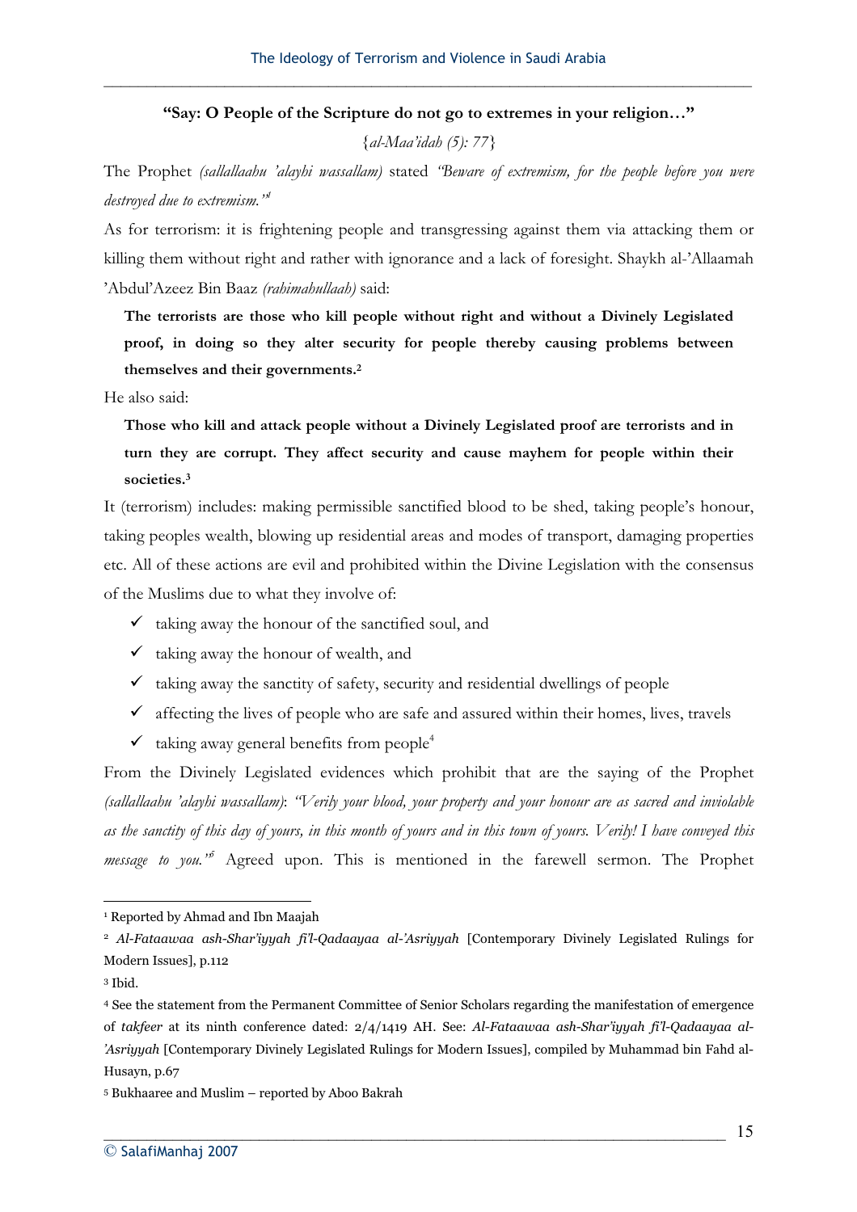**"Say: O People of the Scripture do not go to extremes in your religion…"**

{*al-Maa'idah (5): 77*}

The Prophet *(sallallaahu 'alayhi wassallam)* stated *"Beware of extremism, for the people before you were destroyed due to extremism."*[1]

As for terrorism: it is frightening people and transgressing against them via attacking them or killing them without right and rather with ignorance and a lack of foresight. Shaykh al-'Allaamah 'Abdul'Azeez Bin Baaz *(rahimahullaah)* said:

> **The terrorists are those who kill people without right and without a Divinely Legislated proof, in doing so they alter security for people thereby causing problems between themselves and their governments.**[2]

He also said:

> **Those who kill and attack people without a Divinely Legislated proof are terrorists and in turn they are corrupt. They affect security and cause mayhem for people within their societies.**[3]

It (terrorism) includes: making permissible sanctified blood to be shed, taking people's honour, taking peoples wealth, blowing up residential areas and modes of transport, damaging properties etc. All of these actions are evil and prohibited within the Divine Legislation with the consensus of the Muslims due to what they involve of:

- ✓ taking away the honour of the sanctified soul, and
- ✓ taking away the honour of wealth, and
- ✓ taking away the sanctity of safety, security and residential dwellings of people
- ✓ affecting the lives of people who are safe and assured within their homes, lives, travels
- ✓ taking away general benefits from people[4]

From the Divinely Legislated evidences which prohibit that are the saying of the Prophet *(sallallaahu 'alayhi wassallam)*: *"Verily your blood, your property and your honour are as sacred and inviolable as the sanctity of this day of yours, in this month of yours and in this town of yours. Verily! I have conveyed this message to you."*[5] Agreed upon. This is mentioned in the farewell sermon. The Prophet

---

[1] Reported by Ahmad and Ibn Maajah

[2] *Al-Fataawaa ash-Shar'iyyah fi'l-Qadaayaa al-'Asriyyah* [Contemporary Divinely Legislated Rulings for Modern Issues], p.112

[3] Ibid.

[4] See the statement from the Permanent Committee of Senior Scholars regarding the manifestation of emergence of *takfeer* at its ninth conference dated: 2/4/1419 AH. See: *Al-Fataawaa ash-Shar'iyyah fi'l-Qadaayaa al-'Asriyyah* [Contemporary Divinely Legislated Rulings for Modern Issues], compiled by Muhammad bin Fahd al-Husayn, p.67

[5] Bukhaaree and Muslim – reported by Aboo Bakrah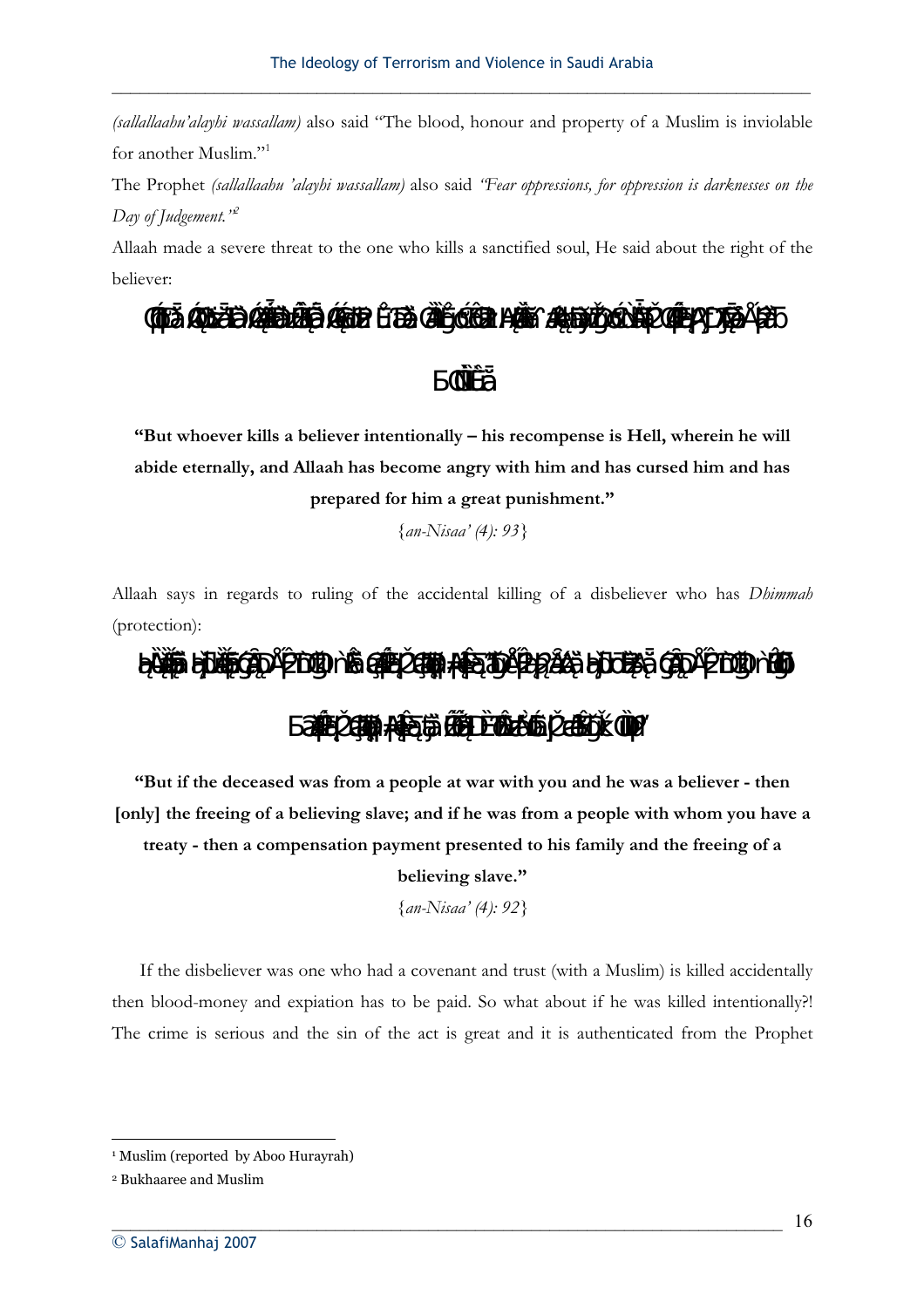*(sallallaahu'alayhi wassallam)* also said "The blood, honour and property of a Muslim is inviolable for another Muslim."[1]

The Prophet *(sallallaahu 'alayhi wassallam)* also said *"Fear oppressions, for oppression is darknesses on the Day of Judgement."*[2]

Allaah made a severe threat to the one who kills a sanctified soul, He said about the right of the believer:

**"But whoever kills a believer intentionally – his recompense is Hell, wherein he will abide eternally, and Allaah has become angry with him and has cursed him and has prepared for him a great punishment."**

{*an-Nisaa' (4): 93*}

Allaah says in regards to ruling of the accidental killing of a disbeliever who has *Dhimmah* (protection):

**"But if the deceased was from a people at war with you and he was a believer - then [only] the freeing of a believing slave; and if he was from a people with whom you have a treaty - then a compensation payment presented to his family and the freeing of a believing slave."**

{*an-Nisaa' (4): 92*}

If the disbeliever was one who had a covenant and trust (with a Muslim) is killed accidentally then blood-money and expiation has to be paid. So what about if he was killed intentionally?! The crime is serious and the sin of the act is great and it is authenticated from the Prophet

---

[1] Muslim (reported by Aboo Hurayrah)

[2] Bukhaaree and Muslim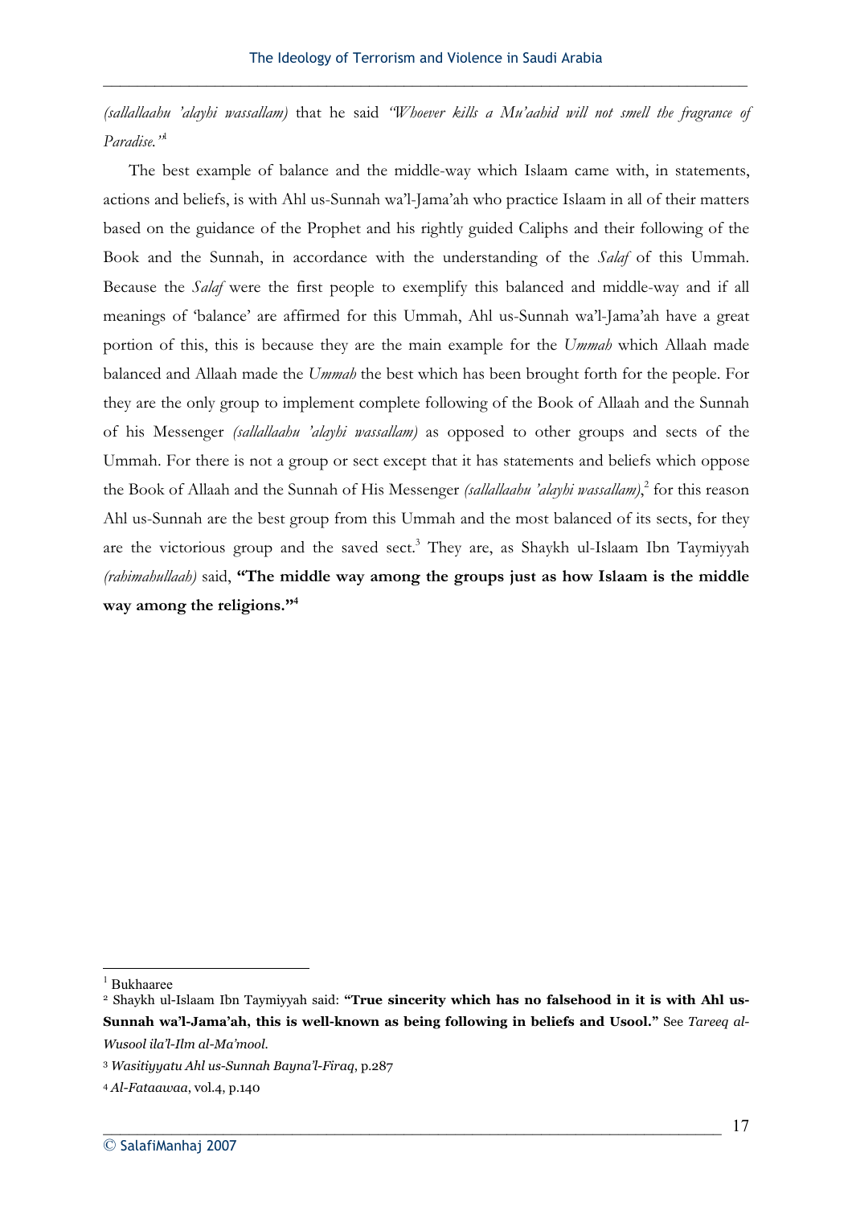*(sallallaahu 'alayhi wassallam)* that he said *"Whoever kills a Mu'aahid will not smell the fragrance of Paradise."*[1]

The best example of balance and the middle-way which Islaam came with, in statements, actions and beliefs, is with Ahl us-Sunnah wa'l-Jama'ah who practice Islaam in all of their matters based on the guidance of the Prophet and his rightly guided Caliphs and their following of the Book and the Sunnah, in accordance with the understanding of the *Salaf* of this Ummah. Because the *Salaf* were the first people to exemplify this balanced and middle-way and if all meanings of 'balance' are affirmed for this Ummah, Ahl us-Sunnah wa'l-Jama'ah have a great portion of this, this is because they are the main example for the *Ummah* which Allaah made balanced and Allaah made the *Ummah* the best which has been brought forth for the people. For they are the only group to implement complete following of the Book of Allaah and the Sunnah of his Messenger *(sallallaahu 'alayhi wassallam)* as opposed to other groups and sects of the Ummah. For there is not a group or sect except that it has statements and beliefs which oppose the Book of Allaah and the Sunnah of His Messenger *(sallallaahu 'alayhi wassallam)*,[2] for this reason Ahl us-Sunnah are the best group from this Ummah and the most balanced of its sects, for they are the victorious group and the saved sect.[3] They are, as Shaykh ul-Islaam Ibn Taymiyyah *(rahimahullaah)* said, **"The middle way among the groups just as how Islaam is the middle way among the religions."**[4]

---

[1] Bukhaaree

[2] Shaykh ul-Islaam Ibn Taymiyyah said: **"True sincerity which has no falsehood in it is with Ahl us-Sunnah wa'l-Jama'ah, this is well-known as being following in beliefs and Usool."** See *Tareeq al-Wusool ila'l-Ilm al-Ma'mool.*

[3] *Wasitiyyatu Ahl us-Sunnah Bayna'l-Firaq*, p.287

[4] *Al-Fataawaa*, vol.4, p.140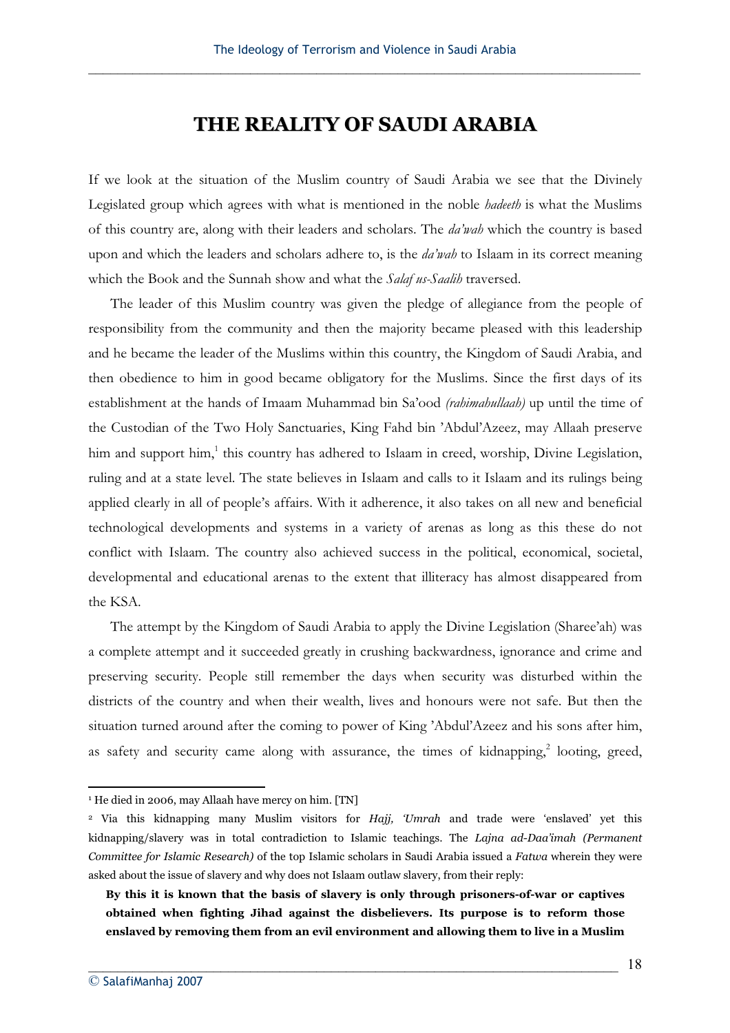# THE REALITY OF SAUDI ARABIA

If we look at the situation of the Muslim country of Saudi Arabia we see that the Divinely Legislated group which agrees with what is mentioned in the noble *hadeeth* is what the Muslims of this country are, along with their leaders and scholars. The *da'wah* which the country is based upon and which the leaders and scholars adhere to, is the *da'wah* to Islaam in its correct meaning which the Book and the Sunnah show and what the *Salaf us-Saalih* traversed.

The leader of this Muslim country was given the pledge of allegiance from the people of responsibility from the community and then the majority became pleased with this leadership and he became the leader of the Muslims within this country, the Kingdom of Saudi Arabia, and then obedience to him in good became obligatory for the Muslims. Since the first days of its establishment at the hands of Imaam Muhammad bin Sa'ood *(rahimahullaah)* up until the time of the Custodian of the Two Holy Sanctuaries, King Fahd bin 'Abdul'Azeez, may Allaah preserve him and support him,[1] this country has adhered to Islaam in creed, worship, Divine Legislation, ruling and at a state level. The state believes in Islaam and calls to it Islaam and its rulings being applied clearly in all of people's affairs. With it adherence, it also takes on all new and beneficial technological developments and systems in a variety of arenas as long as this these do not conflict with Islaam. The country also achieved success in the political, economical, societal, developmental and educational arenas to the extent that illiteracy has almost disappeared from the KSA.

The attempt by the Kingdom of Saudi Arabia to apply the Divine Legislation (Sharee'ah) was a complete attempt and it succeeded greatly in crushing backwardness, ignorance and crime and preserving security. People still remember the days when security was disturbed within the districts of the country and when their wealth, lives and honours were not safe. But then the situation turned around after the coming to power of King 'Abdul'Azeez and his sons after him, as safety and security came along with assurance, the times of kidnapping,[2] looting, greed,

---

[1] He died in 2006, may Allaah have mercy on him. [TN]

[2] Via this kidnapping many Muslim visitors for *Hajj, 'Umrah* and trade were 'enslaved' yet this kidnapping/slavery was in total contradiction to Islamic teachings. The *Lajna ad-Daa'imah (Permanent Committee for Islamic Research)* of the top Islamic scholars in Saudi Arabia issued a *Fatwa* wherein they were asked about the issue of slavery and why does not Islaam outlaw slavery, from their reply:

> **By this it is known that the basis of slavery is only through prisoners-of-war or captives obtained when fighting Jihad against the disbelievers. Its purpose is to reform those enslaved by removing them from an evil environment and allowing them to live in a Muslim**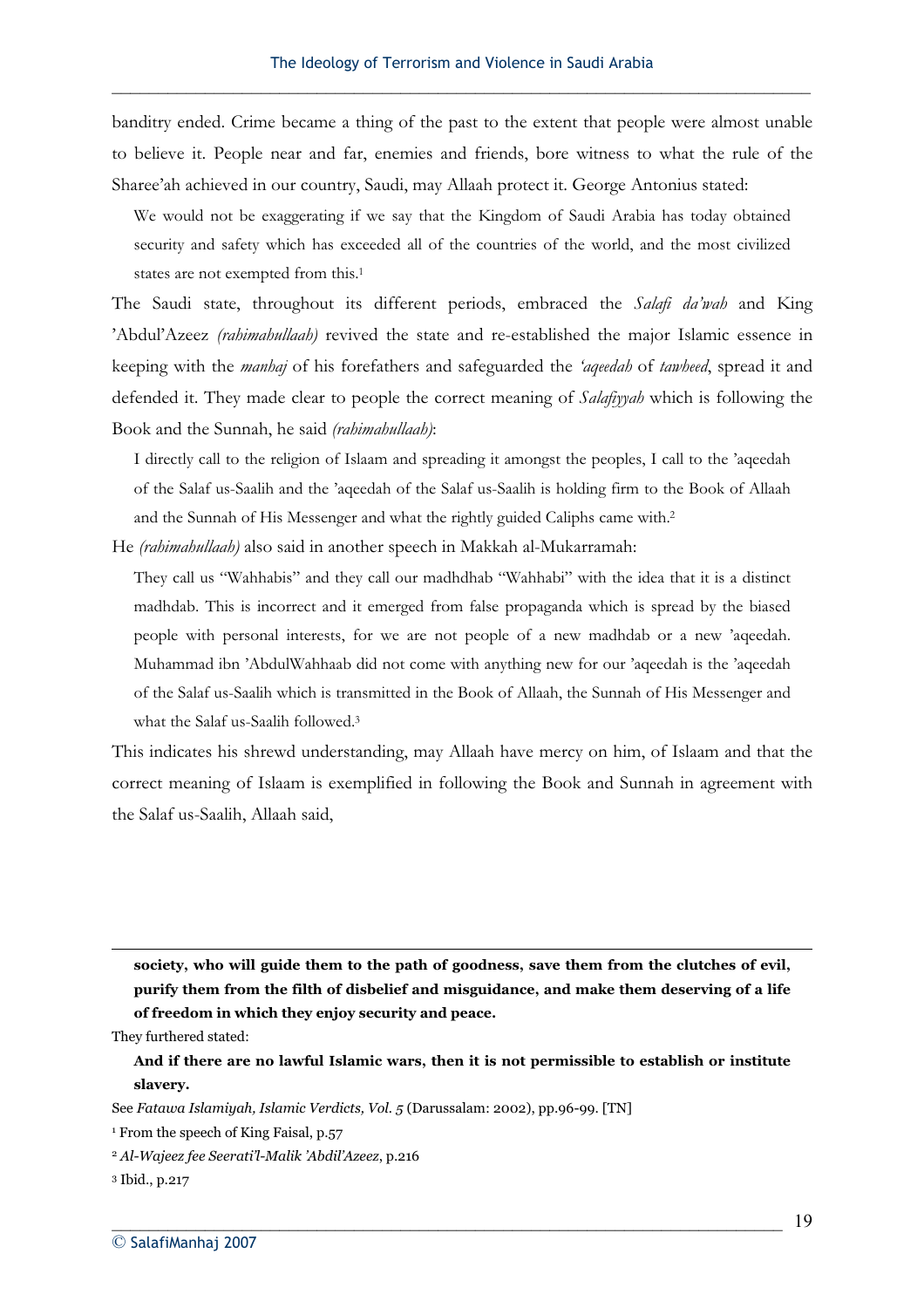banditry ended. Crime became a thing of the past to the extent that people were almost unable to believe it. People near and far, enemies and friends, bore witness to what the rule of the Sharee'ah achieved in our country, Saudi, may Allaah protect it. George Antonius stated:

> We would not be exaggerating if we say that the Kingdom of Saudi Arabia has today obtained security and safety which has exceeded all of the countries of the world, and the most civilized states are not exempted from this.[1]

The Saudi state, throughout its different periods, embraced the *Salafi da'wah* and King 'Abdul'Azeez *(rahimahullaah)* revived the state and re-established the major Islamic essence in keeping with the *manhaj* of his forefathers and safeguarded the *'aqeedah* of *tawheed*, spread it and defended it. They made clear to people the correct meaning of *Salafiyyah* which is following the Book and the Sunnah, he said *(rahimahullaah)*:

> I directly call to the religion of Islaam and spreading it amongst the peoples, I call to the 'aqeedah of the Salaf us-Saalih and the 'aqeedah of the Salaf us-Saalih is holding firm to the Book of Allaah and the Sunnah of His Messenger and what the rightly guided Caliphs came with.[2]

He *(rahimahullaah)* also said in another speech in Makkah al-Mukarramah:

> They call us "Wahhabis" and they call our madhdhab "Wahhabi" with the idea that it is a distinct madhdab. This is incorrect and it emerged from false propaganda which is spread by the biased people with personal interests, for we are not people of a new madhdab or a new 'aqeedah. Muhammad ibn 'AbdulWahhaab did not come with anything new for our 'aqeedah is the 'aqeedah of the Salaf us-Saalih which is transmitted in the Book of Allaah, the Sunnah of His Messenger and what the Salaf us-Saalih followed.[3]

This indicates his shrewd understanding, may Allaah have mercy on him, of Islaam and that the correct meaning of Islaam is exemplified in following the Book and Sunnah in agreement with the Salaf us-Saalih, Allaah said,

---

> **society, who will guide them to the path of goodness, save them from the clutches of evil, purify them from the filth of disbelief and misguidance, and make them deserving of a life of freedom in which they enjoy security and peace.**

They furthered stated:

> **And if there are no lawful Islamic wars, then it is not permissible to establish or institute slavery.**

See *Fatawa Islamiyah, Islamic Verdicts, Vol. 5* (Darussalam: 2002), pp.96-99. [TN]

[1] From the speech of King Faisal, p.57

[2] *Al-Wajeez fee Seerati'l-Malik 'Abdil'Azeez*, p.216

[3] Ibid., p.217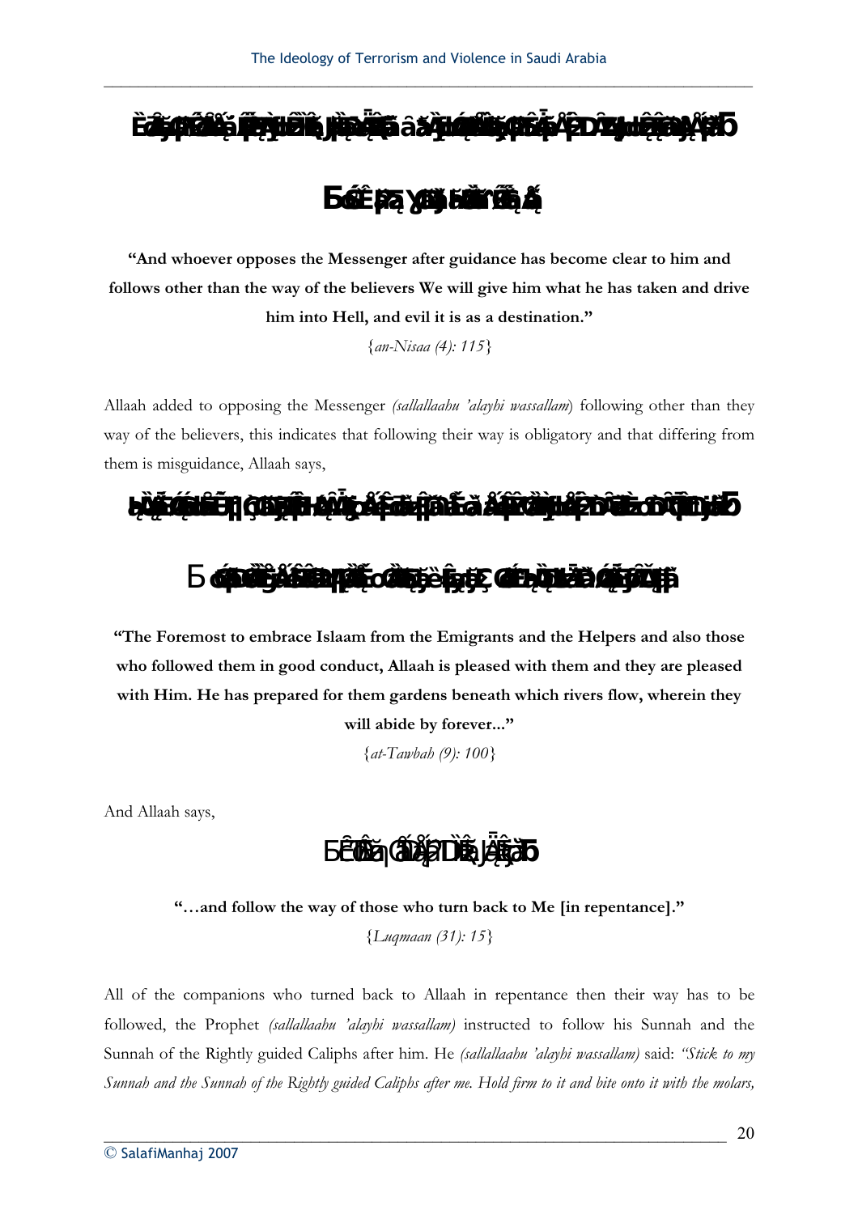**"And whoever opposes the Messenger after guidance has become clear to him and follows other than the way of the believers We will give him what he has taken and drive him into Hell, and evil it is as a destination."**

{*an-Nisaa (4): 115*}

Allaah added to opposing the Messenger *(sallallaahu 'alayhi wassallam)* following other than they way of the believers, this indicates that following their way is obligatory and that differing from them is misguidance, Allaah says,

**"The Foremost to embrace Islaam from the Emigrants and the Helpers and also those who followed them in good conduct, Allaah is pleased with them and they are pleased with Him. He has prepared for them gardens beneath which rivers flow, wherein they will abide by forever..."**

{*at-Tawbah (9): 100*}

And Allaah says,

**"…and follow the way of those who turn back to Me [in repentance]."**

{*Luqmaan (31): 15*}

All of the companions who turned back to Allaah in repentance then their way has to be followed, the Prophet *(sallallaahu 'alayhi wassallam)* instructed to follow his Sunnah and the Sunnah of the Rightly guided Caliphs after him. He *(sallallaahu 'alayhi wassallam)* said: *"Stick to my Sunnah and the Sunnah of the Rightly guided Caliphs after me. Hold firm to it and bite onto it with the molars,*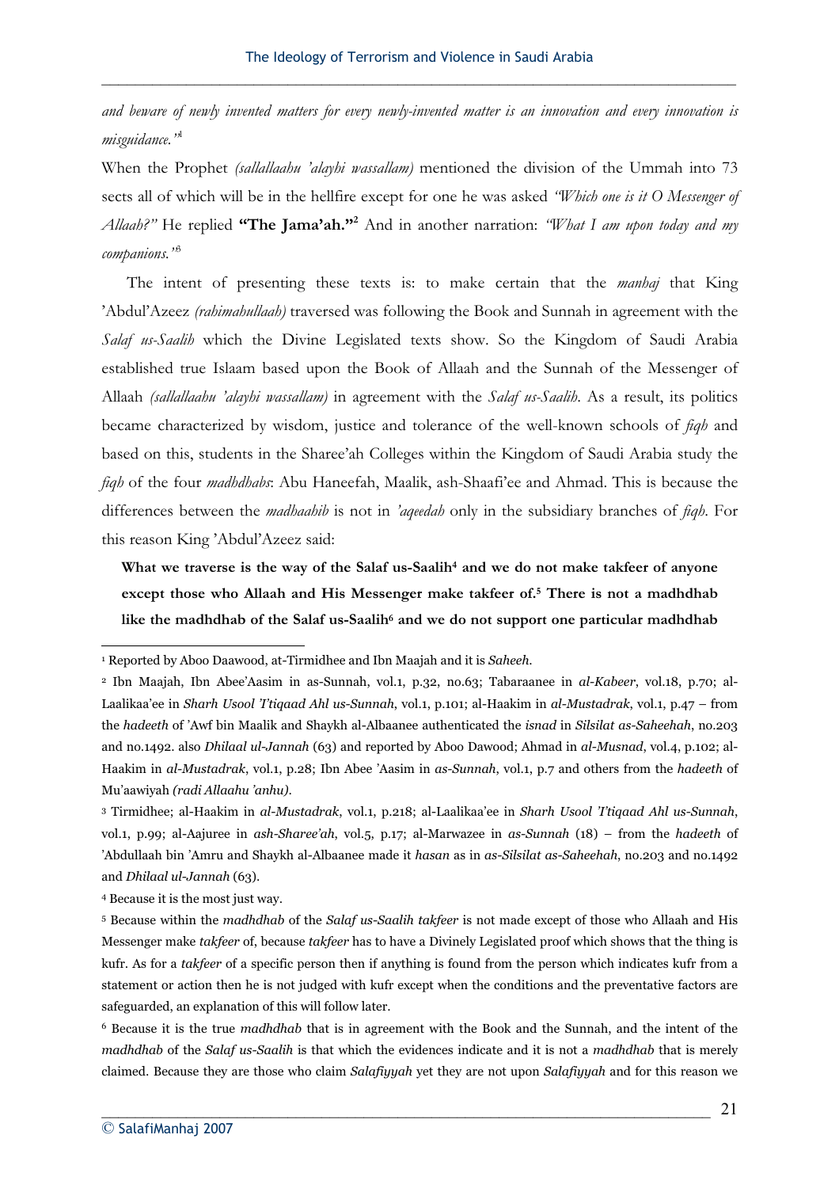*and beware of newly invented matters for every newly-invented matter is an innovation and every innovation is misguidance."*[1]

When the Prophet *(sallallaahu 'alayhi wassallam)* mentioned the division of the Ummah into 73 sects all of which will be in the hellfire except for one he was asked *"Which one is it O Messenger of Allaah?"* He replied **"The Jama'ah."**[2] And in another narration: *"What I am upon today and my companions."*[3]

The intent of presenting these texts is: to make certain that the *manhaj* that King 'Abdul'Azeez *(rahimahullaah)* traversed was following the Book and Sunnah in agreement with the *Salaf us-Saalih* which the Divine Legislated texts show. So the Kingdom of Saudi Arabia established true Islaam based upon the Book of Allaah and the Sunnah of the Messenger of Allaah *(sallallaahu 'alayhi wassallam)* in agreement with the *Salaf us-Saalih*. As a result, its politics became characterized by wisdom, justice and tolerance of the well-known schools of *fiqh* and based on this, students in the Sharee'ah Colleges within the Kingdom of Saudi Arabia study the *fiqh* of the four *madhdhabs*: Abu Haneefah, Maalik, ash-Shaafi'ee and Ahmad. This is because the differences between the *madhaahib* is not in *'aqeedah* only in the subsidiary branches of *fiqh*. For this reason King 'Abdul'Azeez said:

> **What we traverse is the way of the Salaf us-Saalih[4] and we do not make takfeer of anyone except those who Allaah and His Messenger make takfeer of.[5] There is not a madhdhab like the madhdhab of the Salaf us-Saalih[6] and we do not support one particular madhdhab**

---

[1] Reported by Aboo Daawood, at-Tirmidhee and Ibn Maajah and it is *Saheeh*.

[2] Ibn Maajah, Ibn Abee'Aasim in as-Sunnah, vol.1, p.32, no.63; Tabaraanee in *al-Kabeer*, vol.18, p.70; al-Laalikaa'ee in *Sharh Usool I'tiqaad Ahl us-Sunnah*, vol.1, p.101; al-Haakim in *al-Mustadrak*, vol.1, p.47 – from the *hadeeth* of 'Awf bin Maalik and Shaykh al-Albaanee authenticated the *isnad* in *Silsilat as-Saheehah*, no.203 and no.1492. also *Dhilaal ul-Jannah* (63) and reported by Aboo Dawood; Ahmad in *al-Musnad*, vol.4, p.102; al-Haakim in *al-Mustadrak*, vol.1, p.28; Ibn Abee 'Aasim in *as-Sunnah*, vol.1, p.7 and others from the *hadeeth* of Mu'aawiyah *(radi Allaahu 'anhu)*.

[3] Tirmidhee; al-Haakim in *al-Mustadrak*, vol.1, p.218; al-Laalikaa'ee in *Sharh Usool I'tiqaad Ahl us-Sunnah*, vol.1, p.99; al-Aajuree in *ash-Sharee'ah*, vol.5, p.17; al-Marwazee in *as-Sunnah* (18) – from the *hadeeth* of 'Abdullaah bin 'Amru and Shaykh al-Albaanee made it *hasan* as in *as-Silsilat as-Saheehah*, no.203 and no.1492 and *Dhilaal ul-Jannah* (63).

[4] Because it is the most just way.

[5] Because within the *madhdhab* of the *Salaf us-Saalih takfeer* is not made except of those who Allaah and His Messenger make *takfeer* of, because *takfeer* has to have a Divinely Legislated proof which shows that the thing is kufr. As for a *takfeer* of a specific person then if anything is found from the person which indicates kufr from a statement or action then he is not judged with kufr except when the conditions and the preventative factors are safeguarded, an explanation of this will follow later.

[6] Because it is the true *madhdhab* that is in agreement with the Book and the Sunnah, and the intent of the *madhdhab* of the *Salaf us-Saalih* is that which the evidences indicate and it is not a *madhdhab* that is merely claimed. Because they are those who claim *Salafiyyah* yet they are not upon *Salafiyyah* and for this reason we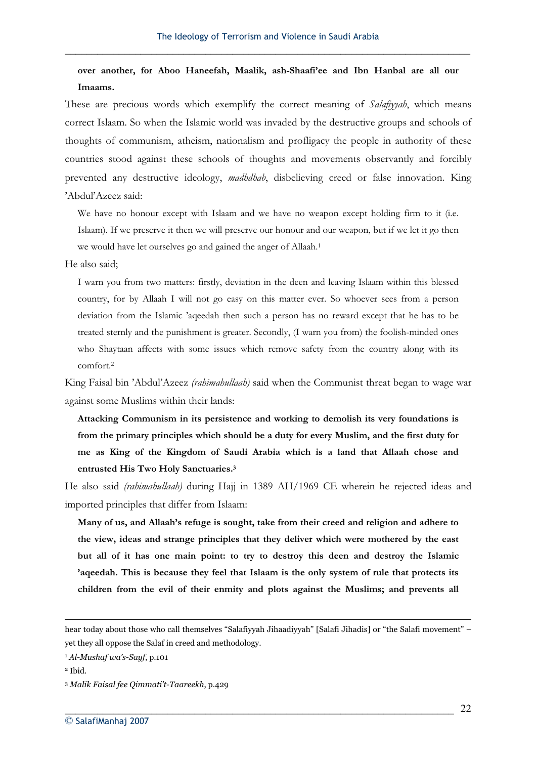**over another, for Aboo Haneefah, Maalik, ash-Shaafi'ee and Ibn Hanbal are all our Imaams.**

These are precious words which exemplify the correct meaning of *Salafiyyah*, which means correct Islaam. So when the Islamic world was invaded by the destructive groups and schools of thoughts of communism, atheism, nationalism and profligacy the people in authority of these countries stood against these schools of thoughts and movements observantly and forcibly prevented any destructive ideology, *madhdhab*, disbelieving creed or false innovation. King 'Abdul'Azeez said:

> We have no honour except with Islaam and we have no weapon except holding firm to it (i.e. Islaam). If we preserve it then we will preserve our honour and our weapon, but if we let it go then we would have let ourselves go and gained the anger of Allaah.[1]

He also said;

> I warn you from two matters: firstly, deviation in the deen and leaving Islaam within this blessed country, for by Allaah I will not go easy on this matter ever. So whoever sees from a person deviation from the Islamic 'aqeedah then such a person has no reward except that he has to be treated sternly and the punishment is greater. Secondly, (I warn you from) the foolish-minded ones who Shaytaan affects with some issues which remove safety from the country along with its comfort.[2]

King Faisal bin 'Abdul'Azeez *(rahimahullaah)* said when the Communist threat began to wage war against some Muslims within their lands:

> **Attacking Communism in its persistence and working to demolish its very foundations is from the primary principles which should be a duty for every Muslim, and the first duty for me as King of the Kingdom of Saudi Arabia which is a land that Allaah chose and entrusted His Two Holy Sanctuaries.**[3]

He also said *(rahimahullaah)* during Hajj in 1389 AH/1969 CE wherein he rejected ideas and imported principles that differ from Islaam:

> **Many of us, and Allaah's refuge is sought, take from their creed and religion and adhere to the view, ideas and strange principles that they deliver which were mothered by the east but all of it has one main point: to try to destroy this deen and destroy the Islamic 'aqeedah. This is because they feel that Islaam is the only system of rule that protects its children from the evil of their enmity and plots against the Muslims; and prevents all**

---

hear today about those who call themselves "Salafiyyah Jihaadiyyah" [Salafi Jihadis] or "the Salafi movement" – yet they all oppose the Salaf in creed and methodology.

[1] *Al-Mushaf wa's-Sayf*, p.101

[2] Ibid.

[3] *Malik Faisal fee Qimmati't-Taareekh*, p.429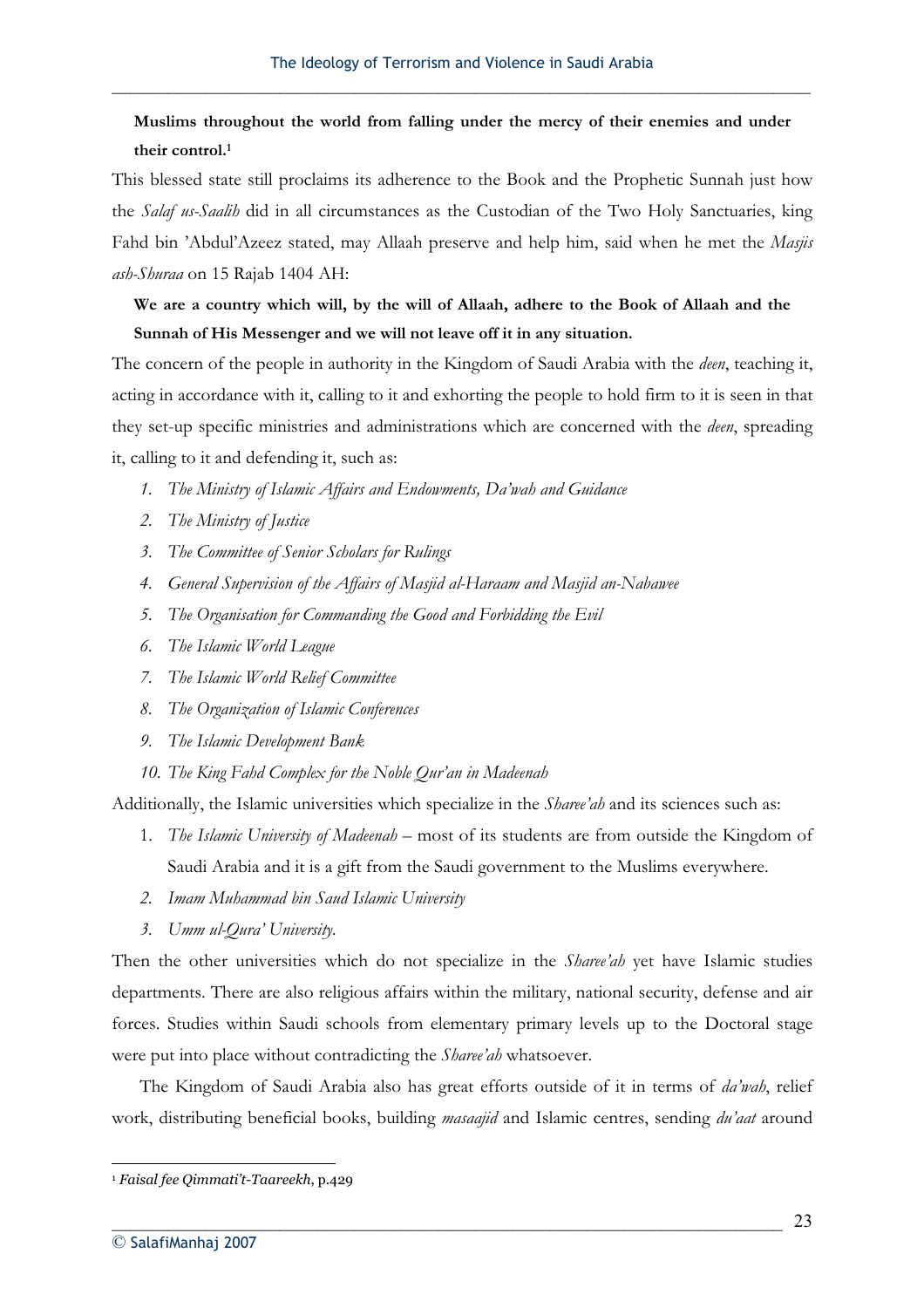**Muslims throughout the world from falling under the mercy of their enemies and under their control.**[1]

This blessed state still proclaims its adherence to the Book and the Prophetic Sunnah just how the *Salaf us-Saalih* did in all circumstances as the Custodian of the Two Holy Sanctuaries, king Fahd bin 'Abdul'Azeez stated, may Allaah preserve and help him, said when he met the *Masjis ash-Shuraa* on 15 Rajab 1404 AH:

**We are a country which will, by the will of Allaah, adhere to the Book of Allaah and the Sunnah of His Messenger and we will not leave off it in any situation.**

The concern of the people in authority in the Kingdom of Saudi Arabia with the *deen*, teaching it, acting in accordance with it, calling to it and exhorting the people to hold firm to it is seen in that they set-up specific ministries and administrations which are concerned with the *deen*, spreading it, calling to it and defending it, such as:

1. *The Ministry of Islamic Affairs and Endowments, Da'wah and Guidance*
2. *The Ministry of Justice*
3. *The Committee of Senior Scholars for Rulings*
4. *General Supervision of the Affairs of Masjid al-Haraam and Masjid an-Nabawee*
5. *The Organisation for Commanding the Good and Forbidding the Evil*
6. *The Islamic World League*
7. *The Islamic World Relief Committee*
8. *The Organization of Islamic Conferences*
9. *The Islamic Development Bank*
10. *The King Fahd Complex for the Noble Qur'an in Madeenah*

Additionally, the Islamic universities which specialize in the *Sharee'ah* and its sciences such as:

1. *The Islamic University of Madeenah* – most of its students are from outside the Kingdom of Saudi Arabia and it is a gift from the Saudi government to the Muslims everywhere.
2. *Imam Muhammad bin Saud Islamic University*
3. *Umm ul-Qura' University.*

Then the other universities which do not specialize in the *Sharee'ah* yet have Islamic studies departments. There are also religious affairs within the military, national security, defense and air forces. Studies within Saudi schools from elementary primary levels up to the Doctoral stage were put into place without contradicting the *Sharee'ah* whatsoever.

The Kingdom of Saudi Arabia also has great efforts outside of it in terms of *da'wah*, relief work, distributing beneficial books, building *masaajid* and Islamic centres, sending *du'aat* around

---

[1] *Faisal fee Qimmati't-Taareekh*, p.429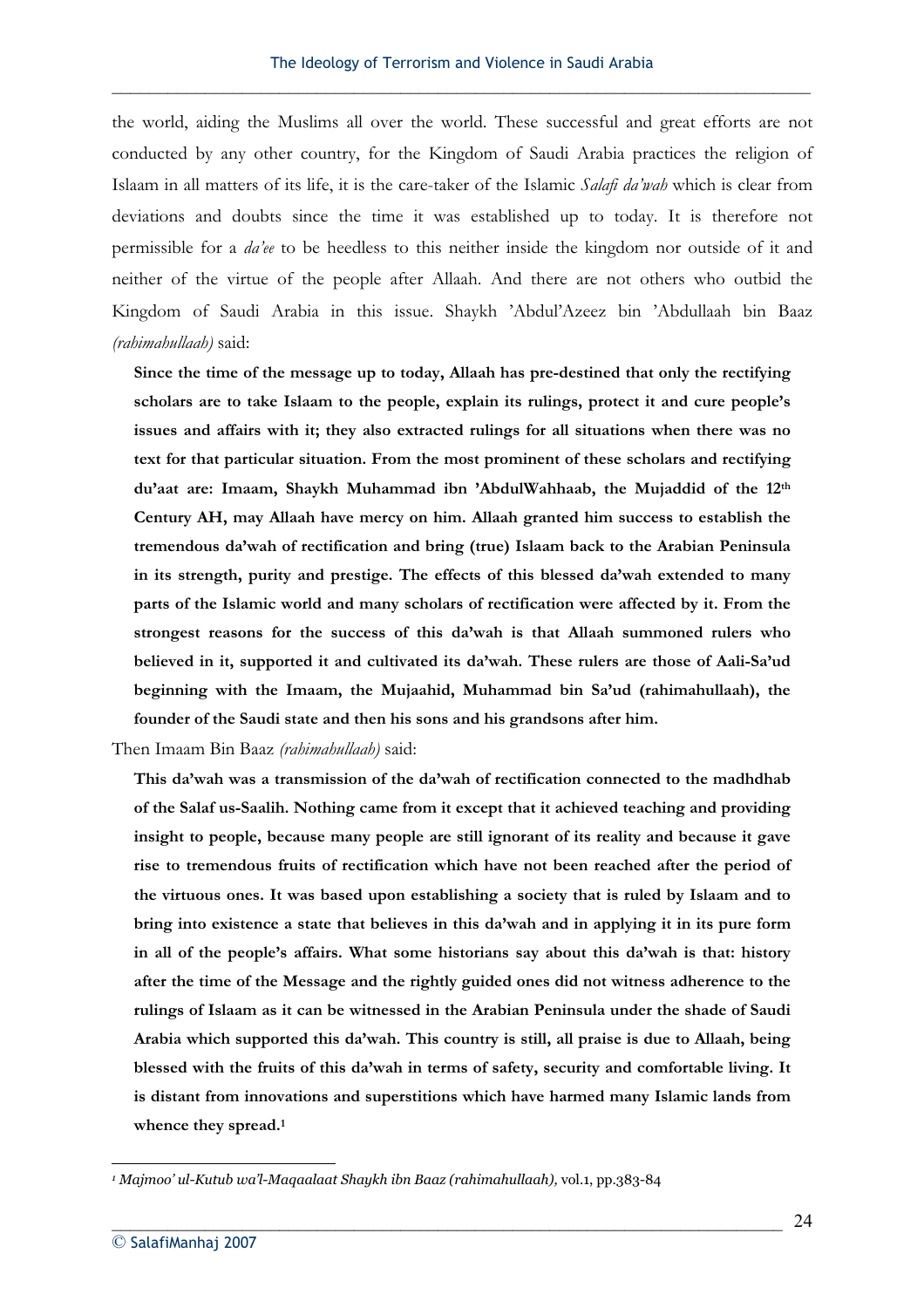the world, aiding the Muslims all over the world. These successful and great efforts are not conducted by any other country, for the Kingdom of Saudi Arabia practices the religion of Islaam in all matters of its life, it is the care-taker of the Islamic *Salafi da'wah* which is clear from deviations and doubts since the time it was established up to today. It is therefore not permissible for a *da'ee* to be heedless to this neither inside the kingdom nor outside of it and neither of the virtue of the people after Allaah. And there are not others who outbid the Kingdom of Saudi Arabia in this issue. Shaykh 'Abdul'Azeez bin 'Abdullaah bin Baaz *(rahimahullaah)* said:

> **Since the time of the message up to today, Allaah has pre-destined that only the rectifying scholars are to take Islaam to the people, explain its rulings, protect it and cure people's issues and affairs with it; they also extracted rulings for all situations when there was no text for that particular situation. From the most prominent of these scholars and rectifying du'aat are: Imaam, Shaykh Muhammad ibn 'AbdulWahhaab, the Mujaddid of the 12th Century AH, may Allaah have mercy on him. Allaah granted him success to establish the tremendous da'wah of rectification and bring (true) Islaam back to the Arabian Peninsula in its strength, purity and prestige. The effects of this blessed da'wah extended to many parts of the Islamic world and many scholars of rectification were affected by it. From the strongest reasons for the success of this da'wah is that Allaah summoned rulers who believed in it, supported it and cultivated its da'wah. These rulers are those of Aali-Sa'ud beginning with the Imaam, the Mujaahid, Muhammad bin Sa'ud (rahimahullaah), the founder of the Saudi state and then his sons and his grandsons after him.**

Then Imaam Bin Baaz *(rahimahullaah)* said:

> **This da'wah was a transmission of the da'wah of rectification connected to the madhdhab of the Salaf us-Saalih. Nothing came from it except that it achieved teaching and providing insight to people, because many people are still ignorant of its reality and because it gave rise to tremendous fruits of rectification which have not been reached after the period of the virtuous ones. It was based upon establishing a society that is ruled by Islaam and to bring into existence a state that believes in this da'wah and in applying it in its pure form in all of the people's affairs. What some historians say about this da'wah is that: history after the time of the Message and the rightly guided ones did not witness adherence to the rulings of Islaam as it can be witnessed in the Arabian Peninsula under the shade of Saudi Arabia which supported this da'wah. This country is still, all praise is due to Allaah, being blessed with the fruits of this da'wah in terms of safety, security and comfortable living. It is distant from innovations and superstitions which have harmed many Islamic lands from whence they spread.**[1]

[1] *Majmoo' ul-Kutub wa'l-Maqaalaat Shaykh ibn Baaz (rahimahullaah),* vol.1, pp.383-84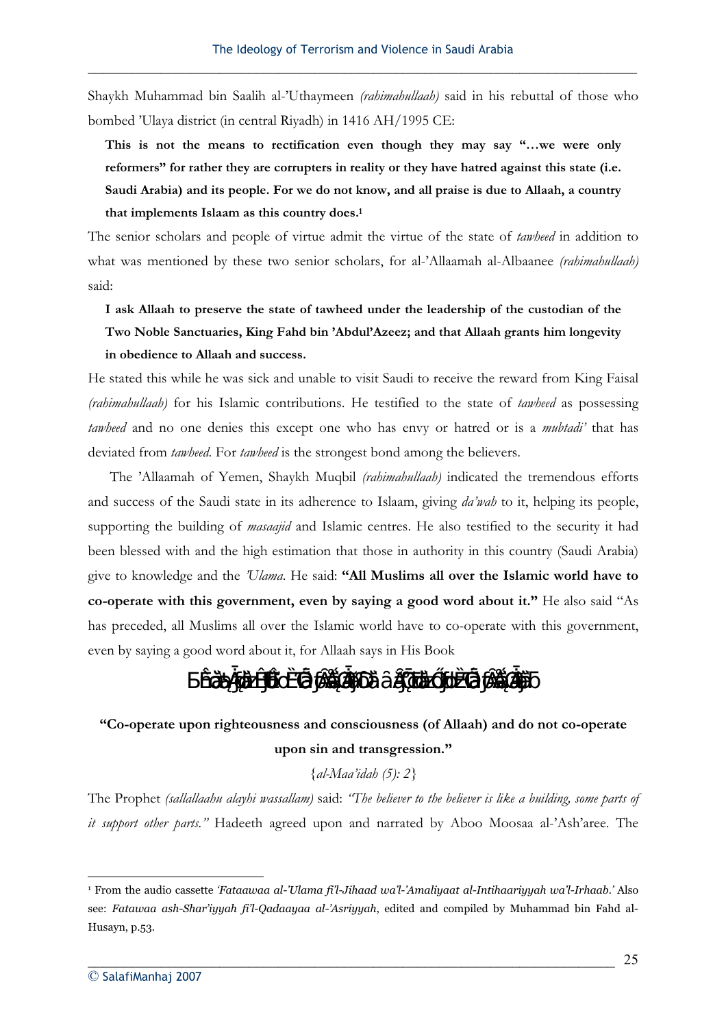Shaykh Muhammad bin Saalih al-'Uthaymeen *(rahimahullaah)* said in his rebuttal of those who bombed 'Ulaya district (in central Riyadh) in 1416 AH/1995 CE:

> **This is not the means to rectification even though they may say "…we were only reformers" for rather they are corrupters in reality or they have hatred against this state (i.e. Saudi Arabia) and its people. For we do not know, and all praise is due to Allaah, a country that implements Islaam as this country does.**[1]

The senior scholars and people of virtue admit the virtue of the state of *tawheed* in addition to what was mentioned by these two senior scholars, for al-'Allaamah al-Albaanee *(rahimahullaah)* said:

> **I ask Allaah to preserve the state of tawheed under the leadership of the custodian of the Two Noble Sanctuaries, King Fahd bin 'Abdul'Azeez; and that Allaah grants him longevity in obedience to Allaah and success.**

He stated this while he was sick and unable to visit Saudi to receive the reward from King Faisal *(rahimahullaah)* for his Islamic contributions. He testified to the state of *tawheed* as possessing *tawheed* and no one denies this except one who has envy or hatred or is a *mubtadi'* that has deviated from *tawheed*. For *tawheed* is the strongest bond among the believers.

The 'Allaamah of Yemen, Shaykh Muqbil *(rahimahullaah)* indicated the tremendous efforts and success of the Saudi state in its adherence to Islaam, giving *da'wah* to it, helping its people, supporting the building of *masaajid* and Islamic centres. He also testified to the security it had been blessed with and the high estimation that those in authority in this country (Saudi Arabia) give to knowledge and the *'Ulama*. He said: **"All Muslims all over the Islamic world have to co-operate with this government, even by saying a good word about it."** He also said "As has preceded, all Muslims all over the Islamic world have to co-operate with this government, even by saying a good word about it, for Allaah says in His Book

**"Co-operate upon righteousness and consciousness (of Allaah) and do not co-operate upon sin and transgression."**

{*al-Maa'idah (5): 2*}

The Prophet *(sallallaahu alayhi wassallam)* said: *"The believer to the believer is like a building, some parts of it support other parts."* Hadeeth agreed upon and narrated by Aboo Moosaa al-'Ash'aree. The

---

[1] From the audio cassette *'Fataawaa al-'Ulama fi'l-Jihaad wa'l-'Amaliyaat al-Intihaariyyah wa'l-Irhaab.'* Also see: *Fatawaa ash-Shar'iyyah fi'l-Qadaayaa al-'Asriyyah*, edited and compiled by Muhammad bin Fahd al-Husayn, p.53.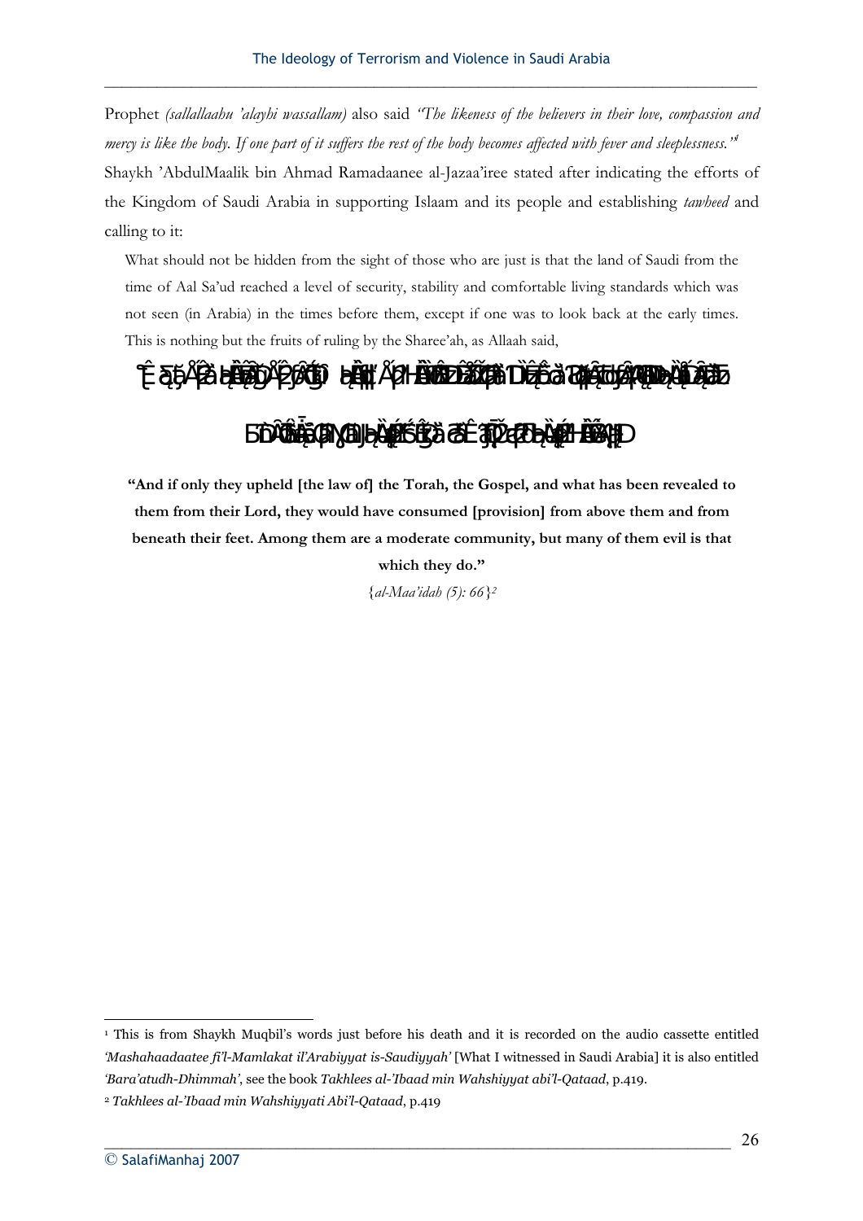Prophet *(sallallaahu 'alayhi wassallam)* also said *"The likeness of the believers in their love, compassion and mercy is like the body. If one part of it suffers the rest of the body becomes affected with fever and sleeplessness."*[1]

Shaykh 'AbdulMaalik bin Ahmad Ramadaanee al-Jazaa'iree stated after indicating the efforts of the Kingdom of Saudi Arabia in supporting Islaam and its people and establishing *tawheed* and calling to it:

> What should not be hidden from the sight of those who are just is that the land of Saudi from the time of Aal Sa'ud reached a level of security, stability and comfortable living standards which was not seen (in Arabia) in the times before them, except if one was to look back at the early times. This is nothing but the fruits of ruling by the Sharee'ah, as Allaah said,

**"And if only they upheld [the law of] the Torah, the Gospel, and what has been revealed to them from their Lord, they would have consumed [provision] from above them and from beneath their feet. Among them are a moderate community, but many of them evil is that which they do."**

{*al-Maa'idah (5): 66*}[2]

---

[1] This is from Shaykh Muqbil's words just before his death and it is recorded on the audio cassette entitled *'Mashahaadaatee fi'l-Mamlakat il'Arabiyyat is-Saudiyyah'* [What I witnessed in Saudi Arabia] it is also entitled *'Bara'atudh-Dhimmah'*, see the book *Takhlees al-'Ibaad min Wahshiyyat abi'l-Qataad*, p.419.

[2] *Takhlees al-'Ibaad min Wahshiyyati Abi'l-Qataad*, p.419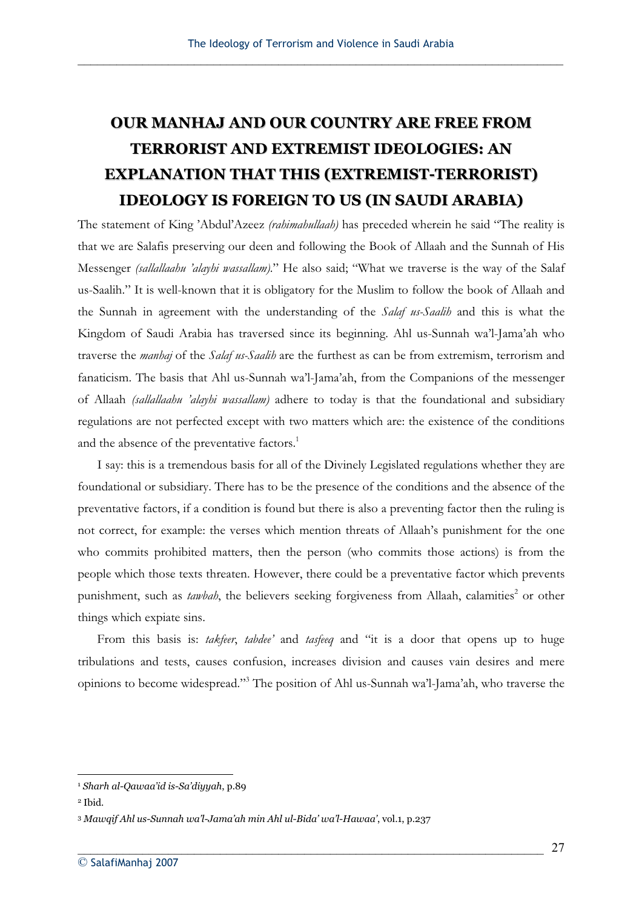# OUR MANHAJ AND OUR COUNTRY ARE FREE FROM TERRORIST AND EXTREMIST IDEOLOGIES: AN EXPLANATION THAT THIS (EXTREMIST-TERRORIST) IDEOLOGY IS FOREIGN TO US (IN SAUDI ARABIA)

The statement of King 'Abdul'Azeez *(rahimahullaah)* has preceded wherein he said "The reality is that we are Salafis preserving our deen and following the Book of Allaah and the Sunnah of His Messenger *(sallallaahu 'alayhi wassallam)*." He also said; "What we traverse is the way of the Salaf us-Saalih." It is well-known that it is obligatory for the Muslim to follow the book of Allaah and the Sunnah in agreement with the understanding of the *Salaf us-Saalih* and this is what the Kingdom of Saudi Arabia has traversed since its beginning. Ahl us-Sunnah wa'l-Jama'ah who traverse the *manhaj* of the *Salaf us-Saalih* are the furthest as can be from extremism, terrorism and fanaticism. The basis that Ahl us-Sunnah wa'l-Jama'ah, from the Companions of the messenger of Allaah *(sallallaahu 'alayhi wassallam)* adhere to today is that the foundational and subsidiary regulations are not perfected except with two matters which are: the existence of the conditions and the absence of the preventative factors.[1]

I say: this is a tremendous basis for all of the Divinely Legislated regulations whether they are foundational or subsidiary. There has to be the presence of the conditions and the absence of the preventative factors, if a condition is found but there is also a preventing factor then the ruling is not correct, for example: the verses which mention threats of Allaah's punishment for the one who commits prohibited matters, then the person (who commits those actions) is from the people which those texts threaten. However, there could be a preventative factor which prevents punishment, such as *tawbah*, the believers seeking forgiveness from Allaah, calamities[2] or other things which expiate sins.

From this basis is: *takfeer*, *tabdee'* and *tasfeeq* and "it is a door that opens up to huge tribulations and tests, causes confusion, increases division and causes vain desires and mere opinions to become widespread."[3] The position of Ahl us-Sunnah wa'l-Jama'ah, who traverse the

---

[1] *Sharh al-Qawaa'id is-Sa'diyyah*, p.89

[2] Ibid.

[3] *Mawqif Ahl us-Sunnah wa'l-Jama'ah min Ahl ul-Bida' wa'l-Hawaa'*, vol.1, p.237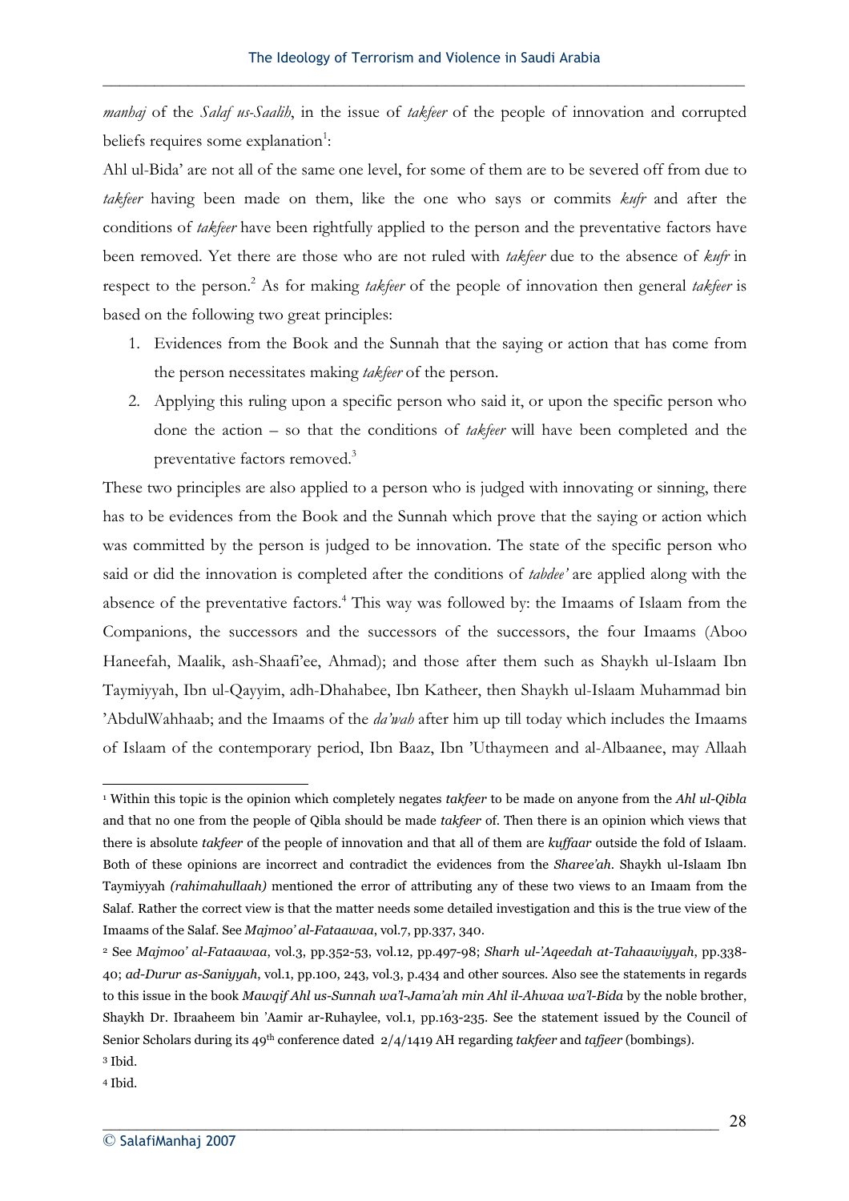*manhaj* of the *Salaf us-Saalih*, in the issue of *takfeer* of the people of innovation and corrupted beliefs requires some explanation[1]:

Ahl ul-Bida' are not all of the same one level, for some of them are to be severed off from due to *takfeer* having been made on them, like the one who says or commits *kufr* and after the conditions of *takfeer* have been rightfully applied to the person and the preventative factors have been removed. Yet there are those who are not ruled with *takfeer* due to the absence of *kufr* in respect to the person.[2] As for making *takfeer* of the people of innovation then general *takfeer* is based on the following two great principles:

1. Evidences from the Book and the Sunnah that the saying or action that has come from the person necessitates making *takfeer* of the person.
2. Applying this ruling upon a specific person who said it, or upon the specific person who done the action – so that the conditions of *takfeer* will have been completed and the preventative factors removed.[3]

These two principles are also applied to a person who is judged with innovating or sinning, there has to be evidences from the Book and the Sunnah which prove that the saying or action which was committed by the person is judged to be innovation. The state of the specific person who said or did the innovation is completed after the conditions of *tabdee'* are applied along with the absence of the preventative factors.[4] This way was followed by: the Imaams of Islaam from the Companions, the successors and the successors of the successors, the four Imaams (Aboo Haneefah, Maalik, ash-Shaafi'ee, Ahmad); and those after them such as Shaykh ul-Islaam Ibn Taymiyyah, Ibn ul-Qayyim, adh-Dhahabee, Ibn Katheer, then Shaykh ul-Islaam Muhammad bin 'AbdulWahhaab; and the Imaams of the *da'wah* after him up till today which includes the Imaams of Islaam of the contemporary period, Ibn Baaz, Ibn 'Uthaymeen and al-Albaanee, may Allaah

---

[1] Within this topic is the opinion which completely negates *takfeer* to be made on anyone from the *Ahl ul-Qibla* and that no one from the people of Qibla should be made *takfeer* of. Then there is an opinion which views that there is absolute *takfeer* of the people of innovation and that all of them are *kuffaar* outside the fold of Islaam. Both of these opinions are incorrect and contradict the evidences from the *Sharee'ah*. Shaykh ul-Islaam Ibn Taymiyyah *(rahimahullaah)* mentioned the error of attributing any of these two views to an Imaam from the Salaf. Rather the correct view is that the matter needs some detailed investigation and this is the true view of the Imaams of the Salaf. See *Majmoo' al-Fataawaa*, vol.7, pp.337, 340.

[2] See *Majmoo' al-Fataawaa*, vol.3, pp.352-53, vol.12, pp.497-98; *Sharh ul-'Aqeedah at-Tahaawiyyah*, pp.338-40; *ad-Durur as-Saniyyah*, vol.1, pp.100, 243, vol.3, p.434 and other sources. Also see the statements in regards to this issue in the book *Mawqif Ahl us-Sunnah wa'l-Jama'ah min Ahl il-Ahwaa wa'l-Bida* by the noble brother, Shaykh Dr. Ibraaheem bin 'Aamir ar-Ruhaylee, vol.1, pp.163-235. See the statement issued by the Council of Senior Scholars during its 49th conference dated 2/4/1419 AH regarding *takfeer* and *tafjeer* (bombings).

[3] Ibid.

[4] Ibid.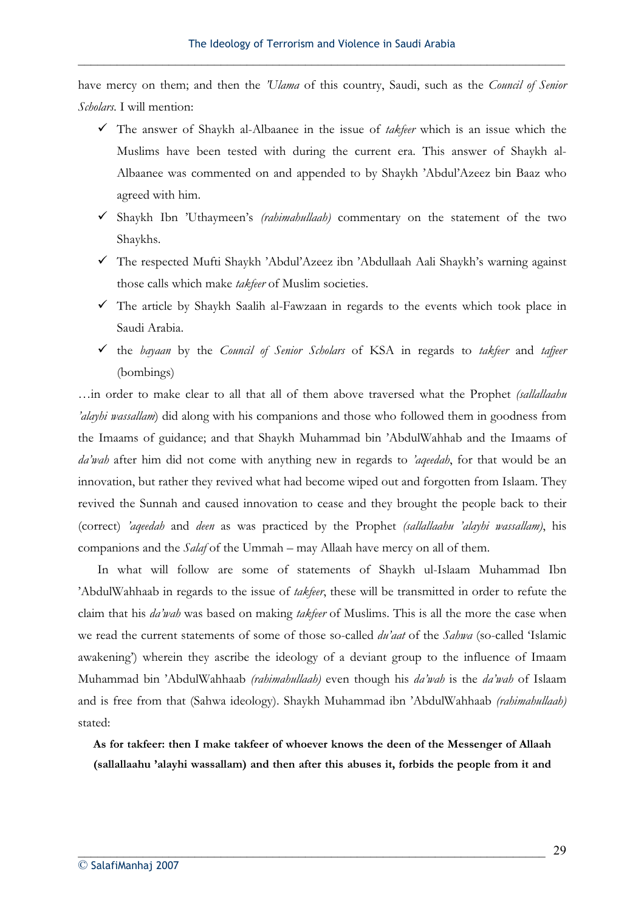have mercy on them; and then the *'Ulama* of this country, Saudi, such as the *Council of Senior Scholars*. I will mention:

- ✓ The answer of Shaykh al-Albaanee in the issue of *takfeer* which is an issue which the Muslims have been tested with during the current era. This answer of Shaykh al-Albaanee was commented on and appended to by Shaykh 'Abdul'Azeez bin Baaz who agreed with him.
- ✓ Shaykh Ibn 'Uthaymeen's *(rahimahullaah)* commentary on the statement of the two Shaykhs.
- ✓ The respected Mufti Shaykh 'Abdul'Azeez ibn 'Abdullaah Aali Shaykh's warning against those calls which make *takfeer* of Muslim societies.
- ✓ The article by Shaykh Saalih al-Fawzaan in regards to the events which took place in Saudi Arabia.
- ✓ the *bayaan* by the *Council of Senior Scholars* of KSA in regards to *takfeer* and *tafjeer* (bombings)

…in order to make clear to all that all of them above traversed what the Prophet *(sallallaahu 'alayhi wassallam)* did along with his companions and those who followed them in goodness from the Imaams of guidance; and that Shaykh Muhammad bin 'AbdulWahhab and the Imaams of *da'wah* after him did not come with anything new in regards to *'aqeedah*, for that would be an innovation, but rather they revived what had become wiped out and forgotten from Islaam. They revived the Sunnah and caused innovation to cease and they brought the people back to their (correct) *'aqeedah* and *deen* as was practiced by the Prophet *(sallallaahu 'alayhi wassallam)*, his companions and the *Salaf* of the Ummah – may Allaah have mercy on all of them.

In what will follow are some of statements of Shaykh ul-Islaam Muhammad Ibn 'AbdulWahhaab in regards to the issue of *takfeer*, these will be transmitted in order to refute the claim that his *da'wah* was based on making *takfeer* of Muslims. This is all the more the case when we read the current statements of some of those so-called *du'aat* of the *Sahwa* (so-called 'Islamic awakening') wherein they ascribe the ideology of a deviant group to the influence of Imaam Muhammad bin 'AbdulWahhaab *(rahimahullaah)* even though his *da'wah* is the *da'wah* of Islaam and is free from that (Sahwa ideology). Shaykh Muhammad ibn 'AbdulWahhaab *(rahimahullaah)* stated:

**As for takfeer: then I make takfeer of whoever knows the deen of the Messenger of Allaah (sallallaahu 'alayhi wassallam) and then after this abuses it, forbids the people from it and**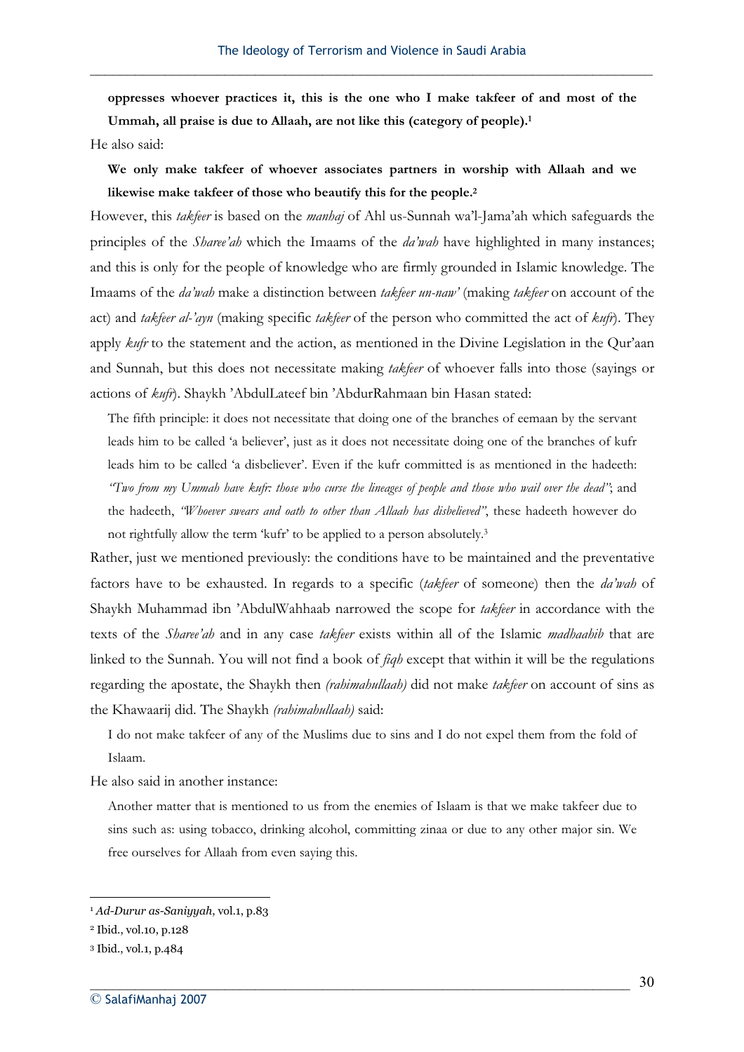> **oppresses whoever practices it, this is the one who I make takfeer of and most of the Ummah, all praise is due to Allaah, are not like this (category of people).**[1]

He also said:

> **We only make takfeer of whoever associates partners in worship with Allaah and we likewise make takfeer of those who beautify this for the people.**[2]

However, this *takfeer* is based on the *manhaj* of Ahl us-Sunnah wa'l-Jama'ah which safeguards the principles of the *Sharee'ah* which the Imaams of the *da'wah* have highlighted in many instances; and this is only for the people of knowledge who are firmly grounded in Islamic knowledge. The Imaams of the *da'wah* make a distinction between *takfeer un-naw'* (making *takfeer* on account of the act) and *takfeer al-'ayn* (making specific *takfeer* of the person who committed the act of *kufr*). They apply *kufr* to the statement and the action, as mentioned in the Divine Legislation in the Qur'aan and Sunnah, but this does not necessitate making *takfeer* of whoever falls into those (sayings or actions of *kufr*). Shaykh 'AbdulLateef bin 'AbdurRahmaan bin Hasan stated:

> The fifth principle: it does not necessitate that doing one of the branches of eemaan by the servant leads him to be called 'a believer', just as it does not necessitate doing one of the branches of kufr leads him to be called 'a disbeliever'. Even if the kufr committed is as mentioned in the hadeeth: *"Two from my Ummah have kufr: those who curse the lineages of people and those who wail over the dead"*; and the hadeeth, *"Whoever swears and oath to other than Allaah has disbelieved"*, these hadeeth however do not rightfully allow the term 'kufr' to be applied to a person absolutely.[3]

Rather, just we mentioned previously: the conditions have to be maintained and the preventative factors have to be exhausted. In regards to a specific (*takfeer* of someone) then the *da'wah* of Shaykh Muhammad ibn 'AbdulWahhaab narrowed the scope for *takfeer* in accordance with the texts of the *Sharee'ah* and in any case *takfeer* exists within all of the Islamic *madhaahib* that are linked to the Sunnah. You will not find a book of *fiqh* except that within it will be the regulations regarding the apostate, the Shaykh then *(rahimahullaah)* did not make *takfeer* on account of sins as the Khawaarij did. The Shaykh *(rahimahullaah)* said:

> I do not make takfeer of any of the Muslims due to sins and I do not expel them from the fold of Islaam.

He also said in another instance:

> Another matter that is mentioned to us from the enemies of Islaam is that we make takfeer due to sins such as: using tobacco, drinking alcohol, committing zinaa or due to any other major sin. We free ourselves for Allaah from even saying this.

---

[1] *Ad-Durur as-Saniyyah*, vol.1, p.83

[2] Ibid., vol.10, p.128

[3] Ibid., vol.1, p.484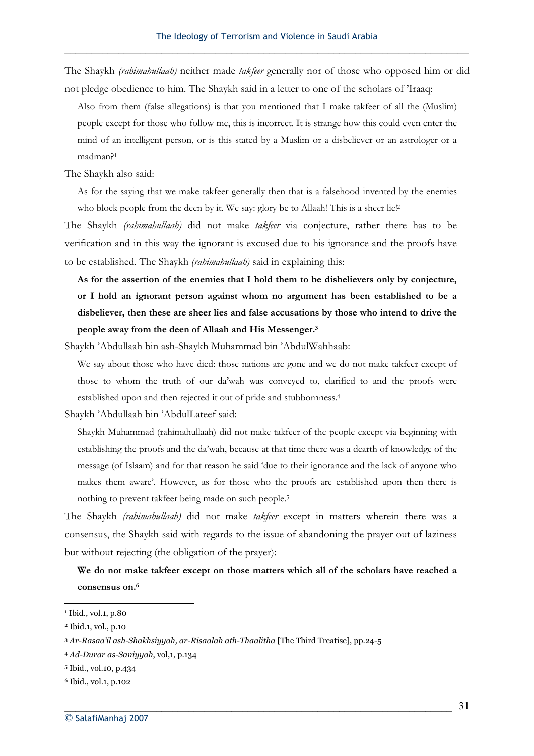The Shaykh *(rahimahullaah)* neither made *takfeer* generally nor of those who opposed him or did not pledge obedience to him. The Shaykh said in a letter to one of the scholars of 'Iraaq:

> Also from them (false allegations) is that you mentioned that I make takfeer of all the (Muslim) people except for those who follow me, this is incorrect. It is strange how this could even enter the mind of an intelligent person, or is this stated by a Muslim or a disbeliever or an astrologer or a madman?[1]

The Shaykh also said:

> As for the saying that we make takfeer generally then that is a falsehood invented by the enemies who block people from the deen by it. We say: glory be to Allaah! This is a sheer lie![2]

The Shaykh *(rahimahullaah)* did not make *takfeer* via conjecture, rather there has to be verification and in this way the ignorant is excused due to his ignorance and the proofs have to be established. The Shaykh *(rahimahullaah)* said in explaining this:

> **As for the assertion of the enemies that I hold them to be disbelievers only by conjecture, or I hold an ignorant person against whom no argument has been established to be a disbeliever, then these are sheer lies and false accusations by those who intend to drive the people away from the deen of Allaah and His Messenger.**[3]

Shaykh 'Abdullaah bin ash-Shaykh Muhammad bin 'AbdulWahhaab:

> We say about those who have died: those nations are gone and we do not make takfeer except of those to whom the truth of our da'wah was conveyed to, clarified to and the proofs were established upon and then rejected it out of pride and stubbornness.[4]

Shaykh 'Abdullaah bin 'AbdulLateef said:

> Shaykh Muhammad (rahimahullaah) did not make takfeer of the people except via beginning with establishing the proofs and the da'wah, because at that time there was a dearth of knowledge of the message (of Islaam) and for that reason he said 'due to their ignorance and the lack of anyone who makes them aware'. However, as for those who the proofs are established upon then there is nothing to prevent takfeer being made on such people.[5]

The Shaykh *(rahimahullaah)* did not make *takfeer* except in matters wherein there was a consensus, the Shaykh said with regards to the issue of abandoning the prayer out of laziness but without rejecting (the obligation of the prayer):

> **We do not make takfeer except on those matters which all of the scholars have reached a consensus on.**[6]

---

[1] Ibid., vol.1, p.80

[2] Ibid.1, vol., p.10

[3] *Ar-Rasaa'il ash-Shakhsiyyah, ar-Risaalah ath-Thaalitha* [The Third Treatise], pp.24-5

[4] *Ad-Durar as-Saniyyah*, vol,1, p.134

[5] Ibid., vol.10, p.434

[6] Ibid., vol.1, p.102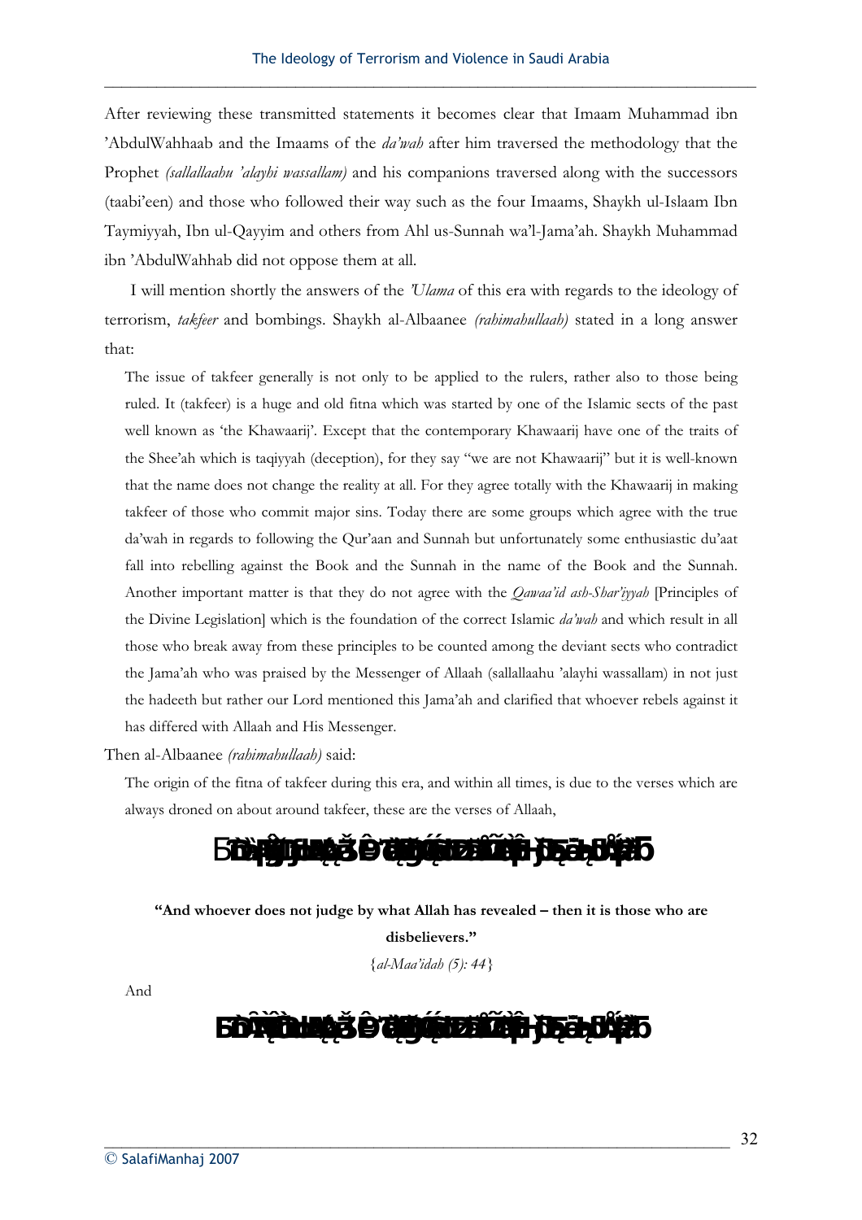After reviewing these transmitted statements it becomes clear that Imaam Muhammad ibn 'AbdulWahhaab and the Imaams of the *da'wah* after him traversed the methodology that the Prophet *(sallallaahu 'alayhi wassallam)* and his companions traversed along with the successors (taabi'een) and those who followed their way such as the four Imaams, Shaykh ul-Islaam Ibn Taymiyyah, Ibn ul-Qayyim and others from Ahl us-Sunnah wa'l-Jama'ah. Shaykh Muhammad ibn 'AbdulWahhab did not oppose them at all.

I will mention shortly the answers of the *'Ulama* of this era with regards to the ideology of terrorism, *takfeer* and bombings. Shaykh al-Albaanee *(rahimahullaah)* stated in a long answer that:

> The issue of takfeer generally is not only to be applied to the rulers, rather also to those being ruled. It (takfeer) is a huge and old fitna which was started by one of the Islamic sects of the past well known as 'the Khawaarij'. Except that the contemporary Khawaarij have one of the traits of the Shee'ah which is taqiyyah (deception), for they say "we are not Khawaarij" but it is well-known that the name does not change the reality at all. For they agree totally with the Khawaarij in making takfeer of those who commit major sins. Today there are some groups which agree with the true da'wah in regards to following the Qur'aan and Sunnah but unfortunately some enthusiastic du'aat fall into rebelling against the Book and the Sunnah in the name of the Book and the Sunnah. Another important matter is that they do not agree with the *Qawaa'id ash-Shar'iyyah* [Principles of the Divine Legislation] which is the foundation of the correct Islamic *da'wah* and which result in all those who break away from these principles to be counted among the deviant sects who contradict the Jama'ah who was praised by the Messenger of Allaah (sallallaahu 'alayhi wassallam) in not just the hadeeth but rather our Lord mentioned this Jama'ah and clarified that whoever rebels against it has differed with Allaah and His Messenger.

Then al-Albaanee *(rahimahullaah)* said:

> The origin of the fitna of takfeer during this era, and within all times, is due to the verses which are always droned on about around takfeer, these are the verses of Allaah,

**"And whoever does not judge by what Allah has revealed – then it is those who are disbelievers."**

{*al-Maa'idah (5): 44*}

And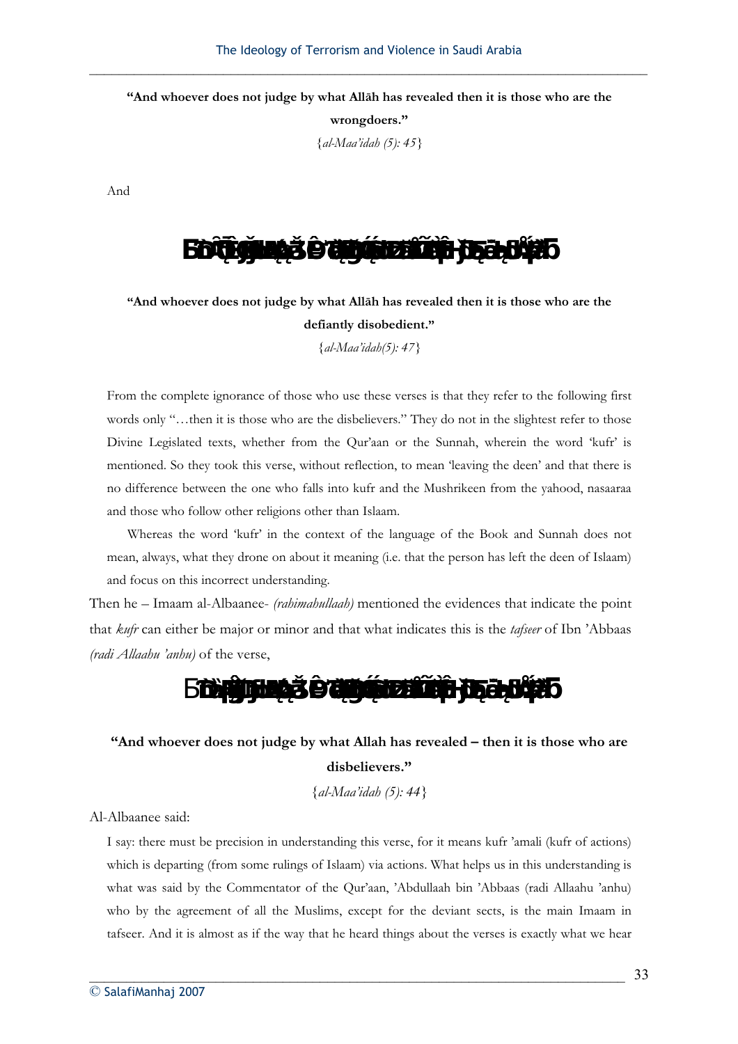**"And whoever does not judge by what Allāh has revealed then it is those who are the wrongdoers."**

{*al-Maa'idah (5): 45*}

And

**"And whoever does not judge by what Allāh has revealed then it is those who are the defiantly disobedient."**

{*al-Maa'idah(5): 47*}

From the complete ignorance of those who use these verses is that they refer to the following first words only "…then it is those who are the disbelievers." They do not in the slightest refer to those Divine Legislated texts, whether from the Qur'aan or the Sunnah, wherein the word 'kufr' is mentioned. So they took this verse, without reflection, to mean 'leaving the deen' and that there is no difference between the one who falls into kufr and the Mushrikeen from the yahood, nasaaraa and those who follow other religions other than Islaam.

Whereas the word 'kufr' in the context of the language of the Book and Sunnah does not mean, always, what they drone on about it meaning (i.e. that the person has left the deen of Islaam) and focus on this incorrect understanding.

Then he – Imaam al-Albaanee- *(rahimahullaah)* mentioned the evidences that indicate the point that *kufr* can either be major or minor and that what indicates this is the *tafseer* of Ibn 'Abbaas *(radi Allaahu 'anhu)* of the verse,

**"And whoever does not judge by what Allah has revealed – then it is those who are disbelievers."**

{*al-Maa'idah (5): 44*}

Al-Albaanee said:

I say: there must be precision in understanding this verse, for it means kufr 'amali (kufr of actions) which is departing (from some rulings of Islaam) via actions. What helps us in this understanding is what was said by the Commentator of the Qur'aan, 'Abdullaah bin 'Abbaas (radi Allaahu 'anhu) who by the agreement of all the Muslims, except for the deviant sects, is the main Imaam in tafseer. And it is almost as if the way that he heard things about the verses is exactly what we hear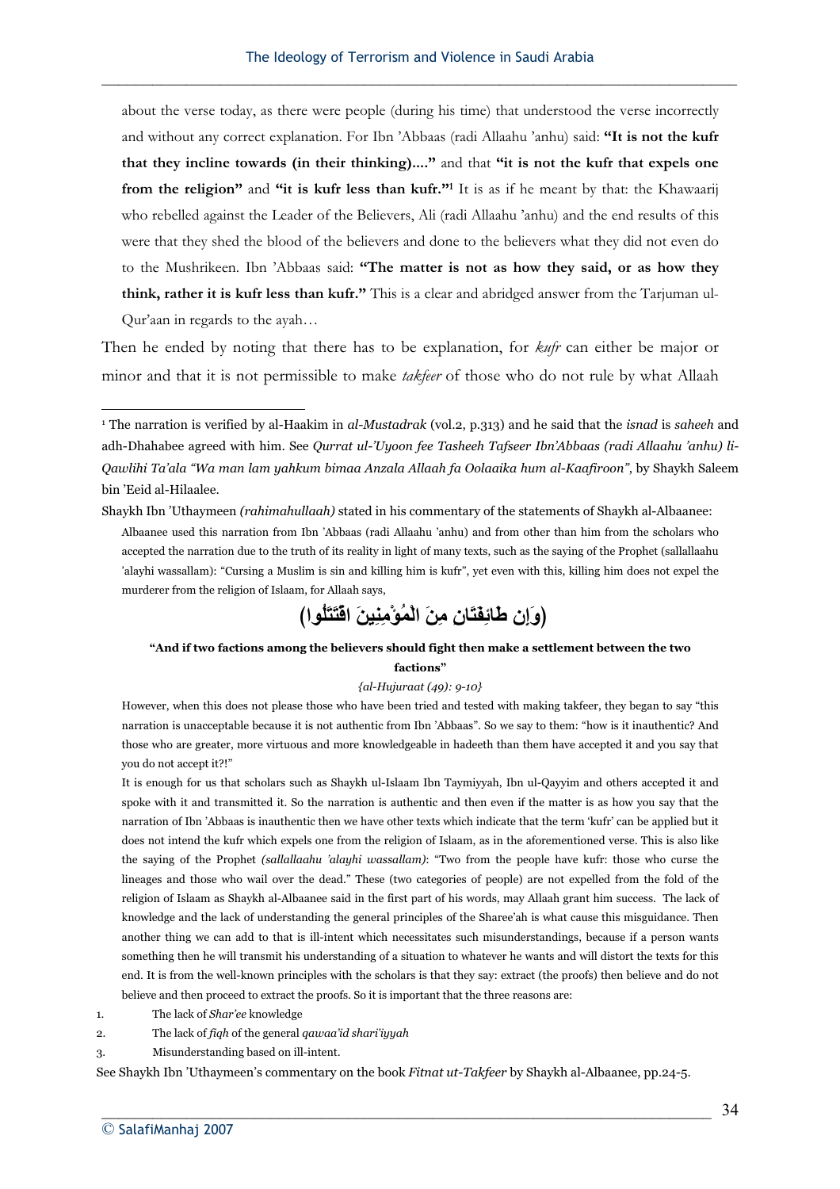> about the verse today, as there were people (during his time) that understood the verse incorrectly and without any correct explanation. For Ibn 'Abbaas (radi Allaahu 'anhu) said: **"It is not the kufr that they incline towards (in their thinking)...."** and that **"it is not the kufr that expels one from the religion"** and **"it is kufr less than kufr."**[1] It is as if he meant by that: the Khawaarij who rebelled against the Leader of the Believers, Ali (radi Allaahu 'anhu) and the end results of this were that they shed the blood of the believers and done to the believers what they did not even do to the Mushrikeen. Ibn 'Abbaas said: **"The matter is not as how they said, or as how they think, rather it is kufr less than kufr."** This is a clear and abridged answer from the Tarjuman ul-Qur'aan in regards to the ayah…

Then he ended by noting that there has to be explanation, for *kufr* can either be major or minor and that it is not permissible to make *takfeer* of those who do not rule by what Allaah

---

[1] The narration is verified by al-Haakim in *al-Mustadrak* (vol.2, p.313) and he said that the *isnad* is *saheeh* and adh-Dhahabee agreed with him. See *Qurrat ul-'Uyoon fee Tasheeh Tafseer Ibn'Abbaas (radi Allaahu 'anhu) li-Qawlihi Ta'ala "Wa man lam yahkum bimaa Anzala Allaah fa Oolaaika hum al-Kaafiroon"*, by Shaykh Saleem bin 'Eeid al-Hilaalee.

Shaykh Ibn 'Uthaymeen *(rahimahullaah)* stated in his commentary of the statements of Shaykh al-Albaanee:

> Albaanee used this narration from Ibn 'Abbaas (radi Allaahu 'anhu) and from other than him from the scholars who accepted the narration due to the truth of its reality in light of many texts, such as the saying of the Prophet (sallallaahu 'alayhi wassallam): "Cursing a Muslim is sin and killing him is kufr", yet even with this, killing him does not expel the murderer from the religion of Islaam, for Allaah says,
>
> **(وَإِن طَائِفَتَانِ مِنَ الْمُؤْمِنِينَ اقْتَتَلُوا)**
>
> **"And if two factions among the believers should fight then make a settlement between the two factions"**
>
> *{al-Hujuraat (49): 9-10}*
>
> However, when this does not please those who have been tried and tested with making takfeer, they began to say "this narration is unacceptable because it is not authentic from Ibn 'Abbaas". So we say to them: "how is it inauthentic? And those who are greater, more virtuous and more knowledgeable in hadeeth than them have accepted it and you say that you do not accept it?!"
>
> It is enough for us that scholars such as Shaykh ul-Islaam Ibn Taymiyyah, Ibn ul-Qayyim and others accepted it and spoke with it and transmitted it. So the narration is authentic and then even if the matter is as how you say that the narration of Ibn 'Abbaas is inauthentic then we have other texts which indicate that the term 'kufr' can be applied but it does not intend the kufr which expels one from the religion of Islaam, as in the aforementioned verse. This is also like the saying of the Prophet *(sallallaahu 'alayhi wassallam)*: "Two from the people have kufr: those who curse the lineages and those who wail over the dead." These (two categories of people) are not expelled from the fold of the religion of Islaam as Shaykh al-Albaanee said in the first part of his words, may Allaah grant him success. The lack of knowledge and the lack of understanding the general principles of the Sharee'ah is what cause this misguidance. Then another thing we can add to that is ill-intent which necessitates such misunderstandings, because if a person wants something then he will transmit his understanding of a situation to whatever he wants and will distort the texts for this end. It is from the well-known principles with the scholars is that they say: extract (the proofs) then believe and do not believe and then proceed to extract the proofs. So it is important that the three reasons are:

1. The lack of *Shar'ee* knowledge
2. The lack of *fiqh* of the general *qawaa'id shari'iyyah*
3. Misunderstanding based on ill-intent.

See Shaykh Ibn 'Uthaymeen's commentary on the book *Fitnat ut-Takfeer* by Shaykh al-Albaanee, pp.24-5.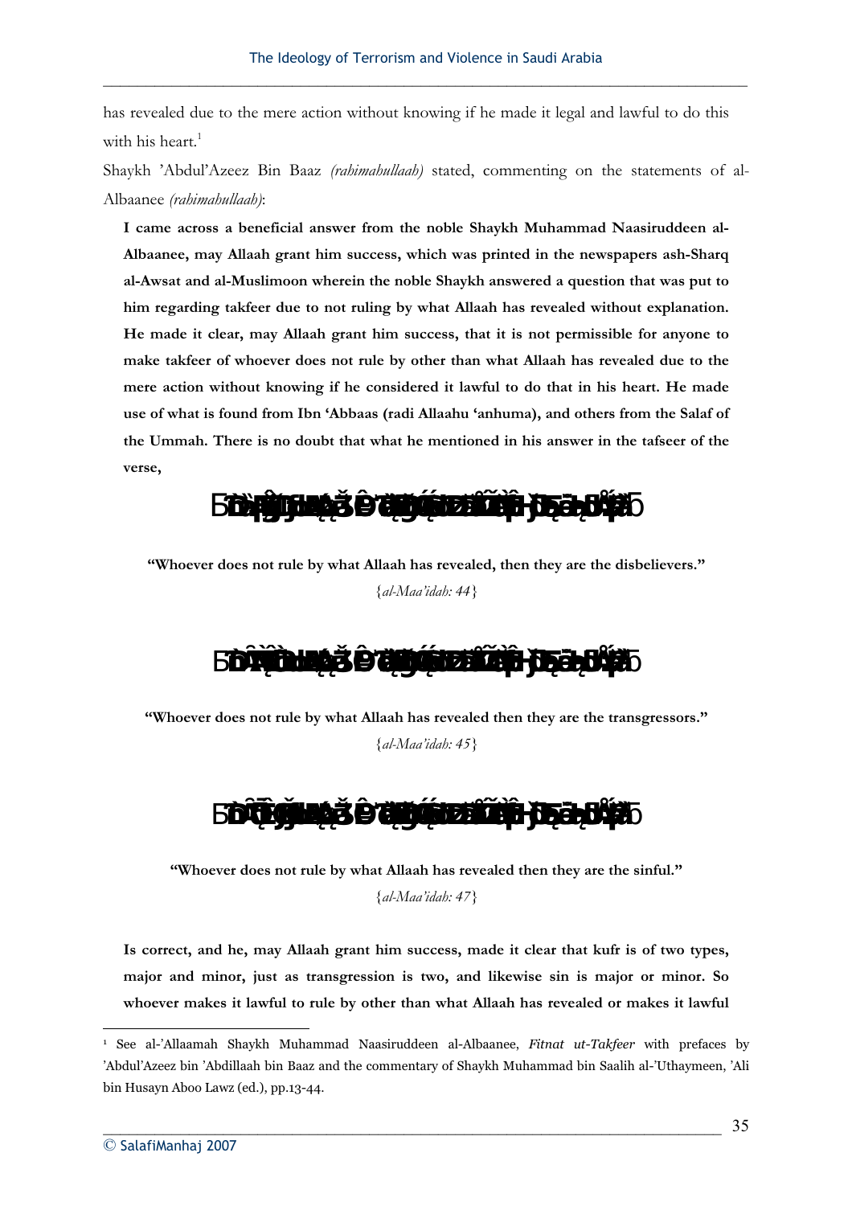has revealed due to the mere action without knowing if he made it legal and lawful to do this with his heart.[1]

Shaykh 'Abdul'Azeez Bin Baaz *(rahimahullaah)* stated, commenting on the statements of al-Albaanee *(rahimahullaah)*:

> **I came across a beneficial answer from the noble Shaykh Muhammad Naasiruddeen al-Albaanee, may Allaah grant him success, which was printed in the newspapers ash-Sharq al-Awsat and al-Muslimoon wherein the noble Shaykh answered a question that was put to him regarding takfeer due to not ruling by what Allaah has revealed without explanation. He made it clear, may Allaah grant him success, that it is not permissible for anyone to make takfeer of whoever does not rule by other than what Allaah has revealed due to the mere action without knowing if he considered it lawful to do that in his heart. He made use of what is found from Ibn 'Abbaas (radi Allaahu 'anhuma), and others from the Salaf of the Ummah. There is no doubt that what he mentioned in his answer in the tafseer of the verse,**
>
> **"Whoever does not rule by what Allaah has revealed, then they are the disbelievers."**
> {*al-Maa'idah: 44*}
>
> **"Whoever does not rule by what Allaah has revealed then they are the transgressors."**
> {*al-Maa'idah: 45*}
>
> **"Whoever does not rule by what Allaah has revealed then they are the sinful."**
> {*al-Maa'idah: 47*}
>
> **Is correct, and he, may Allaah grant him success, made it clear that kufr is of two types, major and minor, just as transgression is two, and likewise sin is major or minor. So whoever makes it lawful to rule by other than what Allaah has revealed or makes it lawful**

---

[1] See al-'Allaamah Shaykh Muhammad Naasiruddeen al-Albaanee, *Fitnat ut-Takfeer* with prefaces by 'Abdul'Azeez bin 'Abdillaah bin Baaz and the commentary of Shaykh Muhammad bin Saalih al-'Uthaymeen, 'Ali bin Husayn Aboo Lawz (ed.), pp.13-44.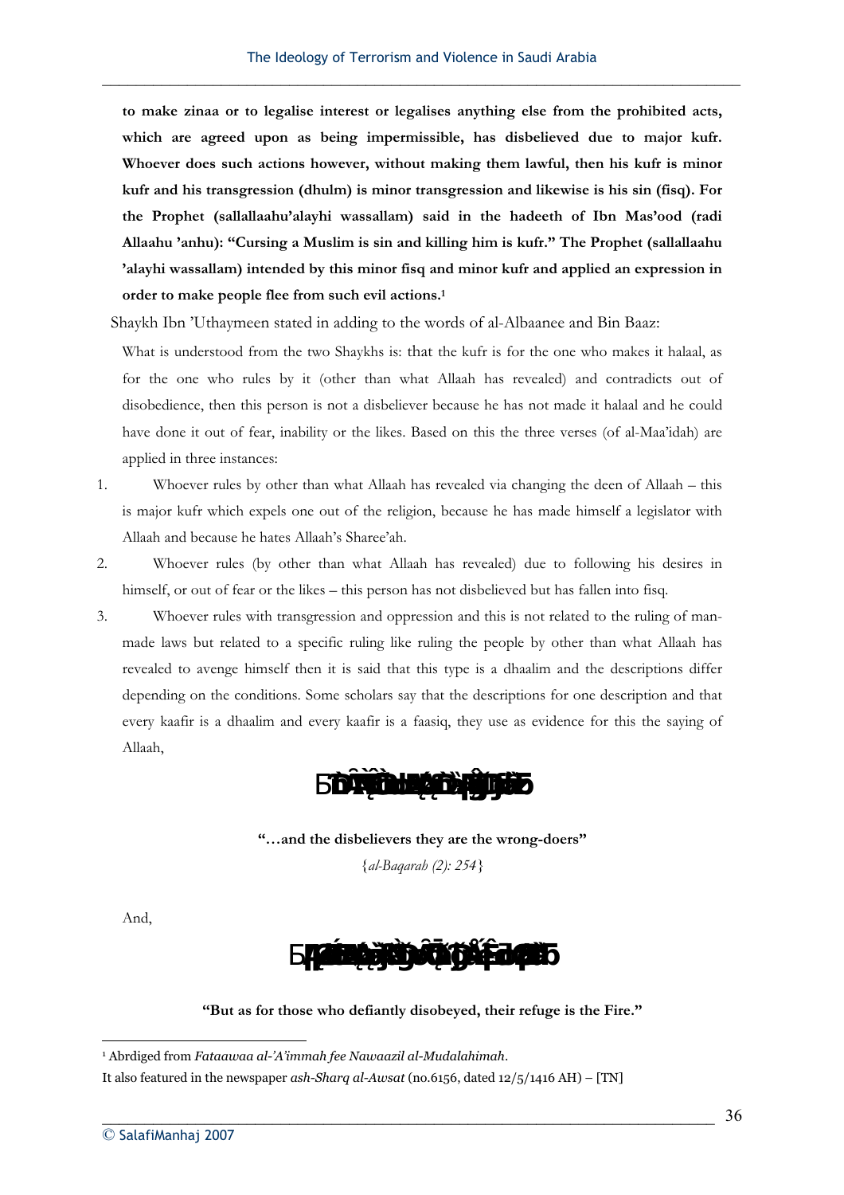**to make zinaa or to legalise interest or legalises anything else from the prohibited acts, which are agreed upon as being impermissible, has disbelieved due to major kufr. Whoever does such actions however, without making them lawful, then his kufr is minor kufr and his transgression (dhulm) is minor transgression and likewise is his sin (fisq). For the Prophet (sallallaahu'alayhi wassallam) said in the hadeeth of Ibn Mas'ood (radi Allaahu 'anhu): "Cursing a Muslim is sin and killing him is kufr." The Prophet (sallallaahu 'alayhi wassallam) intended by this minor fisq and minor kufr and applied an expression in order to make people flee from such evil actions.**[1]

Shaykh Ibn 'Uthaymeen stated in adding to the words of al-Albaanee and Bin Baaz:

What is understood from the two Shaykhs is: that the kufr is for the one who makes it halaal, as for the one who rules by it (other than what Allaah has revealed) and contradicts out of disobedience, then this person is not a disbeliever because he has not made it halaal and he could have done it out of fear, inability or the likes. Based on this the three verses (of al-Maa'idah) are applied in three instances:

1. Whoever rules by other than what Allaah has revealed via changing the deen of Allaah – this is major kufr which expels one out of the religion, because he has made himself a legislator with Allaah and because he hates Allaah's Sharee'ah.
2. Whoever rules (by other than what Allaah has revealed) due to following his desires in himself, or out of fear or the likes – this person has not disbelieved but has fallen into fisq.
3. Whoever rules with transgression and oppression and this is not related to the ruling of man-made laws but related to a specific ruling like ruling the people by other than what Allaah has revealed to avenge himself then it is said that this type is a dhaalim and the descriptions differ depending on the conditions. Some scholars say that the descriptions for one description and that every kaafir is a dhaalim and every kaafir is a faasiq, they use as evidence for this the saying of Allaah,

**"…and the disbelievers they are the wrong-doers"**

{*al-Baqarah (2): 254*}

And,

**"But as for those who defiantly disobeyed, their refuge is the Fire."**

---

[1] Abrdiged from *Fataawaa al-'A'immah fee Nawaazil al-Mudalahimah*.
It also featured in the newspaper *ash-Sharq al-Awsat* (no.6156, dated 12/5/1416 AH) – [TN]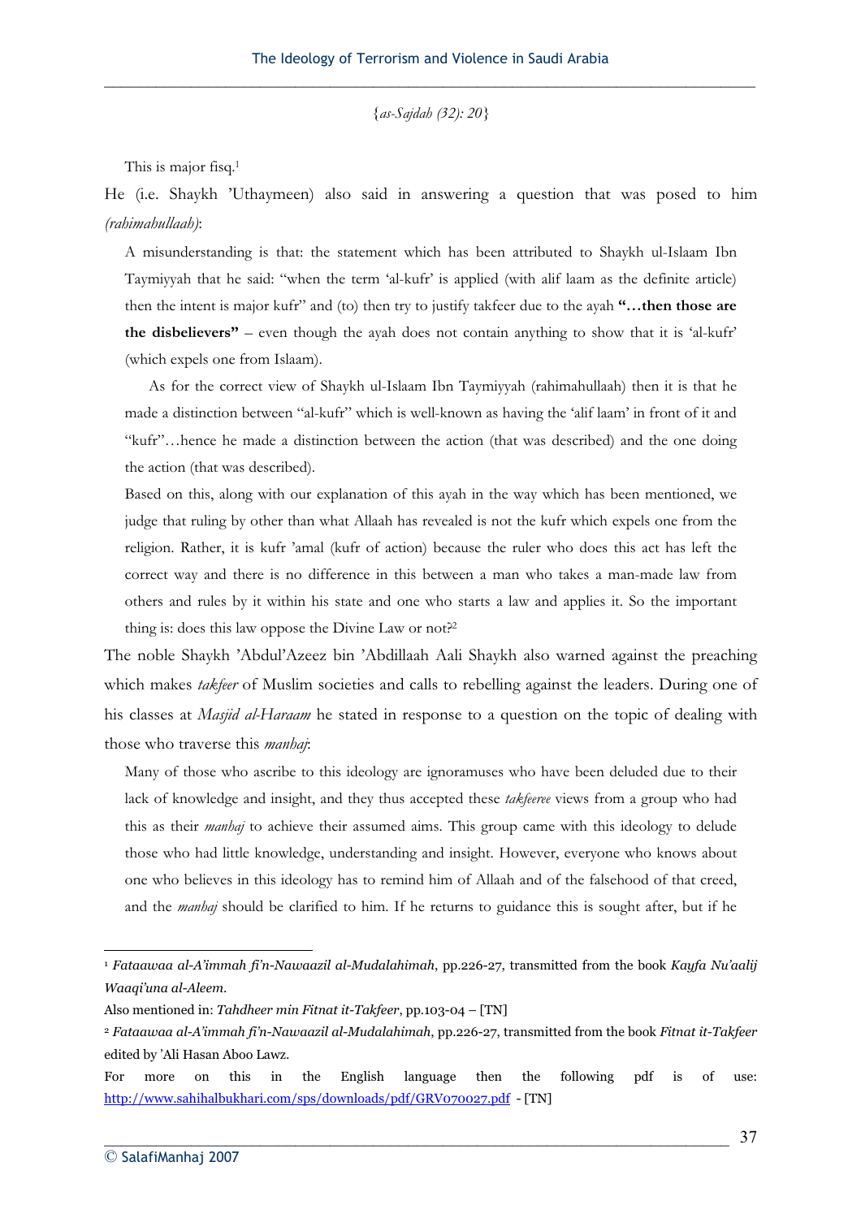{*as-Sajdah (32): 20*}

> This is major fisq.[1]

He (i.e. Shaykh 'Uthaymeen) also said in answering a question that was posed to him *(rahimahullaah)*:

> A misunderstanding is that: the statement which has been attributed to Shaykh ul-Islaam Ibn Taymiyyah that he said: "when the term 'al-kufr' is applied (with alif laam as the definite article) then the intent is major kufr" and (to) then try to justify takfeer due to the ayah **"…then those are the disbelievers"** – even though the ayah does not contain anything to show that it is 'al-kufr' (which expels one from Islaam).
>
> As for the correct view of Shaykh ul-Islaam Ibn Taymiyyah (rahimahullaah) then it is that he made a distinction between "al-kufr" which is well-known as having the 'alif laam' in front of it and "kufr"…hence he made a distinction between the action (that was described) and the one doing the action (that was described).
>
> Based on this, along with our explanation of this ayah in the way which has been mentioned, we judge that ruling by other than what Allaah has revealed is not the kufr which expels one from the religion. Rather, it is kufr 'amal (kufr of action) because the ruler who does this act has left the correct way and there is no difference in this between a man who takes a man-made law from others and rules by it within his state and one who starts a law and applies it. So the important thing is: does this law oppose the Divine Law or not?[2]

The noble Shaykh 'Abdul'Azeez bin 'Abdillaah Aali Shaykh also warned against the preaching which makes *takfeer* of Muslim societies and calls to rebelling against the leaders. During one of his classes at *Masjid al-Haraam* he stated in response to a question on the topic of dealing with those who traverse this *manhaj*:

> Many of those who ascribe to this ideology are ignoramuses who have been deluded due to their lack of knowledge and insight, and they thus accepted these *takfeeree* views from a group who had this as their *manhaj* to achieve their assumed aims. This group came with this ideology to delude those who had little knowledge, understanding and insight. However, everyone who knows about one who believes in this ideology has to remind him of Allaah and of the falsehood of that creed, and the *manhaj* should be clarified to him. If he returns to guidance this is sought after, but if he

---

[1] *Fataawaa al-A'immah fi'n-Nawaazil al-Mudalahimah*, pp.226-27, transmitted from the book *Kayfa Nu'aalij Waaqi'una al-Aleem*.

Also mentioned in: *Tahdheer min Fitnat it-Takfeer*, pp.103-04 – [TN]

[2] *Fataawaa al-A'immah fi'n-Nawaazil al-Mudalahimah*, pp.226-27, transmitted from the book *Fitnat it-Takfeer* edited by 'Ali Hasan Aboo Lawz.

For more on this in the English language then the following pdf is of use: http://www.sahihalbukhari.com/sps/downloads/pdf/GRV070027.pdf - [TN]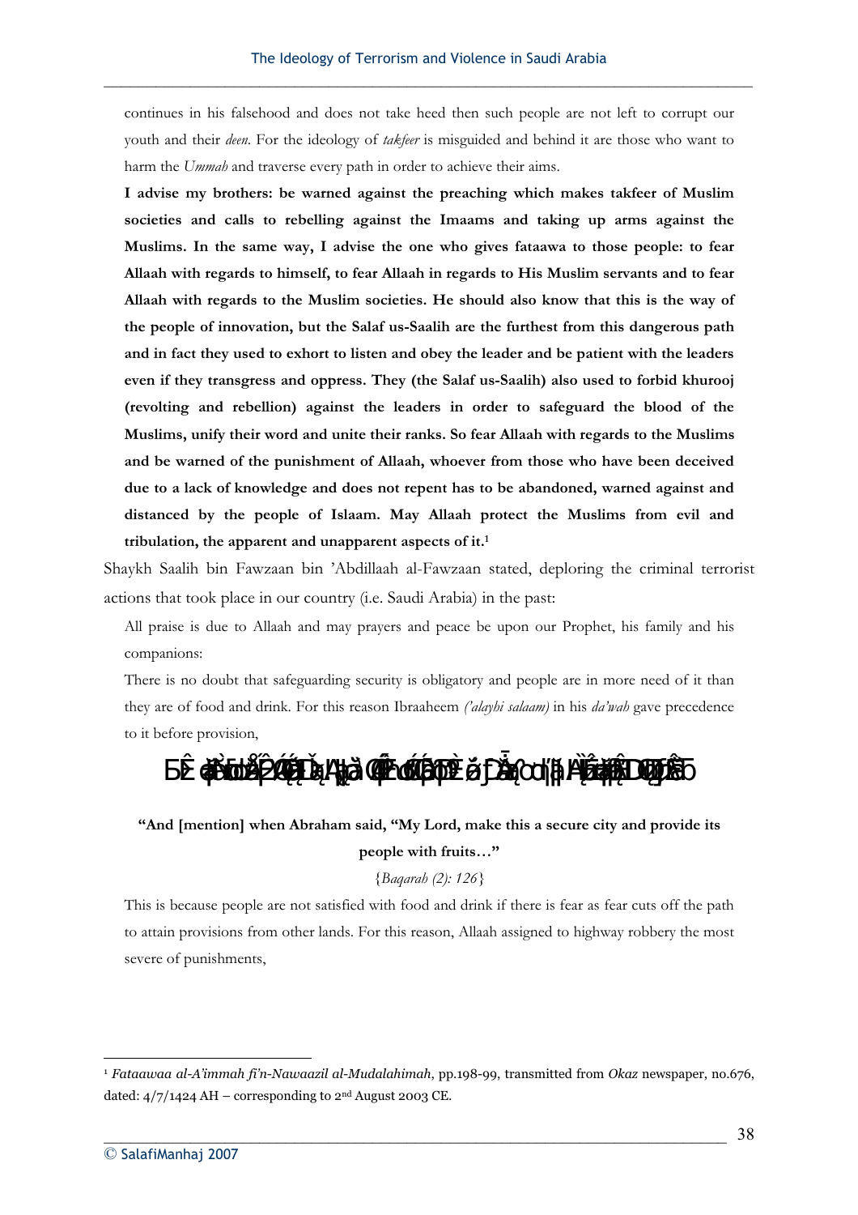> continues in his falsehood and does not take heed then such people are not left to corrupt our youth and their *deen*. For the ideology of *takfeer* is misguided and behind it are those who want to harm the *Ummah* and traverse every path in order to achieve their aims.
>
> **I advise my brothers: be warned against the preaching which makes takfeer of Muslim societies and calls to rebelling against the Imaams and taking up arms against the Muslims. In the same way, I advise the one who gives fataawa to those people: to fear Allaah with regards to himself, to fear Allaah in regards to His Muslim servants and to fear Allaah with regards to the Muslim societies. He should also know that this is the way of the people of innovation, but the Salaf us-Saalih are the furthest from this dangerous path and in fact they used to exhort to listen and obey the leader and be patient with the leaders even if they transgress and oppress. They (the Salaf us-Saalih) also used to forbid khurooj (revolting and rebellion) against the leaders in order to safeguard the blood of the Muslims, unify their word and unite their ranks. So fear Allaah with regards to the Muslims and be warned of the punishment of Allaah, whoever from those who have been deceived due to a lack of knowledge and does not repent has to be abandoned, warned against and distanced by the people of Islaam. May Allaah protect the Muslims from evil and tribulation, the apparent and unapparent aspects of it.**[1]

Shaykh Saalih bin Fawzaan bin 'Abdillaah al-Fawzaan stated, deploring the criminal terrorist actions that took place in our country (i.e. Saudi Arabia) in the past:

> All praise is due to Allaah and may prayers and peace be upon our Prophet, his family and his companions:
>
> There is no doubt that safeguarding security is obligatory and people are in more need of it than they are of food and drink. For this reason Ibraaheem *('alayhi salaam)* in his *da'wah* gave precedence to it before provision,
>
> **"And [mention] when Abraham said, "My Lord, make this a secure city and provide its people with fruits…"**
>
> {*Baqarah (2): 126*}
>
> This is because people are not satisfied with food and drink if there is fear as fear cuts off the path to attain provisions from other lands. For this reason, Allaah assigned to highway robbery the most severe of punishments,

---

[1] *Fataawaa al-A'immah fi'n-Nawaazil al-Mudalahimah,* pp.198-99, transmitted from *Okaz* newspaper, no.676, dated: 4/7/1424 AH – corresponding to 2nd August 2003 CE.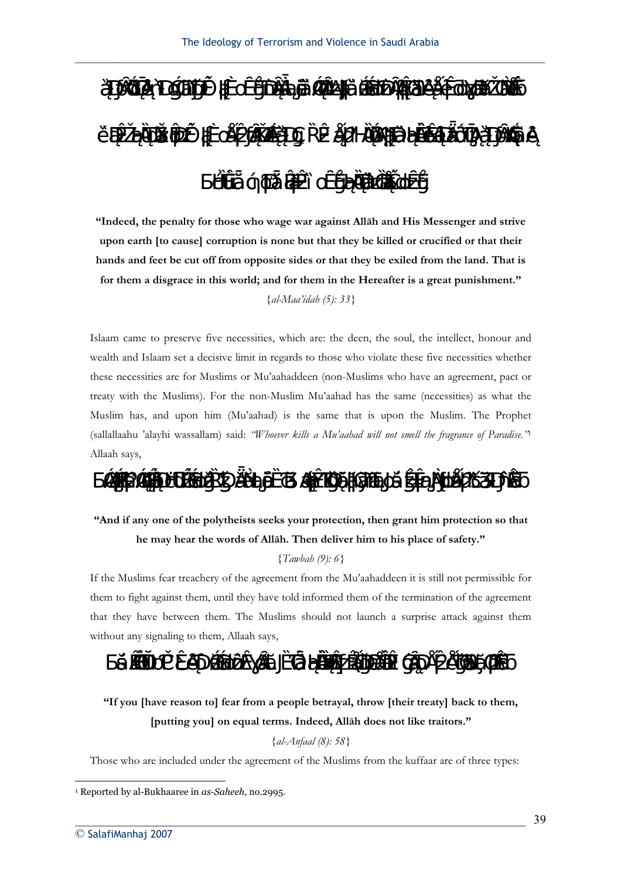**"Indeed, the penalty for those who wage war against Allāh and His Messenger and strive upon earth [to cause] corruption is none but that they be killed or crucified or that their hands and feet be cut off from opposite sides or that they be exiled from the land. That is for them a disgrace in this world; and for them in the Hereafter is a great punishment."**

{*al-Maa'idah (5): 33*}

Islaam came to preserve five necessities, which are: the deen, the soul, the intellect, honour and wealth and Islaam set a decisive limit in regards to those who violate these five necessities whether these necessities are for Muslims or Mu'aahaddeen (non-Muslims who have an agreement, pact or treaty with the Muslims). For the non-Muslim Mu'aahad has the same (necessities) as what the Muslim has, and upon him (Mu'aahad) is the same that is upon the Muslim. The Prophet (sallallaahu 'alayhi wassallam) said: *"Whoever kills a Mu'aahad will not smell the fragrance of Paradise."*[1] Allaah says,

**"And if any one of the polytheists seeks your protection, then grant him protection so that he may hear the words of Allāh. Then deliver him to his place of safety."**

{*Tawbah (9): 6*}

If the Muslims fear treachery of the agreement from the Mu'aahaddeen it is still not permissible for them to fight against them, until they have told informed them of the termination of the agreement that they have between them. The Muslims should not launch a surprise attack against them without any signaling to them, Allaah says,

**"If you [have reason to] fear from a people betrayal, throw [their treaty] back to them, [putting you] on equal terms. Indeed, Allāh does not like traitors."**

{*al-Anfaal (8): 58*}

Those who are included under the agreement of the Muslims from the kuffaar are of three types:

---

[1] Reported by al-Bukhaaree in *as-Saheeh*, no.2995.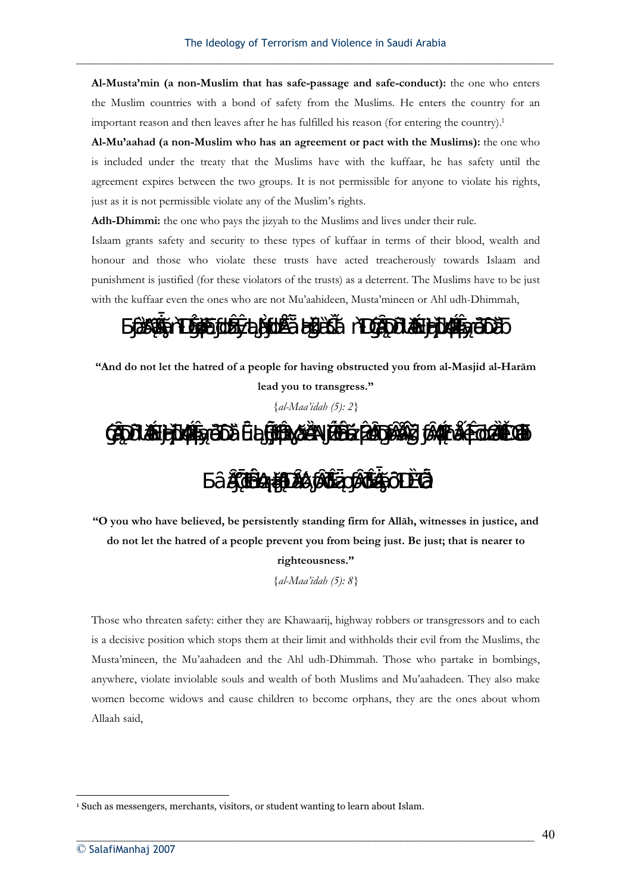**Al-Musta'min (a non-Muslim that has safe-passage and safe-conduct):** the one who enters the Muslim countries with a bond of safety from the Muslims. He enters the country for an important reason and then leaves after he has fulfilled his reason (for entering the country).[1]

**Al-Mu'aahad (a non-Muslim who has an agreement or pact with the Muslims):** the one who is included under the treaty that the Muslims have with the kuffaar, he has safety until the agreement expires between the two groups. It is not permissible for anyone to violate his rights, just as it is not permissible violate any of the Muslim's rights.

**Adh-Dhimmi:** the one who pays the jizyah to the Muslims and lives under their rule.

Islaam grants safety and security to these types of kuffaar in terms of their blood, wealth and honour and those who violate these trusts have acted treacherously towards Islaam and punishment is justified (for these violators of the trusts) as a deterrent. The Muslims have to be just with the kuffaar even the ones who are not Mu'aahideen, Musta'mineen or Ahl udh-Dhimmah,

**"And do not let the hatred of a people for having obstructed you from al-Masjid al-Harām lead you to transgress."**

{*al-Maa'idah (5): 2*}

**"O you who have believed, be persistently standing firm for Allāh, witnesses in justice, and do not let the hatred of a people prevent you from being just. Be just; that is nearer to righteousness."**

{*al-Maa'idah (5): 8*}

Those who threaten safety: either they are Khawaarij, highway robbers or transgressors and to each is a decisive position which stops them at their limit and withholds their evil from the Muslims, the Musta'mineen, the Mu'aahadeen and the Ahl udh-Dhimmah. Those who partake in bombings, anywhere, violate inviolable souls and wealth of both Muslims and Mu'aahadeen. They also make women become widows and cause children to become orphans, they are the ones about whom Allaah said,

[1] Such as messengers, merchants, visitors, or student wanting to learn about Islam.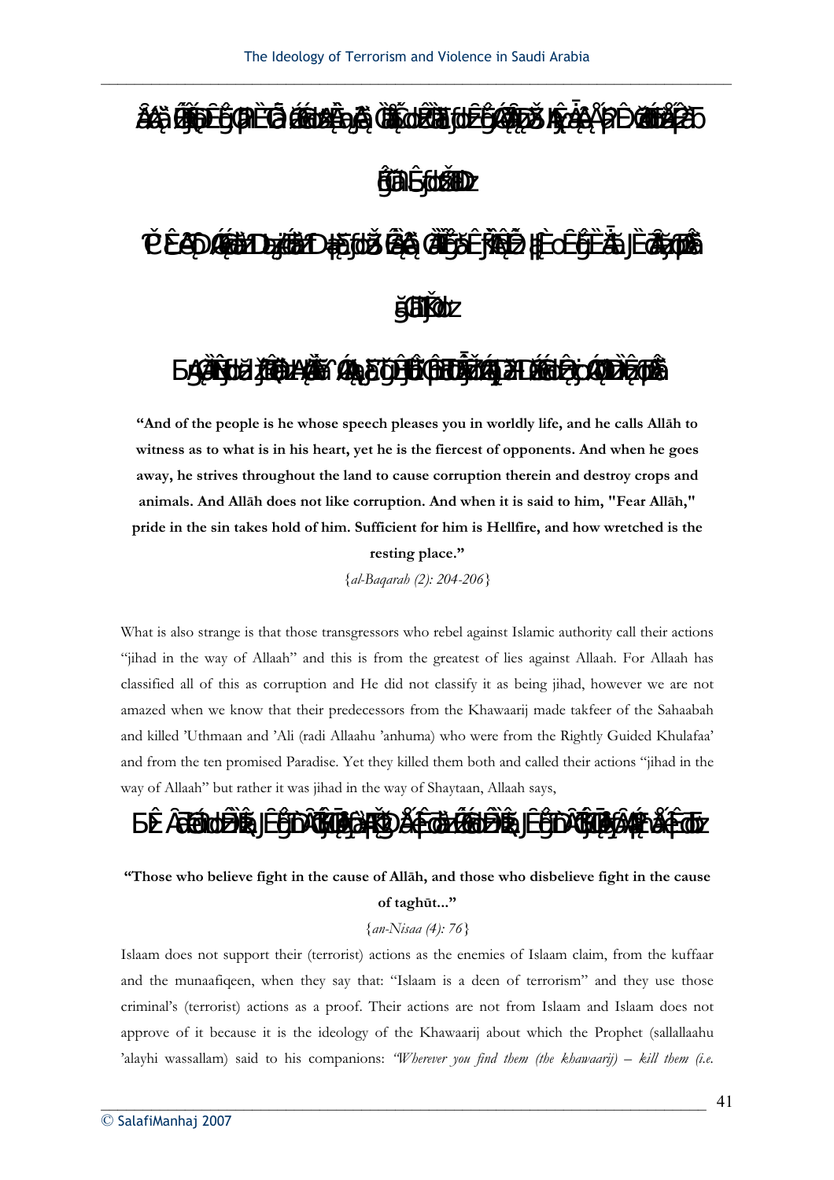**"And of the people is he whose speech pleases you in worldly life, and he calls Allāh to witness as to what is in his heart, yet he is the fiercest of opponents. And when he goes away, he strives throughout the land to cause corruption therein and destroy crops and animals. And Allāh does not like corruption. And when it is said to him, "Fear Allāh," pride in the sin takes hold of him. Sufficient for him is Hellfire, and how wretched is the resting place."**

{*al-Baqarah (2): 204-206*}

What is also strange is that those transgressors who rebel against Islamic authority call their actions "jihad in the way of Allaah" and this is from the greatest of lies against Allaah. For Allaah has classified all of this as corruption and He did not classify it as being jihad, however we are not amazed when we know that their predecessors from the Khawaarij made takfeer of the Sahaabah and killed 'Uthmaan and 'Ali (radi Allaahu 'anhuma) who were from the Rightly Guided Khulafaa' and from the ten promised Paradise. Yet they killed them both and called their actions "jihad in the way of Allaah" but rather it was jihad in the way of Shaytaan, Allaah says,

**"Those who believe fight in the cause of Allāh, and those who disbelieve fight in the cause of taghūt..."**

{*an-Nisaa (4): 76*}

Islaam does not support their (terrorist) actions as the enemies of Islaam claim, from the kuffaar and the munaafiqeen, when they say that: "Islaam is a deen of terrorism" and they use those criminal's (terrorist) actions as a proof. Their actions are not from Islaam and Islaam does not approve of it because it is the ideology of the Khawaarij about which the Prophet (sallallaahu 'alayhi wassallam) said to his companions: *"Wherever you find them (the khawaarij) – kill them (i.e.*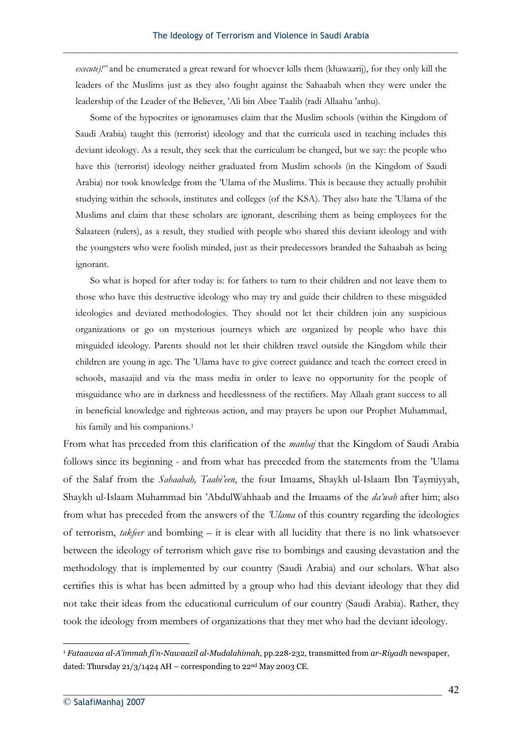*execute)!"* and he enumerated a great reward for whoever kills them (khawaarij), for they only kill the leaders of the Muslims just as they also fought against the Sahaabah when they were under the leadership of the Leader of the Believer, 'Ali bin Abee Taalib (radi Allaahu 'anhu).

Some of the hypocrites or ignoramuses claim that the Muslim schools (within the Kingdom of Saudi Arabia) taught this (terrorist) ideology and that the curricula used in teaching includes this deviant ideology. As a result, they seek that the curriculum be changed, but we say: the people who have this (terrorist) ideology neither graduated from Muslim schools (in the Kingdom of Saudi Arabia) nor took knowledge from the 'Ulama of the Muslims. This is because they actually prohibit studying within the schools, institutes and colleges (of the KSA). They also hate the 'Ulama of the Muslims and claim that these scholars are ignorant, describing them as being employees for the Salaateen (rulers), as a result, they studied with people who shared this deviant ideology and with the youngsters who were foolish minded, just as their predecessors branded the Sahaabah as being ignorant.

So what is hoped for after today is: for fathers to turn to their children and not leave them to those who have this destructive ideology who may try and guide their children to these misguided ideologies and deviated methodologies. They should not let their children join any suspicious organizations or go on mysterious journeys which are organized by people who have this misguided ideology. Parents should not let their children travel outside the Kingdom while their children are young in age. The 'Ulama have to give correct guidance and teach the correct creed in schools, masaajid and via the mass media in order to leave no opportunity for the people of misguidance who are in darkness and heedlessness of the rectifiers. May Allaah grant success to all in beneficial knowledge and righteous action, and may prayers be upon our Prophet Muhammad, his family and his companions.[1]

From what has preceded from this clarification of the *manhaj* that the Kingdom of Saudi Arabia follows since its beginning - and from what has preceded from the statements from the 'Ulama of the Salaf from the *Sahaabah, Taabi'een*, the four Imaams, Shaykh ul-Islaam Ibn Taymiyyah, Shaykh ul-Islaam Muhammad bin 'AbdulWahhaab and the Imaams of the *da'wah* after him; also from what has preceded from the answers of the *'Ulama* of this country regarding the ideologies of terrorism, *takfeer* and bombing – it is clear with all lucidity that there is no link whatsoever between the ideology of terrorism which gave rise to bombings and causing devastation and the methodology that is implemented by our country (Saudi Arabia) and our scholars. What also certifies this is what has been admitted by a group who had this deviant ideology that they did not take their ideas from the educational curriculum of our country (Saudi Arabia). Rather, they took the ideology from members of organizations that they met who had the deviant ideology.

---

[1] *Fataawaa al-A'immah fi'n-Nawaazil al-Mudalahimah*, pp.228-232, transmitted from *ar-Riyadh* newspaper, dated: Thursday 21/3/1424 AH – corresponding to 22nd May 2003 CE.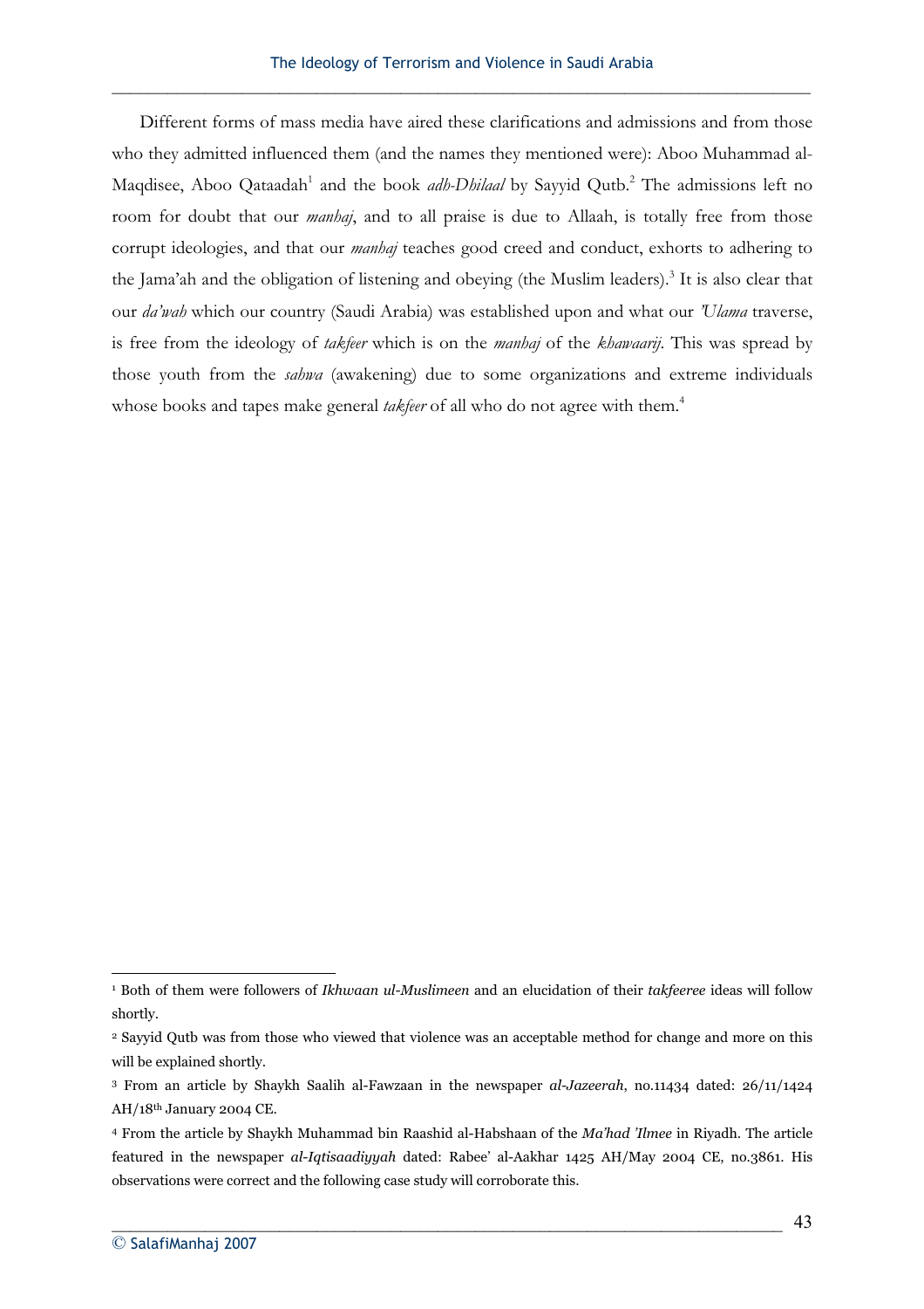Different forms of mass media have aired these clarifications and admissions and from those who they admitted influenced them (and the names they mentioned were): Aboo Muhammad al-Maqdisee, Aboo Qataadah[1] and the book *adh-Dhilaal* by Sayyid Qutb.[2] The admissions left no room for doubt that our *manhaj*, and to all praise is due to Allaah, is totally free from those corrupt ideologies, and that our *manhaj* teaches good creed and conduct, exhorts to adhering to the Jama'ah and the obligation of listening and obeying (the Muslim leaders).[3] It is also clear that our *da'wah* which our country (Saudi Arabia) was established upon and what our *'Ulama* traverse, is free from the ideology of *takfeer* which is on the *manhaj* of the *khawaarij*. This was spread by those youth from the *sahwa* (awakening) due to some organizations and extreme individuals whose books and tapes make general *takfeer* of all who do not agree with them.[4]

---

[1] Both of them were followers of *Ikhwaan ul-Muslimeen* and an elucidation of their *takfeeree* ideas will follow shortly.

[2] Sayyid Qutb was from those who viewed that violence was an acceptable method for change and more on this will be explained shortly.

[3] From an article by Shaykh Saalih al-Fawzaan in the newspaper *al-Jazeerah*, no.11434 dated: 26/11/1424 AH/18th January 2004 CE.

[4] From the article by Shaykh Muhammad bin Raashid al-Habshaan of the *Ma'had 'Ilmee* in Riyadh. The article featured in the newspaper *al-Iqtisaadiyyah* dated: Rabee' al-Aakhar 1425 AH/May 2004 CE, no.3861. His observations were correct and the following case study will corroborate this.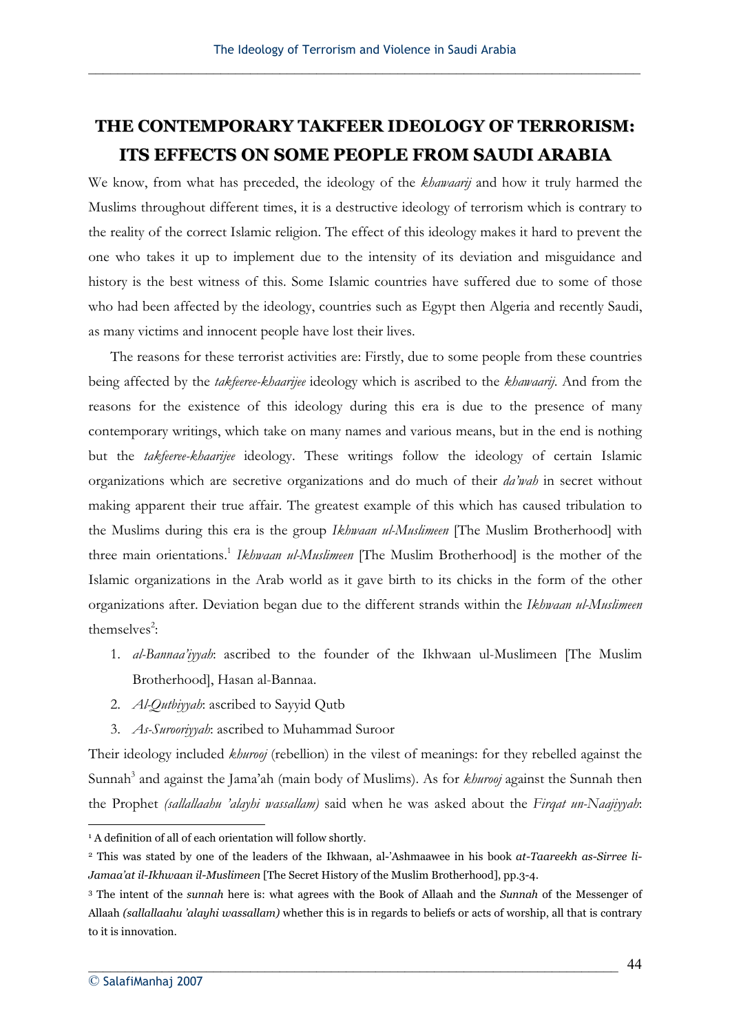# THE CONTEMPORARY TAKFEER IDEOLOGY OF TERRORISM: ITS EFFECTS ON SOME PEOPLE FROM SAUDI ARABIA

We know, from what has preceded, the ideology of the *khawaarij* and how it truly harmed the Muslims throughout different times, it is a destructive ideology of terrorism which is contrary to the reality of the correct Islamic religion. The effect of this ideology makes it hard to prevent the one who takes it up to implement due to the intensity of its deviation and misguidance and history is the best witness of this. Some Islamic countries have suffered due to some of those who had been affected by the ideology, countries such as Egypt then Algeria and recently Saudi, as many victims and innocent people have lost their lives.

The reasons for these terrorist activities are: Firstly, due to some people from these countries being affected by the *takfeeree-khaarijee* ideology which is ascribed to the *khawaarij*. And from the reasons for the existence of this ideology during this era is due to the presence of many contemporary writings, which take on many names and various means, but in the end is nothing but the *takfeeree-khaarijee* ideology. These writings follow the ideology of certain Islamic organizations which are secretive organizations and do much of their *da'wah* in secret without making apparent their true affair. The greatest example of this which has caused tribulation to the Muslims during this era is the group *Ikhwaan ul-Muslimeen* [The Muslim Brotherhood] with three main orientations.[1] *Ikhwaan ul-Muslimeen* [The Muslim Brotherhood] is the mother of the Islamic organizations in the Arab world as it gave birth to its chicks in the form of the other organizations after. Deviation began due to the different strands within the *Ikhwaan ul-Muslimeen* themselves[2]:

1. *al-Bannaa'iyyah*: ascribed to the founder of the Ikhwaan ul-Muslimeen [The Muslim Brotherhood], Hasan al-Bannaa.
2. *Al-Qutbiyyah*: ascribed to Sayyid Qutb
3. *As-Surooriyyah*: ascribed to Muhammad Suroor

Their ideology included *khurooj* (rebellion) in the vilest of meanings: for they rebelled against the Sunnah[3] and against the Jama'ah (main body of Muslims). As for *khurooj* against the Sunnah then the Prophet *(sallallaahu 'alayhi wassallam)* said when he was asked about the *Firqat un-Naajiyyah*:

---

[1] A definition of all of each orientation will follow shortly.

[2] This was stated by one of the leaders of the Ikhwaan, al-'Ashmaawee in his book *at-Taareekh as-Sirree li-Jamaa'at il-Ikhwaan il-Muslimeen* [The Secret History of the Muslim Brotherhood], pp.3-4.

[3] The intent of the *sunnah* here is: what agrees with the Book of Allaah and the *Sunnah* of the Messenger of Allaah *(sallallaahu 'alayhi wassallam)* whether this is in regards to beliefs or acts of worship, all that is contrary to it is innovation.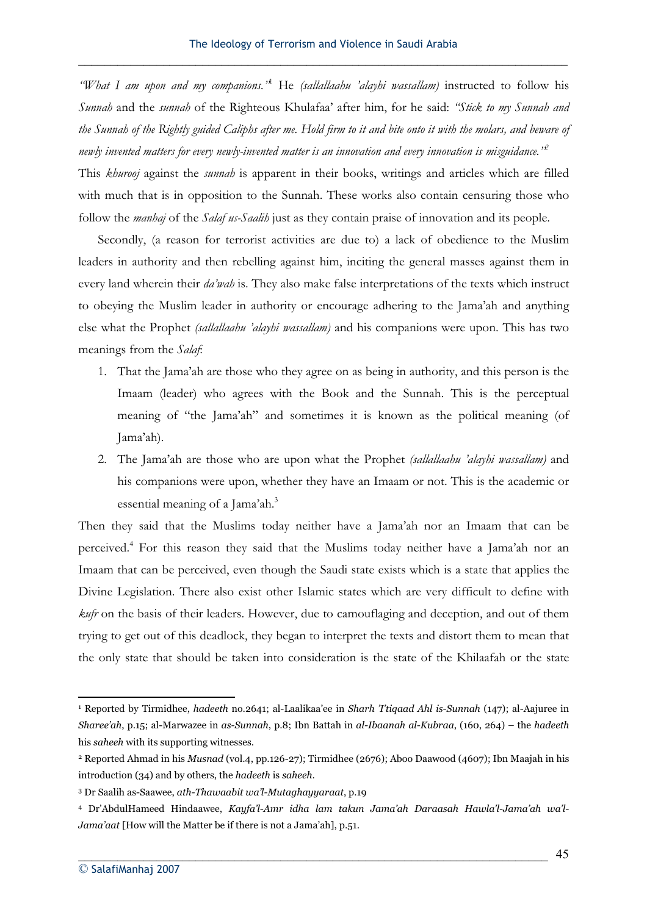*"What I am upon and my companions."*[1] He *(sallallaahu 'alayhi wassallam)* instructed to follow his *Sunnah* and the *sunnah* of the Righteous Khulafaa' after him, for he said: *"Stick to my Sunnah and the Sunnah of the Rightly guided Caliphs after me. Hold firm to it and bite onto it with the molars, and beware of newly invented matters for every newly-invented matter is an innovation and every innovation is misguidance."*[2]
This *khurooj* against the *sunnah* is apparent in their books, writings and articles which are filled with much that is in opposition to the Sunnah. These works also contain censuring those who follow the *manhaj* of the *Salaf us-Saalih* just as they contain praise of innovation and its people.

Secondly, (a reason for terrorist activities are due to) a lack of obedience to the Muslim leaders in authority and then rebelling against him, inciting the general masses against them in every land wherein their *da'wah* is. They also make false interpretations of the texts which instruct to obeying the Muslim leader in authority or encourage adhering to the Jama'ah and anything else what the Prophet *(sallallaahu 'alayhi wassallam)* and his companions were upon. This has two meanings from the *Salaf*:

1. That the Jama'ah are those who they agree on as being in authority, and this person is the Imaam (leader) who agrees with the Book and the Sunnah. This is the perceptual meaning of "the Jama'ah" and sometimes it is known as the political meaning (of Jama'ah).
2. The Jama'ah are those who are upon what the Prophet *(sallallaahu 'alayhi wassallam)* and his companions were upon, whether they have an Imaam or not. This is the academic or essential meaning of a Jama'ah.[3]

Then they said that the Muslims today neither have a Jama'ah nor an Imaam that can be perceived.[4] For this reason they said that the Muslims today neither have a Jama'ah nor an Imaam that can be perceived, even though the Saudi state exists which is a state that applies the Divine Legislation. There also exist other Islamic states which are very difficult to define with *kufr* on the basis of their leaders. However, due to camouflaging and deception, and out of them trying to get out of this deadlock, they began to interpret the texts and distort them to mean that the only state that should be taken into consideration is the state of the Khilaafah or the state

---

[1] Reported by Tirmidhee, *hadeeth* no.2641; al-Laalikaa'ee in *Sharh 'I'tiqaad Ahl is-Sunnah* (147); al-Aajuree in *Sharee'ah*, p.15; al-Marwazee in *as-Sunnah*, p.8; Ibn Battah in *al-Ibaanah al-Kubraa*, (160, 264) – the *hadeeth* his *saheeh* with its supporting witnesses.

[2] Reported Ahmad in his *Musnad* (vol.4, pp.126-27); Tirmidhee (2676); Aboo Daawood (4607); Ibn Maajah in his introduction (34) and by others, the *hadeeth* is *saheeh*.

[3] Dr Saalih as-Saawee, *ath-Thawaabit wa'l-Mutaghayyaraat*, p.19

[4] Dr'AbdulHameed Hindaawee, *Kayfa'l-Amr idha lam takun Jama'ah Daraasah Hawla'l-Jama'ah wa'l-Jama'aat* [How will the Matter be if there is not a Jama'ah], p.51.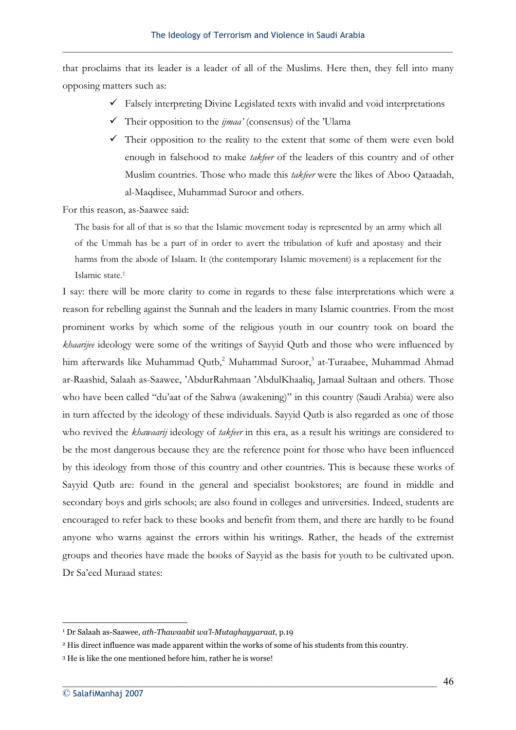that proclaims that its leader is a leader of all of the Muslims. Here then, they fell into many opposing matters such as:

- ✓ Falsely interpreting Divine Legislated texts with invalid and void interpretations
- ✓ Their opposition to the *ijmaa'* (consensus) of the 'Ulama
- ✓ Their opposition to the reality to the extent that some of them were even bold enough in falsehood to make *takfeer* of the leaders of this country and of other Muslim countries. Those who made this *takfeer* were the likes of Aboo Qataadah, al-Maqdisee, Muhammad Suroor and others.

For this reason, as-Saawee said:

> The basis for all of that is so that the Islamic movement today is represented by an army which all of the Ummah has be a part of in order to avert the tribulation of kufr and apostasy and their harms from the abode of Islaam. It (the contemporary Islamic movement) is a replacement for the Islamic state.[1]

I say: there will be more clarity to come in regards to these false interpretations which were a reason for rebelling against the Sunnah and the leaders in many Islamic countries. From the most prominent works by which some of the religious youth in our country took on board the *khaarijee* ideology were some of the writings of Sayyid Qutb and those who were influenced by him afterwards like Muhammad Qutb,[2] Muhammad Suroor,[3] at-Turaabee, Muhammad Ahmad ar-Raashid, Salaah as-Saawee, 'AbdurRahmaan 'AbdulKhaaliq, Jamaal Sultaan and others. Those who have been called "du'aat of the Sahwa (awakening)" in this country (Saudi Arabia) were also in turn affected by the ideology of these individuals. Sayyid Qutb is also regarded as one of those who revived the *khawaarij* ideology of *takfeer* in this era, as a result his writings are considered to be the most dangerous because they are the reference point for those who have been influenced by this ideology from those of this country and other countries. This is because these works of Sayyid Qutb are: found in the general and specialist bookstores; are found in middle and secondary boys and girls schools; are also found in colleges and universities. Indeed, students are encouraged to refer back to these books and benefit from them, and there are hardly to be found anyone who warns against the errors within his writings. Rather, the heads of the extremist groups and theories have made the books of Sayyid as the basis for youth to be cultivated upon. Dr Sa'eed Muraad states:

---

[1] Dr Salaah as-Saawee, *ath-Thawaabit wa'l-Mutaghayyaraat*, p.19

[2] His direct influence was made apparent within the works of some of his students from this country.

[3] He is like the one mentioned before him, rather he is worse!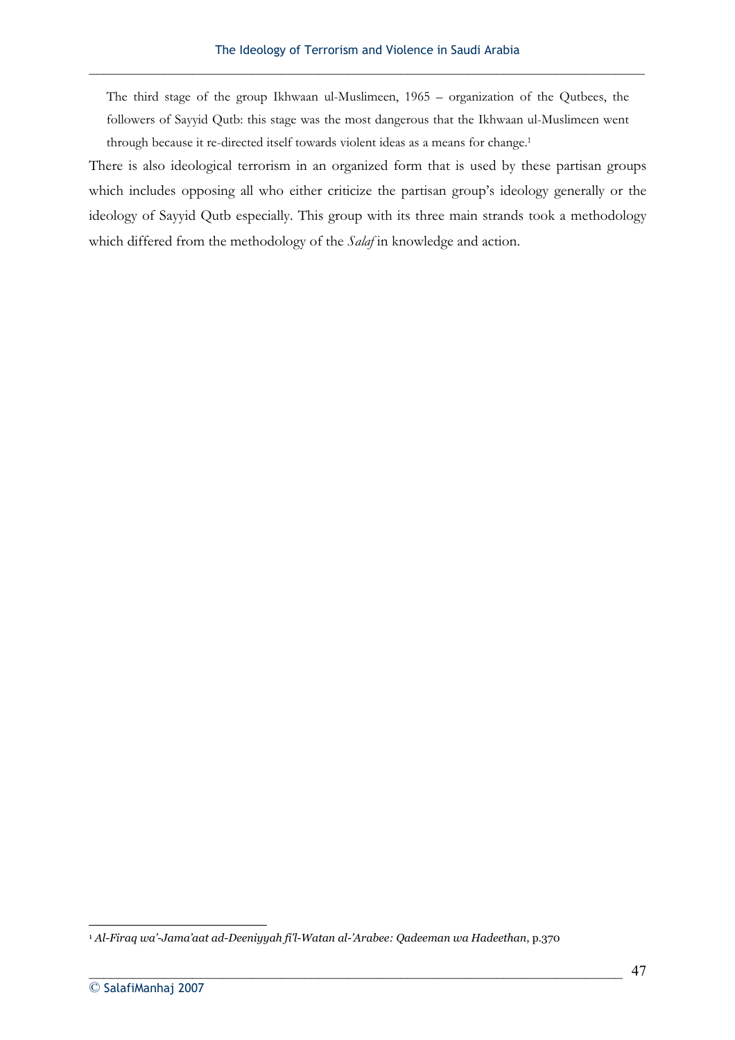> The third stage of the group Ikhwaan ul-Muslimeen, 1965 – organization of the Qutbees, the followers of Sayyid Qutb: this stage was the most dangerous that the Ikhwaan ul-Muslimeen went through because it re-directed itself towards violent ideas as a means for change.[1]

There is also ideological terrorism in an organized form that is used by these partisan groups which includes opposing all who either criticize the partisan group's ideology generally or the ideology of Sayyid Qutb especially. This group with its three main strands took a methodology which differed from the methodology of the *Salaf* in knowledge and action.

---

[1] *Al-Firaq wa'-Jama'aat ad-Deeniyyah fi'l-Watan al-'Arabee: Qadeeman wa Hadeethan*, p.370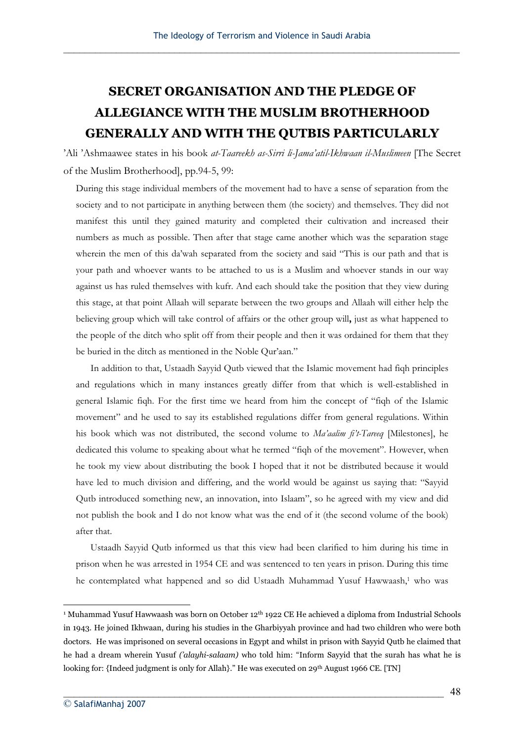# SECRET ORGANISATION AND THE PLEDGE OF ALLEGIANCE WITH THE MUSLIM BROTHERHOOD GENERALLY AND WITH THE QUTBIS PARTICULARLY

'Ali 'Ashmaawee states in his book *at-Taareekh as-Sirri li-Jama'atil-Ikhwaan il-Muslimeen* [The Secret of the Muslim Brotherhood], pp.94-5, 99:

> During this stage individual members of the movement had to have a sense of separation from the society and to not participate in anything between them (the society) and themselves. They did not manifest this until they gained maturity and completed their cultivation and increased their numbers as much as possible. Then after that stage came another which was the separation stage wherein the men of this da'wah separated from the society and said "This is our path and that is your path and whoever wants to be attached to us is a Muslim and whoever stands in our way against us has ruled themselves with kufr. And each should take the position that they view during this stage, at that point Allaah will separate between the two groups and Allaah will either help the believing group which will take control of affairs or the other group will**,** just as what happened to the people of the ditch who split off from their people and then it was ordained for them that they be buried in the ditch as mentioned in the Noble Qur'aan."
>
> In addition to that, Ustaadh Sayyid Qutb viewed that the Islamic movement had fiqh principles and regulations which in many instances greatly differ from that which is well-established in general Islamic fiqh. For the first time we heard from him the concept of "fiqh of the Islamic movement" and he used to say its established regulations differ from general regulations. Within his book which was not distributed, the second volume to *Ma'aalim fi't-Tareeq* [Milestones], he dedicated this volume to speaking about what he termed "fiqh of the movement". However, when he took my view about distributing the book I hoped that it not be distributed because it would have led to much division and differing, and the world would be against us saying that: "Sayyid Qutb introduced something new, an innovation, into Islaam", so he agreed with my view and did not publish the book and I do not know what was the end of it (the second volume of the book) after that.
>
> Ustaadh Sayyid Qutb informed us that this view had been clarified to him during his time in prison when he was arrested in 1954 CE and was sentenced to ten years in prison. During this time he contemplated what happened and so did Ustaadh Muhammad Yusuf Hawwaash,[1] who was

---

[1] Muhammad Yusuf Hawwaash was born on October 12th 1922 CE He achieved a diploma from Industrial Schools in 1943. He joined Ikhwaan, during his studies in the Gharbiyyah province and had two children who were both doctors. He was imprisoned on several occasions in Egypt and whilst in prison with Sayyid Qutb he claimed that he had a dream wherein Yusuf *('alayhi-salaam)* who told him: "Inform Sayyid that the surah has what he is looking for: {Indeed judgment is only for Allah}." He was executed on 29th August 1966 CE. [TN]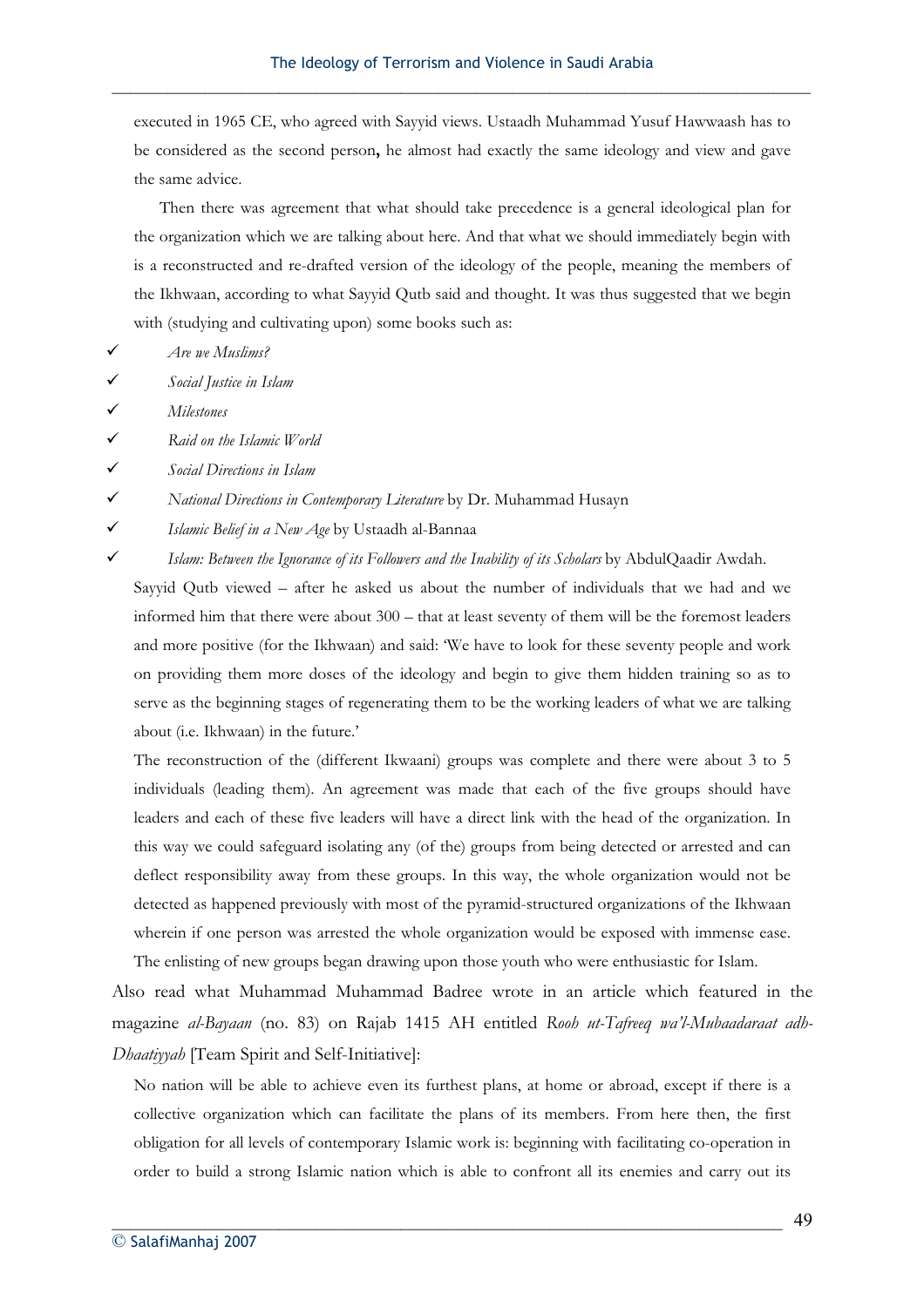executed in 1965 CE, who agreed with Sayyid views. Ustaadh Muhammad Yusuf Hawwaash has to be considered as the second person**,** he almost had exactly the same ideology and view and gave the same advice.

Then there was agreement that what should take precedence is a general ideological plan for the organization which we are talking about here. And that what we should immediately begin with is a reconstructed and re-drafted version of the ideology of the people, meaning the members of the Ikhwaan, according to what Sayyid Qutb said and thought. It was thus suggested that we begin with (studying and cultivating upon) some books such as:

- ✓ *Are we Muslims?*
- ✓ *Social Justice in Islam*
- ✓ *Milestones*
- ✓ *Raid on the Islamic World*
- ✓ *Social Directions in Islam*
- ✓ *National Directions in Contemporary Literature* by Dr. Muhammad Husayn
- ✓ *Islamic Belief in a New Age* by Ustaadh al-Bannaa
- ✓ *Islam: Between the Ignorance of its Followers and the Inability of its Scholars* by AbdulQaadir Awdah.

Sayyid Qutb viewed – after he asked us about the number of individuals that we had and we informed him that there were about 300 – that at least seventy of them will be the foremost leaders and more positive (for the Ikhwaan) and said: 'We have to look for these seventy people and work on providing them more doses of the ideology and begin to give them hidden training so as to serve as the beginning stages of regenerating them to be the working leaders of what we are talking about (i.e. Ikhwaan) in the future.'

The reconstruction of the (different Ikwaani) groups was complete and there were about 3 to 5 individuals (leading them). An agreement was made that each of the five groups should have leaders and each of these five leaders will have a direct link with the head of the organization. In this way we could safeguard isolating any (of the) groups from being detected or arrested and can deflect responsibility away from these groups. In this way, the whole organization would not be detected as happened previously with most of the pyramid-structured organizations of the Ikhwaan wherein if one person was arrested the whole organization would be exposed with immense ease. The enlisting of new groups began drawing upon those youth who were enthusiastic for Islam.

Also read what Muhammad Muhammad Badree wrote in an article which featured in the magazine *al-Bayaan* (no. 83) on Rajab 1415 AH entitled *Rooh ut-Tafreeq wa'l-Mubaadaraat adh-Dhaatiyyah* [Team Spirit and Self-Initiative]:

No nation will be able to achieve even its furthest plans, at home or abroad, except if there is a collective organization which can facilitate the plans of its members. From here then, the first obligation for all levels of contemporary Islamic work is: beginning with facilitating co-operation in order to build a strong Islamic nation which is able to confront all its enemies and carry out its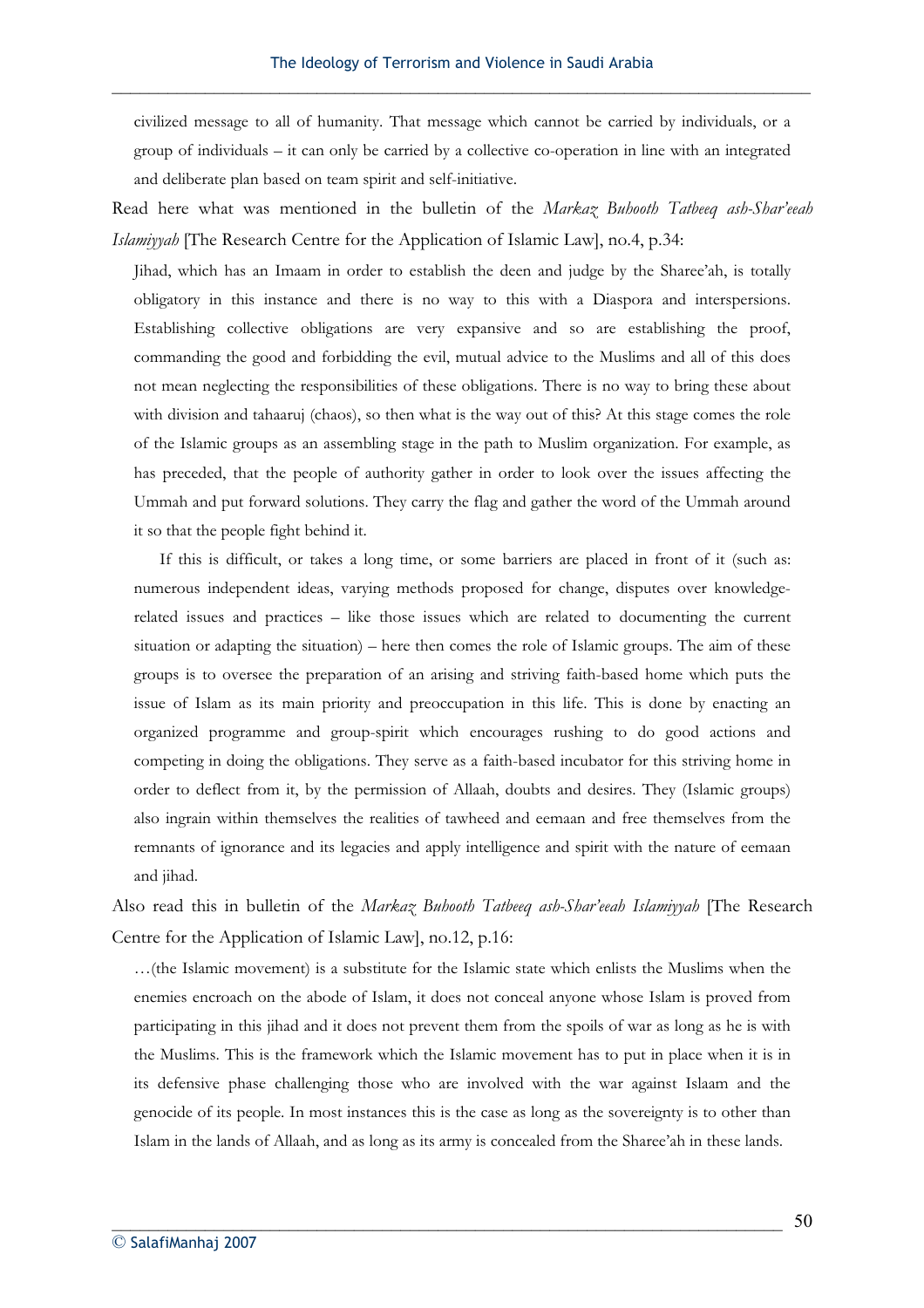civilized message to all of humanity. That message which cannot be carried by individuals, or a group of individuals – it can only be carried by a collective co-operation in line with an integrated and deliberate plan based on team spirit and self-initiative.

Read here what was mentioned in the bulletin of the *Markaz Buhooth Tatbeeq ash-Shar'eeah Islamiyyah* [The Research Centre for the Application of Islamic Law], no.4, p.34:

> Jihad, which has an Imaam in order to establish the deen and judge by the Sharee'ah, is totally obligatory in this instance and there is no way to this with a Diaspora and interspersions. Establishing collective obligations are very expansive and so are establishing the proof, commanding the good and forbidding the evil, mutual advice to the Muslims and all of this does not mean neglecting the responsibilities of these obligations. There is no way to bring these about with division and tahaaruj (chaos), so then what is the way out of this? At this stage comes the role of the Islamic groups as an assembling stage in the path to Muslim organization. For example, as has preceded, that the people of authority gather in order to look over the issues affecting the Ummah and put forward solutions. They carry the flag and gather the word of the Ummah around it so that the people fight behind it.
>
> If this is difficult, or takes a long time, or some barriers are placed in front of it (such as: numerous independent ideas, varying methods proposed for change, disputes over knowledge-related issues and practices – like those issues which are related to documenting the current situation or adapting the situation) – here then comes the role of Islamic groups. The aim of these groups is to oversee the preparation of an arising and striving faith-based home which puts the issue of Islam as its main priority and preoccupation in this life. This is done by enacting an organized programme and group-spirit which encourages rushing to do good actions and competing in doing the obligations. They serve as a faith-based incubator for this striving home in order to deflect from it, by the permission of Allaah, doubts and desires. They (Islamic groups) also ingrain within themselves the realities of tawheed and eemaan and free themselves from the remnants of ignorance and its legacies and apply intelligence and spirit with the nature of eemaan and jihad.

Also read this in bulletin of the *Markaz Buhooth Tatbeeq ash-Shar'eeah Islamiyyah* [The Research Centre for the Application of Islamic Law], no.12, p.16:

> …(the Islamic movement) is a substitute for the Islamic state which enlists the Muslims when the enemies encroach on the abode of Islam, it does not conceal anyone whose Islam is proved from participating in this jihad and it does not prevent them from the spoils of war as long as he is with the Muslims. This is the framework which the Islamic movement has to put in place when it is in its defensive phase challenging those who are involved with the war against Islaam and the genocide of its people. In most instances this is the case as long as the sovereignty is to other than Islam in the lands of Allaah, and as long as its army is concealed from the Sharee'ah in these lands.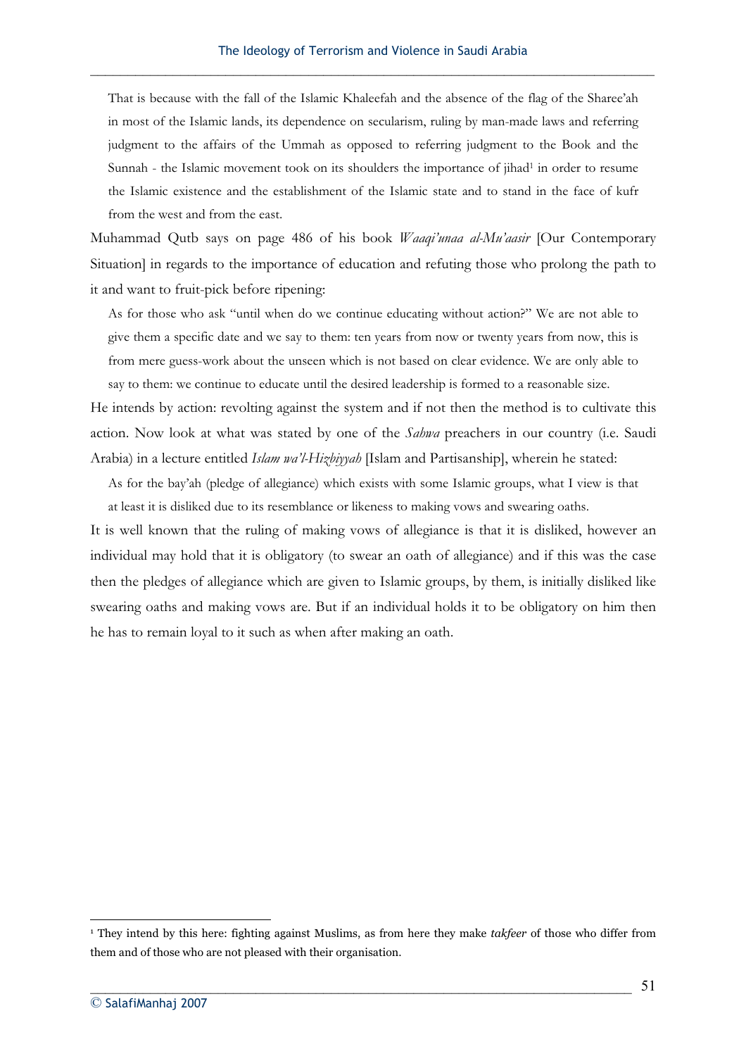> That is because with the fall of the Islamic Khaleefah and the absence of the flag of the Sharee'ah in most of the Islamic lands, its dependence on secularism, ruling by man-made laws and referring judgment to the affairs of the Ummah as opposed to referring judgment to the Book and the Sunnah - the Islamic movement took on its shoulders the importance of jihad[1] in order to resume the Islamic existence and the establishment of the Islamic state and to stand in the face of kufr from the west and from the east.

Muhammad Qutb says on page 486 of his book *Waaqi'unaa al-Mu'aasir* [Our Contemporary Situation] in regards to the importance of education and refuting those who prolong the path to it and want to fruit-pick before ripening:

> As for those who ask "until when do we continue educating without action?" We are not able to give them a specific date and we say to them: ten years from now or twenty years from now, this is from mere guess-work about the unseen which is not based on clear evidence. We are only able to say to them: we continue to educate until the desired leadership is formed to a reasonable size.

He intends by action: revolting against the system and if not then the method is to cultivate this action. Now look at what was stated by one of the *Sahwa* preachers in our country (i.e. Saudi Arabia) in a lecture entitled *Islam wa'l-Hizbiyyah* [Islam and Partisanship], wherein he stated:

> As for the bay'ah (pledge of allegiance) which exists with some Islamic groups, what I view is that at least it is disliked due to its resemblance or likeness to making vows and swearing oaths.

It is well known that the ruling of making vows of allegiance is that it is disliked, however an individual may hold that it is obligatory (to swear an oath of allegiance) and if this was the case then the pledges of allegiance which are given to Islamic groups, by them, is initially disliked like swearing oaths and making vows are. But if an individual holds it to be obligatory on him then he has to remain loyal to it such as when after making an oath.

---

[1] They intend by this here: fighting against Muslims, as from here they make *takfeer* of those who differ from them and of those who are not pleased with their organisation.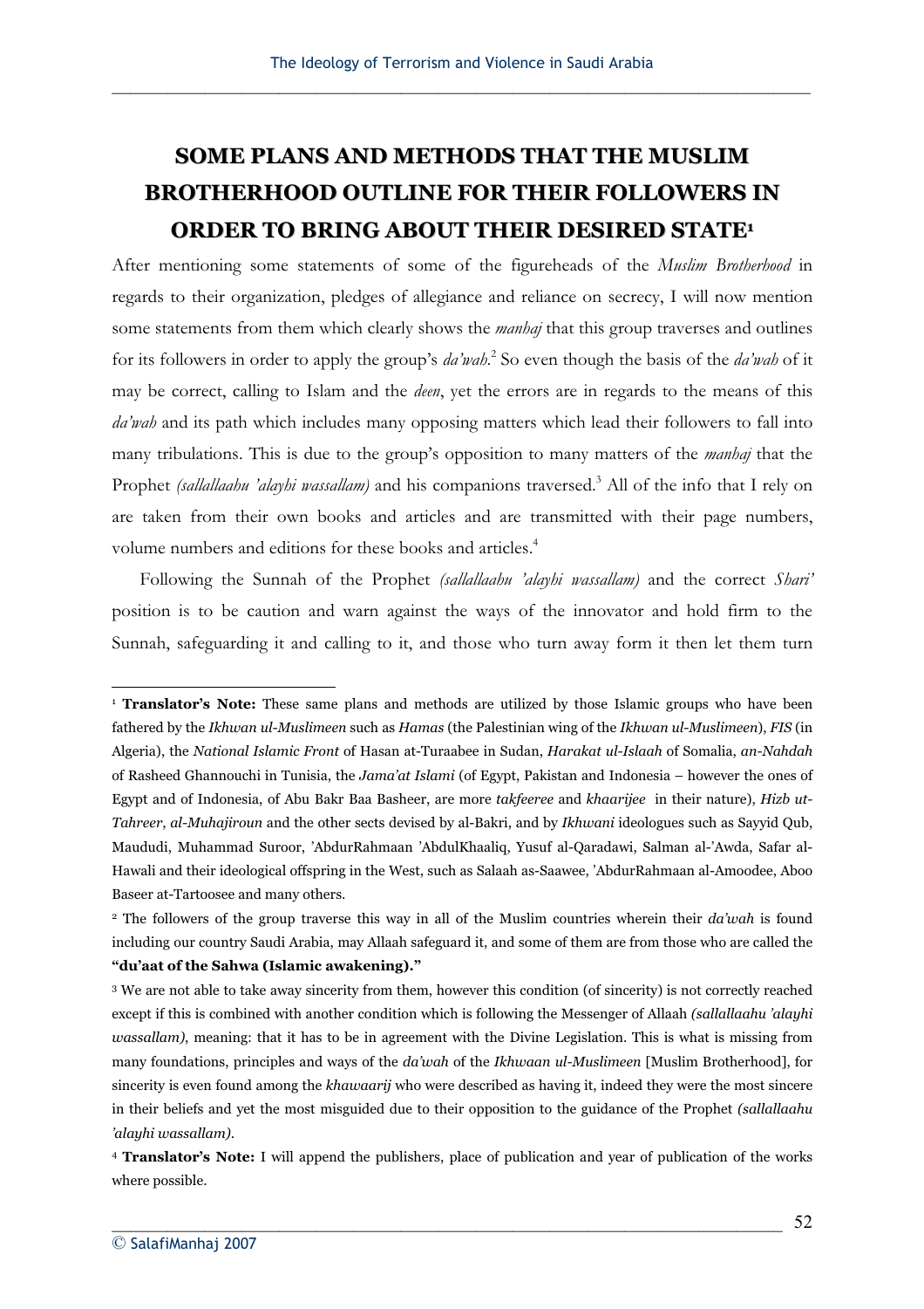## SOME PLANS AND METHODS THAT THE MUSLIM BROTHERHOOD OUTLINE FOR THEIR FOLLOWERS IN ORDER TO BRING ABOUT THEIR DESIRED STATE[1]

After mentioning some statements of some of the figureheads of the *Muslim Brotherhood* in regards to their organization, pledges of allegiance and reliance on secrecy, I will now mention some statements from them which clearly shows the *manhaj* that this group traverses and outlines for its followers in order to apply the group's *da'wah*.[2] So even though the basis of the *da'wah* of it may be correct, calling to Islam and the *deen*, yet the errors are in regards to the means of this *da'wah* and its path which includes many opposing matters which lead their followers to fall into many tribulations. This is due to the group's opposition to many matters of the *manhaj* that the Prophet *(sallallaahu 'alayhi wassallam)* and his companions traversed.[3] All of the info that I rely on are taken from their own books and articles and are transmitted with their page numbers, volume numbers and editions for these books and articles.[4]

Following the Sunnah of the Prophet *(sallallaahu 'alayhi wassallam)* and the correct *Shari'* position is to be caution and warn against the ways of the innovator and hold firm to the Sunnah, safeguarding it and calling to it, and those who turn away form it then let them turn

---

[1] **Translator's Note:** These same plans and methods are utilized by those Islamic groups who have been fathered by the *Ikhwan ul-Muslimeen* such as *Hamas* (the Palestinian wing of the *Ikhwan ul-Muslimeen*), *FIS* (in Algeria), the *National Islamic Front* of Hasan at-Turaabee in Sudan, *Harakat ul-Islaah* of Somalia, *an-Nahdah* of Rasheed Ghannouchi in Tunisia, the *Jama'at Islami* (of Egypt, Pakistan and Indonesia – however the ones of Egypt and of Indonesia, of Abu Bakr Baa Basheer, are more *takfeeree* and *khaarijee* in their nature), *Hizb ut-Tahreer*, *al-Muhajiroun* and the other sects devised by al-Bakri, and by *Ikhwani* ideologues such as Sayyid Qub, Maudadi, Muhammad Suroor, 'AbdurRahmaan 'AbdulKhaaliq, Yusuf al-Qaradawi, Salman al-'Awda, Safar al-Hawali and their ideological offspring in the West, such as Salaah as-Saawee, 'AbdurRahmaan al-Amoodee, Aboo Baseer at-Tartoosee and many others.

[2] The followers of the group traverse this way in all of the Muslim countries wherein their *da'wah* is found including our country Saudi Arabia, may Allaah safeguard it, and some of them are from those who are called the **"du'aat of the Sahwa (Islamic awakening)."**

[3] We are not able to take away sincerity from them, however this condition (of sincerity) is not correctly reached except if this is combined with another condition which is following the Messenger of Allaah *(sallallaahu 'alayhi wassallam)*, meaning: that it has to be in agreement with the Divine Legislation. This is what is missing from many foundations, principles and ways of the *da'wah* of the *Ikhwaan ul-Muslimeen* [Muslim Brotherhood], for sincerity is even found among the *khawaarij* who were described as having it, indeed they were the most sincere in their beliefs and yet the most misguided due to their opposition to the guidance of the Prophet *(sallallaahu 'alayhi wassallam)*.

[4] **Translator's Note:** I will append the publishers, place of publication and year of publication of the works where possible.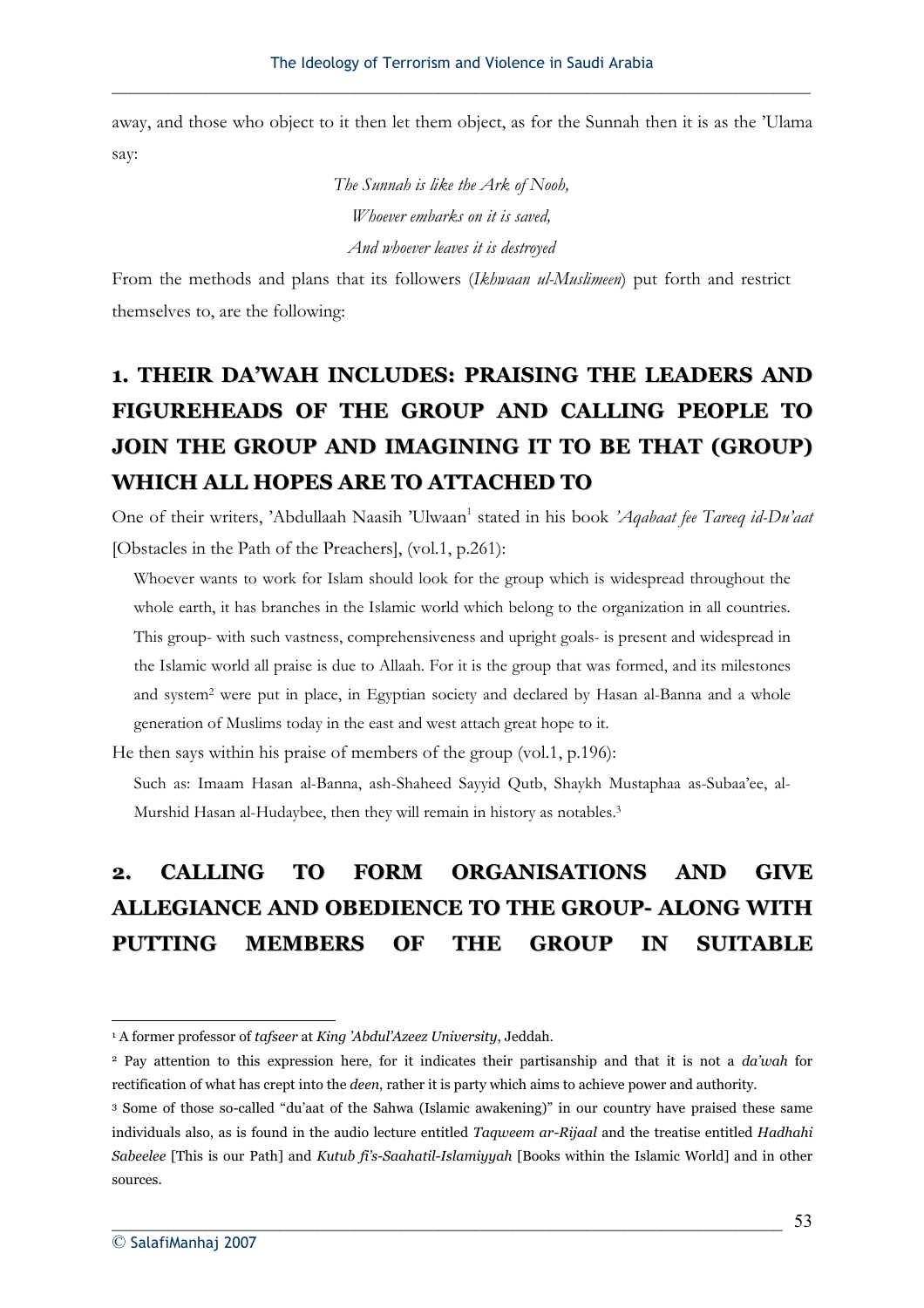away, and those who object to it then let them object, as for the Sunnah then it is as the 'Ulama say:

*The Sunnah is like the Ark of Nooh,*
*Whoever embarks on it is saved,*
*And whoever leaves it is destroyed*

From the methods and plans that its followers (*Ikhwaan ul-Muslimeen*) put forth and restrict themselves to, are the following:

## 1. THEIR DA'WAH INCLUDES: PRAISING THE LEADERS AND FIGUREHEADS OF THE GROUP AND CALLING PEOPLE TO JOIN THE GROUP AND IMAGINING IT TO BE THAT (GROUP) WHICH ALL HOPES ARE TO ATTACHED TO

One of their writers, 'Abdullaah Naasih 'Ulwaan[1] stated in his book *'Aqabaat fee Tareeq id-Du'aat* [Obstacles in the Path of the Preachers], (vol.1, p.261):

> Whoever wants to work for Islam should look for the group which is widespread throughout the whole earth, it has branches in the Islamic world which belong to the organization in all countries. This group- with such vastness, comprehensiveness and upright goals- is present and widespread in the Islamic world all praise is due to Allaah. For it is the group that was formed, and its milestones and system[2] were put in place, in Egyptian society and declared by Hasan al-Banna and a whole generation of Muslims today in the east and west attach great hope to it.

He then says within his praise of members of the group (vol.1, p.196):

> Such as: Imaam Hasan al-Banna, ash-Shaheed Sayyid Qutb, Shaykh Mustaphaa as-Subaa'ee, al-Murshid Hasan al-Hudaybee, then they will remain in history as notables.[3]

## 2. CALLING TO FORM ORGANISATIONS AND GIVE ALLEGIANCE AND OBEDIENCE TO THE GROUP- ALONG WITH PUTTING MEMBERS OF THE GROUP IN SUITABLE

---

[1] A former professor of *tafseer* at *King 'Abdul'Azeez University*, Jeddah.

[2] Pay attention to this expression here, for it indicates their partisanship and that it is not a *da'wah* for rectification of what has crept into the *deen*, rather it is party which aims to achieve power and authority.

[3] Some of those so-called "du'aat of the Sahwa (Islamic awakening)" in our country have praised these same individuals also, as is found in the audio lecture entitled *Taqweem ar-Rijaal* and the treatise entitled *Hadhahi Sabeelee* [This is our Path] and *Kutub fi's-Saahatil-Islamiyyah* [Books within the Islamic World] and in other sources.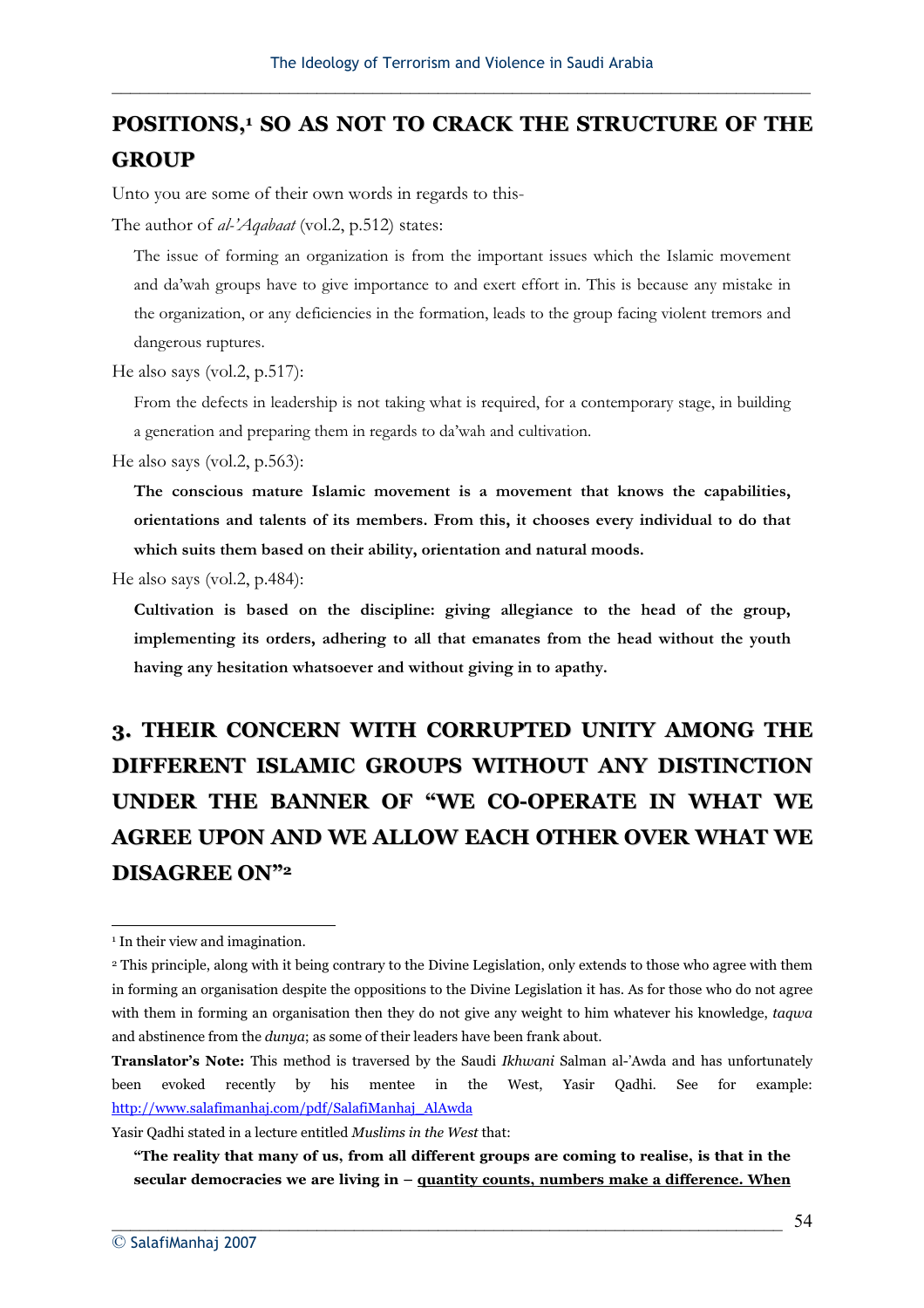## POSITIONS,[1] SO AS NOT TO CRACK THE STRUCTURE OF THE GROUP

Unto you are some of their own words in regards to this-

The author of *al-'Aqabaat* (vol.2, p.512) states:

> The issue of forming an organization is from the important issues which the Islamic movement and da'wah groups have to give importance to and exert effort in. This is because any mistake in the organization, or any deficiencies in the formation, leads to the group facing violent tremors and dangerous ruptures.

He also says (vol.2, p.517):

> From the defects in leadership is not taking what is required, for a contemporary stage, in building a generation and preparing them in regards to da'wah and cultivation.

He also says (vol.2, p.563):

> **The conscious mature Islamic movement is a movement that knows the capabilities, orientations and talents of its members. From this, it chooses every individual to do that which suits them based on their ability, orientation and natural moods.**

He also says (vol.2, p.484):

> **Cultivation is based on the discipline: giving allegiance to the head of the group, implementing its orders, adhering to all that emanates from the head without the youth having any hesitation whatsoever and without giving in to apathy.**

## 3. THEIR CONCERN WITH CORRUPTED UNITY AMONG THE DIFFERENT ISLAMIC GROUPS WITHOUT ANY DISTINCTION UNDER THE BANNER OF "WE CO-OPERATE IN WHAT WE AGREE UPON AND WE ALLOW EACH OTHER OVER WHAT WE DISAGREE ON"[2]

---

[1] In their view and imagination.

[2] This principle, along with it being contrary to the Divine Legislation, only extends to those who agree with them in forming an organisation despite the oppositions to the Divine Legislation it has. As for those who do not agree with them in forming an organisation then they do not give any weight to him whatever his knowledge, *taqwa* and abstinence from the *dunya*; as some of their leaders have been frank about.

**Translator's Note:** This method is traversed by the Saudi *Ikhwani* Salman al-'Awda and has unfortunately been evoked recently by his mentee in the West, Yasir Qadhi. See for example: http://www.salafimanhaj.com/pdf/SalafiManhaj_AlAwda

Yasir Qadhi stated in a lecture entitled *Muslims in the West* that:

> **"The reality that many of us, from all different groups are coming to realise, is that in the secular democracies we are living in – <u>quantity counts, numbers make a difference. When</u>**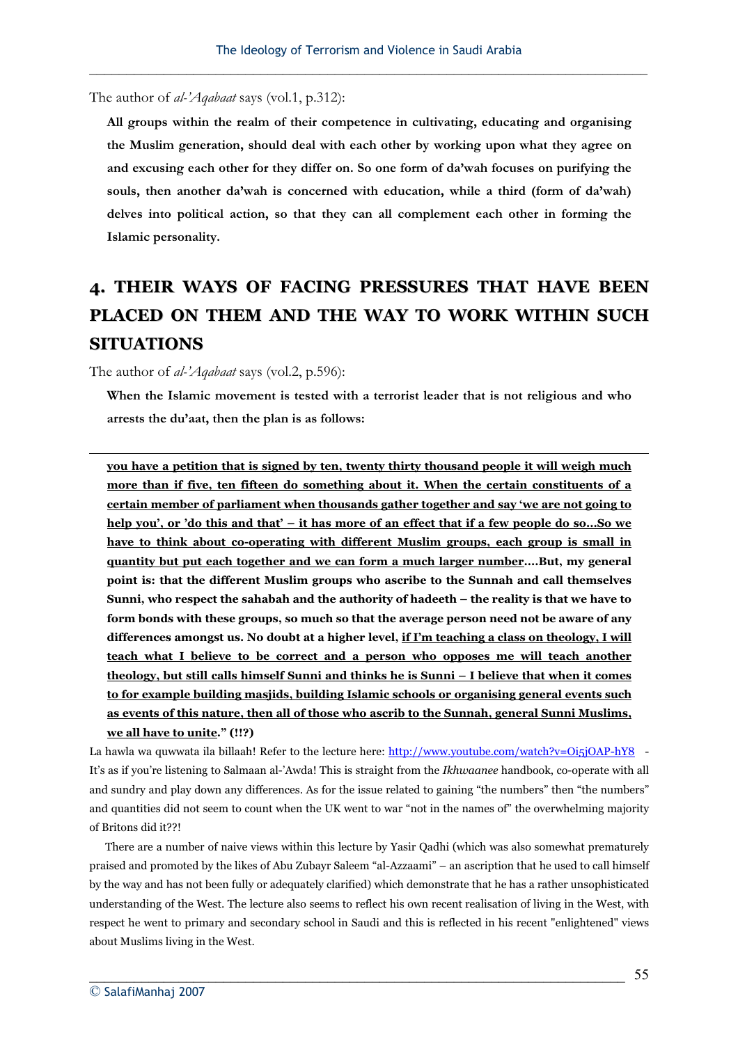The author of *al-'Aqabaat* says (vol.1, p.312):

> **All groups within the realm of their competence in cultivating, educating and organising the Muslim generation, should deal with each other by working upon what they agree on and excusing each other for they differ on. So one form of da'wah focuses on purifying the souls, then another da'wah is concerned with education, while a third (form of da'wah) delves into political action, so that they can all complement each other in forming the Islamic personality.**

## 4. THEIR WAYS OF FACING PRESSURES THAT HAVE BEEN PLACED ON THEM AND THE WAY TO WORK WITHIN SUCH SITUATIONS

The author of *al-'Aqabaat* says (vol.2, p.596):

> **When the Islamic movement is tested with a terrorist leader that is not religious and who arrests the du'aat, then the plan is as follows:**

---

> **<u>you have a petition that is signed by ten, twenty thirty thousand people it will weigh much more than if five, ten fifteen do something about it. When the certain constituents of a certain member of parliament when thousands gather together and say 'we are not going to help you', or 'do this and that' – it has more of an effect that if a few people do so…So we have to think about co-operating with different Muslim groups, each group is small in quantity but put each together and we can form a much larger number</u>….But, my general point is: that the different Muslim groups who ascribe to the Sunnah and call themselves Sunni, who respect the sahabah and the authority of hadeeth – the reality is that we have to form bonds with these groups, so much so that the average person need not be aware of any differences amongst us. No doubt at a higher level, <u>if I'm teaching a class on theology, I will teach what I believe to be correct and a person who opposes me will teach another theology, but still calls himself Sunni and thinks he is Sunni – I believe that when it comes to for example building masjids, building Islamic schools or organising general events such as events of this nature, then all of those who ascrib to the Sunnah, general Sunni Muslims, we all have to unite</u>." (!!?)**

La hawla wa quwwata ila billaah! Refer to the lecture here: http://www.youtube.com/watch?v=Oi5jOAP-hY8 - It's as if you're listening to Salmaan al-'Awda! This is straight from the *Ikhwaanee* handbook, co-operate with all and sundry and play down any differences. As for the issue related to gaining "the numbers" then "the numbers" and quantities did not seem to count when the UK went to war "not in the names of" the overwhelming majority of Britons did it??!

There are a number of naive views within this lecture by Yasir Qadhi (which was also somewhat prematurely praised and promoted by the likes of Abu Zubayr Saleem "al-Azzaami" – an ascription that he used to call himself by the way and has not been fully or adequately clarified) which demonstrate that he has a rather unsophisticated understanding of the West. The lecture also seems to reflect his own recent realisation of living in the West, with respect he went to primary and secondary school in Saudi and this is reflected in his recent "enlightened" views about Muslims living in the West.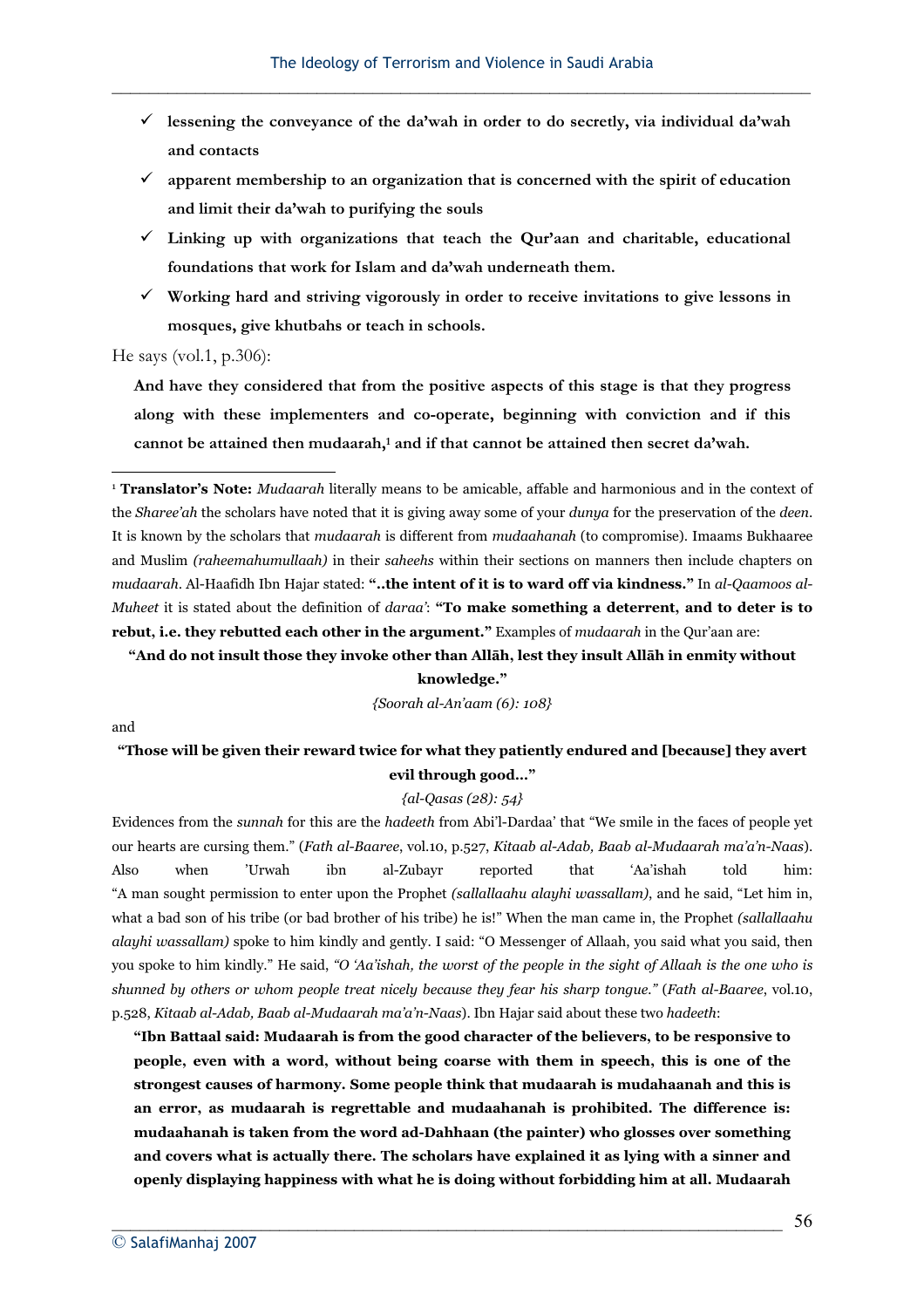- ✓ **lessening the conveyance of the da'wah in order to do secretly, via individual da'wah and contacts**
- ✓ **apparent membership to an organization that is concerned with the spirit of education and limit their da'wah to purifying the souls**
- ✓ **Linking up with organizations that teach the Qur'aan and charitable, educational foundations that work for Islam and da'wah underneath them.**
- ✓ **Working hard and striving vigorously in order to receive invitations to give lessons in mosques, give khutbahs or teach in schools.**

He says (vol.1, p.306):

> **And have they considered that from the positive aspects of this stage is that they progress along with these implementers and co-operate, beginning with conviction and if this cannot be attained then mudaarah,[1] and if that cannot be attained then secret da'wah.**

---

[1] **Translator's Note:** *Mudaarah* literally means to be amicable, affable and harmonious and in the context of the *Sharee'ah* the scholars have noted that it is giving away some of your *dunya* for the preservation of the *deen*. It is known by the scholars that *mudaarah* is different from *mudaahanah* (to compromise). Imaams Bukhaaree and Muslim *(raheemahumullaah)* in their *saheehs* within their sections on manners then include chapters on *mudaarah*. Al-Haafidh Ibn Hajar stated: **"..the intent of it is to ward off via kindness."** In *al-Qaamoos al-Muheet* it is stated about the definition of *daraa'*: **"To make something a deterrent, and to deter is to rebut, i.e. they rebutted each other in the argument."** Examples of *mudaarah* in the Qur'aan are:

**"And do not insult those they invoke other than Allāh, lest they insult Allāh in enmity without knowledge."**

*{Soorah al-An'aam (6): 108}*

and

**"Those will be given their reward twice for what they patiently endured and [because] they avert evil through good…"**

*{al-Qasas (28): 54}*

Evidences from the *sunnah* for this are the *hadeeth* from Abi'l-Dardaa' that "We smile in the faces of people yet our hearts are cursing them." (*Fath al-Baaree*, vol.10, p.527, *Kitaab al-Adab, Baab al-Mudaarah ma'a'n-Naas*). Also when 'Urwah ibn al-Zubayr reported that 'Aa'ishah told him: "A man sought permission to enter upon the Prophet *(sallallaahu alayhi wassallam)*, and he said, "Let him in, what a bad son of his tribe (or bad brother of his tribe) he is!" When the man came in, the Prophet *(sallallaahu alayhi wassallam)* spoke to him kindly and gently. I said: "O Messenger of Allaah, you said what you said, then you spoke to him kindly." He said, *"O 'Aa'ishah, the worst of the people in the sight of Allaah is the one who is shunned by others or whom people treat nicely because they fear his sharp tongue."* (*Fath al-Baaree*, vol.10, p.528, *Kitaab al-Adab, Baab al-Mudaarah ma'a'n-Naas*). Ibn Hajar said about these two *hadeeth*:

> **"Ibn Battaal said: Mudaarah is from the good character of the believers, to be responsive to people, even with a word, without being coarse with them in speech, this is one of the strongest causes of harmony. Some people think that mudaarah is mudahaanah and this is an error, as mudaarah is regrettable and mudaahanah is prohibited. The difference is: mudaahanah is taken from the word ad-Dahhaan (the painter) who glosses over something and covers what is actually there. The scholars have explained it as lying with a sinner and openly displaying happiness with what he is doing without forbidding him at all. Mudaarah**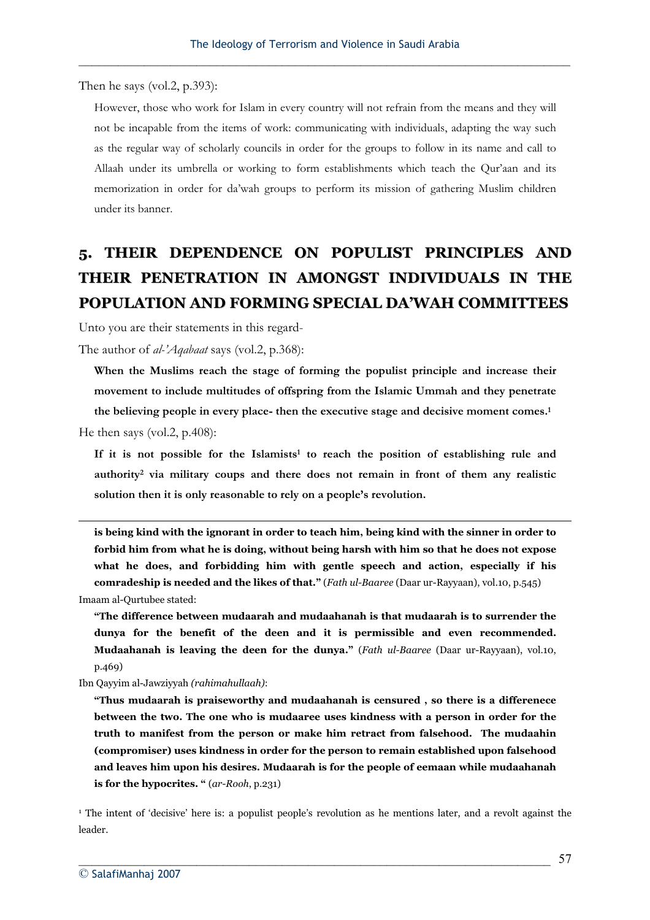Then he says (vol.2, p.393):

> However, those who work for Islam in every country will not refrain from the means and they will not be incapable from the items of work: communicating with individuals, adapting the way such as the regular way of scholarly councils in order for the groups to follow in its name and call to Allaah under its umbrella or working to form establishments which teach the Qur'aan and its memorization in order for da'wah groups to perform its mission of gathering Muslim children under its banner.

## 5. THEIR DEPENDENCE ON POPULIST PRINCIPLES AND THEIR PENETRATION IN AMONGST INDIVIDUALS IN THE POPULATION AND FORMING SPECIAL DA'WAH COMMITTEES

Unto you are their statements in this regard-

The author of *al-'Aqabaat* says (vol.2, p.368):

> **When the Muslims reach the stage of forming the populist principle and increase their movement to include multitudes of offspring from the Islamic Ummah and they penetrate the believing people in every place- then the executive stage and decisive moment comes.**[1]

He then says (vol.2, p.408):

> **If it is not possible for the Islamists[1] to reach the position of establishing rule and authority[2] via military coups and there does not remain in front of them any realistic solution then it is only reasonable to rely on a people's revolution.**

---

> **is being kind with the ignorant in order to teach him, being kind with the sinner in order to forbid him from what he is doing, without being harsh with him so that he does not expose what he does, and forbidding him with gentle speech and action, especially if his comradeship is needed and the likes of that."** (*Fath ul-Baaree* (Daar ur-Rayyaan), vol.10, p.545)

Imaam al-Qurtubee stated:

> **"The difference between mudaarah and mudaahanah is that mudaarah is to surrender the dunya for the benefit of the deen and it is permissible and even recommended. Mudaahanah is leaving the deen for the dunya."** (*Fath ul-Baaree* (Daar ur-Rayyaan), vol.10, p.469)

Ibn Qayyim al-Jawziyyah *(rahimahullaah)*:

> **"Thus mudaarah is praiseworthy and mudaahanah is censured , so there is a differenece between the two. The one who is mudaaree uses kindness with a person in order for the truth to manifest from the person or make him retract from falsehood. The mudaahin (compromiser) uses kindness in order for the person to remain established upon falsehood and leaves him upon his desires. Mudaarah is for the people of eemaan while mudaahanah is for the hypocrites. "** (*ar-Rooh*, p.231)

[1] The intent of 'decisive' here is: a populist people's revolution as he mentions later, and a revolt against the leader.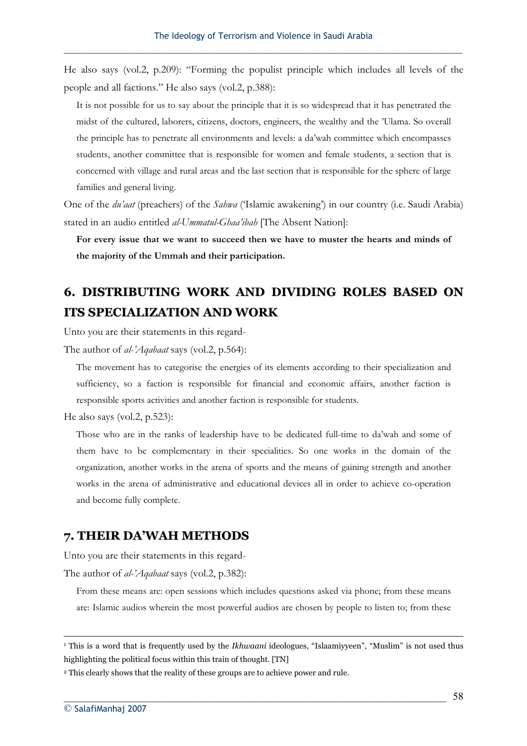He also says (vol.2, p.209): "Forming the populist principle which includes all levels of the people and all factions." He also says (vol.2, p.388):

> It is not possible for us to say about the principle that it is so widespread that it has penetrated the midst of the cultured, laborers, citizens, doctors, engineers, the wealthy and the 'Ulama. So overall the principle has to penetrate all environments and levels: a da'wah committee which encompasses students, another committee that is responsible for women and female students, a section that is concerned with village and rural areas and the last section that is responsible for the sphere of large families and general living.

One of the *du'aat* (preachers) of the *Sahwa* ('Islamic awakening') in our country (i.e. Saudi Arabia) stated in an audio entitled *al-Ummatul-Ghaa'ibah* [The Absent Nation]:

> **For every issue that we want to succeed then we have to muster the hearts and minds of the majority of the Ummah and their participation.**

## 6. DISTRIBUTING WORK AND DIVIDING ROLES BASED ON ITS SPECIALIZATION AND WORK

Unto you are their statements in this regard-

The author of *al-'Aqabaat* says (vol.2, p.564):

> The movement has to categorise the energies of its elements according to their specialization and sufficiency, so a faction is responsible for financial and economic affairs, another faction is responsible sports activities and another faction is responsible for students.

He also says (vol.2, p.523):

> Those who are in the ranks of leadership have to be dedicated full-time to da'wah and some of them have to be complementary in their specialities. So one works in the domain of the organization, another works in the arena of sports and the means of gaining strength and another works in the arena of administrative and educational devices all in order to achieve co-operation and become fully complete.

## 7. THEIR DA'WAH METHODS

Unto you are their statements in this regard-

The author of *al-'Aqabaat* says (vol.2, p.382):

> From these means are: open sessions which includes questions asked via phone; from these means are: Islamic audios wherein the most powerful audios are chosen by people to listen to; from these

---

[1] This is a word that is frequently used by the *Ikhwaani* ideologues, "Islaamiyyeen", "Muslim" is not used thus highlighting the political focus within this train of thought. [TN]

[2] This clearly shows that the reality of these groups are to achieve power and rule.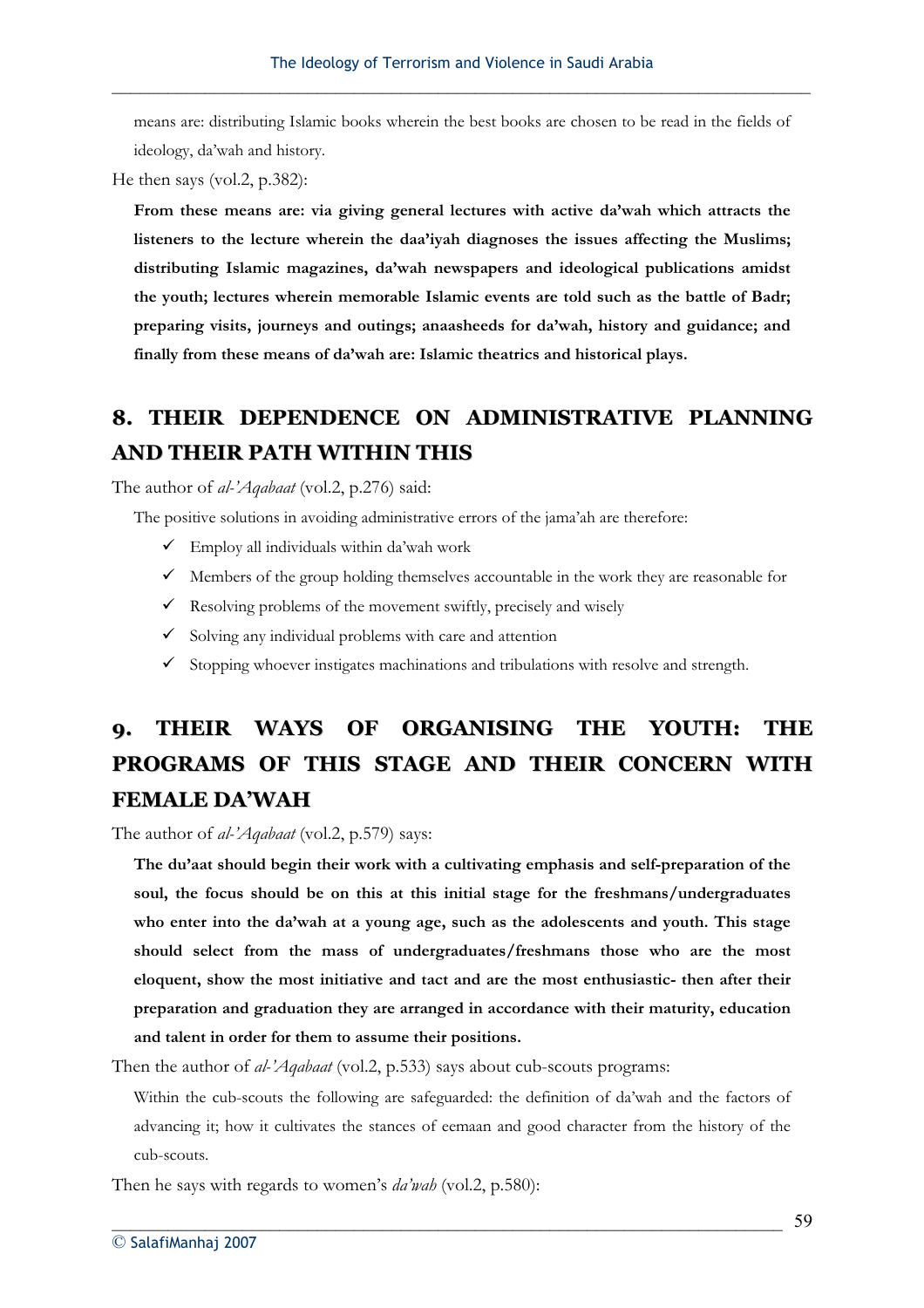means are: distributing Islamic books wherein the best books are chosen to be read in the fields of ideology, da'wah and history.

He then says (vol.2, p.382):

> **From these means are: via giving general lectures with active da'wah which attracts the listeners to the lecture wherein the daa'iyah diagnoses the issues affecting the Muslims; distributing Islamic magazines, da'wah newspapers and ideological publications amidst the youth; lectures wherein memorable Islamic events are told such as the battle of Badr; preparing visits, journeys and outings; anaasheeds for da'wah, history and guidance; and finally from these means of da'wah are: Islamic theatrics and historical plays.**

## 8. THEIR DEPENDENCE ON ADMINISTRATIVE PLANNING AND THEIR PATH WITHIN THIS

The author of *al-'Aqabaat* (vol.2, p.276) said:

> The positive solutions in avoiding administrative errors of the jama'ah are therefore:
>
> - ✓ Employ all individuals within da'wah work
> - ✓ Members of the group holding themselves accountable in the work they are reasonable for
> - ✓ Resolving problems of the movement swiftly, precisely and wisely
> - ✓ Solving any individual problems with care and attention
> - ✓ Stopping whoever instigates machinations and tribulations with resolve and strength.

## 9. THEIR WAYS OF ORGANISING THE YOUTH: THE PROGRAMS OF THIS STAGE AND THEIR CONCERN WITH FEMALE DA'WAH

The author of *al-'Aqabaat* (vol.2, p.579) says:

> **The du'aat should begin their work with a cultivating emphasis and self-preparation of the soul, the focus should be on this at this initial stage for the freshmans/undergraduates who enter into the da'wah at a young age, such as the adolescents and youth. This stage should select from the mass of undergraduates/freshmans those who are the most eloquent, show the most initiative and tact and are the most enthusiastic- then after their preparation and graduation they are arranged in accordance with their maturity, education and talent in order for them to assume their positions.**

Then the author of *al-'Aqabaat* (vol.2, p.533) says about cub-scouts programs:

> Within the cub-scouts the following are safeguarded: the definition of da'wah and the factors of advancing it; how it cultivates the stances of eemaan and good character from the history of the cub-scouts.

Then he says with regards to women's *da'wah* (vol.2, p.580):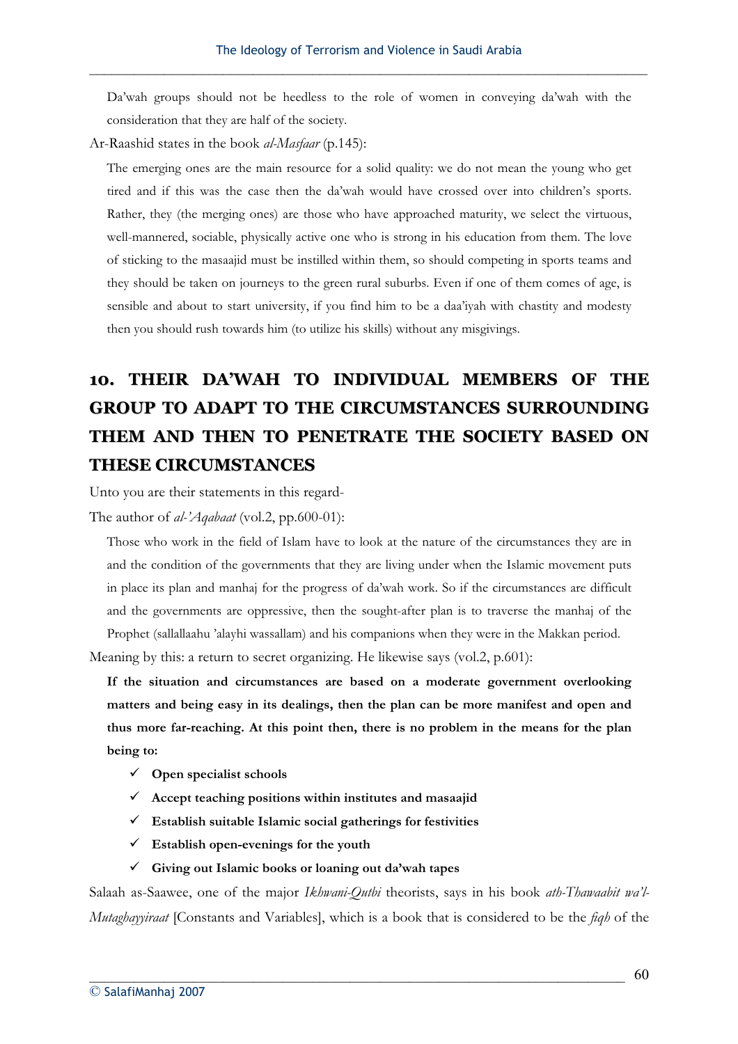Da'wah groups should not be heedless to the role of women in conveying da'wah with the consideration that they are half of the society.

Ar-Raashid states in the book *al-Masfaar* (p.145):

> The emerging ones are the main resource for a solid quality: we do not mean the young who get tired and if this was the case then the da'wah would have crossed over into children's sports. Rather, they (the merging ones) are those who have approached maturity, we select the virtuous, well-mannered, sociable, physically active one who is strong in his education from them. The love of sticking to the masaajid must be instilled within them, so should competing in sports teams and they should be taken on journeys to the green rural suburbs. Even if one of them comes of age, is sensible and about to start university, if you find him to be a daa'iyah with chastity and modesty then you should rush towards him (to utilize his skills) without any misgivings.

## 10. THEIR DA'WAH TO INDIVIDUAL MEMBERS OF THE GROUP TO ADAPT TO THE CIRCUMSTANCES SURROUNDING THEM AND THEN TO PENETRATE THE SOCIETY BASED ON THESE CIRCUMSTANCES

Unto you are their statements in this regard-

The author of *al-'Aqabaat* (vol.2, pp.600-01):

> Those who work in the field of Islam have to look at the nature of the circumstances they are in and the condition of the governments that they are living under when the Islamic movement puts in place its plan and manhaj for the progress of da'wah work. So if the circumstances are difficult and the governments are oppressive, then the sought-after plan is to traverse the manhaj of the Prophet (sallallaahu 'alayhi wassallam) and his companions when they were in the Makkan period.

Meaning by this: a return to secret organizing. He likewise says (vol.2, p.601):

> **If the situation and circumstances are based on a moderate government overlooking matters and being easy in its dealings, then the plan can be more manifest and open and thus more far-reaching. At this point then, there is no problem in the means for the plan being to:**
>
> - ✓ **Open specialist schools**
> - ✓ **Accept teaching positions within institutes and masaajid**
> - ✓ **Establish suitable Islamic social gatherings for festivities**
> - ✓ **Establish open-evenings for the youth**
> - ✓ **Giving out Islamic books or loaning out da'wah tapes**

Salaah as-Saawee, one of the major *Ikhwani-Qutbi* theorists, says in his book *ath-Thawaabit wa'l-Mutaghayyiraat* [Constants and Variables], which is a book that is considered to be the *fiqh* of the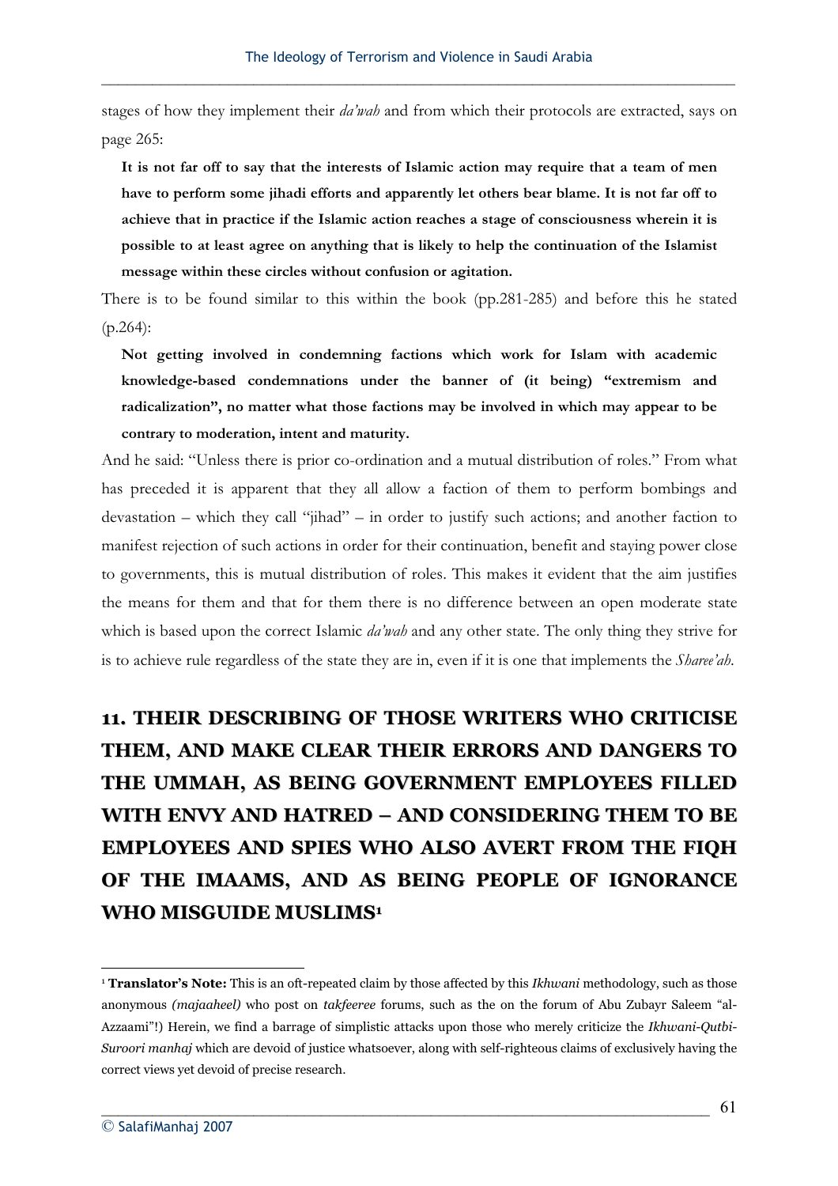stages of how they implement their *da'wah* and from which their protocols are extracted, says on page 265:

> **It is not far off to say that the interests of Islamic action may require that a team of men have to perform some jihadi efforts and apparently let others bear blame. It is not far off to achieve that in practice if the Islamic action reaches a stage of consciousness wherein it is possible to at least agree on anything that is likely to help the continuation of the Islamist message within these circles without confusion or agitation.**

There is to be found similar to this within the book (pp.281-285) and before this he stated (p.264):

> **Not getting involved in condemning factions which work for Islam with academic knowledge-based condemnations under the banner of (it being) "extremism and radicalization", no matter what those factions may be involved in which may appear to be contrary to moderation, intent and maturity.**

And he said: "Unless there is prior co-ordination and a mutual distribution of roles." From what has preceded it is apparent that they all allow a faction of them to perform bombings and devastation – which they call "jihad" – in order to justify such actions; and another faction to manifest rejection of such actions in order for their continuation, benefit and staying power close to governments, this is mutual distribution of roles. This makes it evident that the aim justifies the means for them and that for them there is no difference between an open moderate state which is based upon the correct Islamic *da'wah* and any other state. The only thing they strive for is to achieve rule regardless of the state they are in, even if it is one that implements the *Sharee'ah*.

## 11. THEIR DESCRIBING OF THOSE WRITERS WHO CRITICISE THEM, AND MAKE CLEAR THEIR ERRORS AND DANGERS TO THE UMMAH, AS BEING GOVERNMENT EMPLOYEES FILLED WITH ENVY AND HATRED – AND CONSIDERING THEM TO BE EMPLOYEES AND SPIES WHO ALSO AVERT FROM THE FIQH OF THE IMAAMS, AND AS BEING PEOPLE OF IGNORANCE WHO MISGUIDE MUSLIMS[1]

---

[1] **Translator's Note:** This is an oft-repeated claim by those affected by this *Ikhwani* methodology, such as those anonymous *(majaaheel)* who post on *takfeeree* forums, such as the on the forum of Abu Zubayr Saleem "al-Azzaami"!) Herein, we find a barrage of simplistic attacks upon those who merely criticize the *Ikhwani-Qutbi-Suroori manhaj* which are devoid of justice whatsoever, along with self-righteous claims of exclusively having the correct views yet devoid of precise research.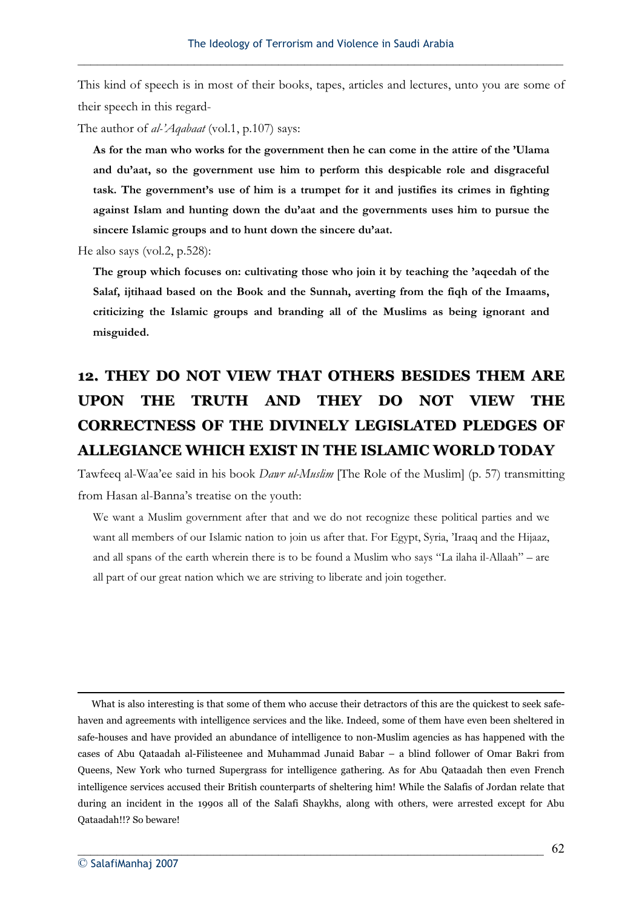This kind of speech is in most of their books, tapes, articles and lectures, unto you are some of their speech in this regard-

The author of *al-'Aqabaat* (vol.1, p.107) says:

> **As for the man who works for the government then he can come in the attire of the 'Ulama and du'aat, so the government use him to perform this despicable role and disgraceful task. The government's use of him is a trumpet for it and justifies its crimes in fighting against Islam and hunting down the du'aat and the governments uses him to pursue the sincere Islamic groups and to hunt down the sincere du'aat.**

He also says (vol.2, p.528):

> **The group which focuses on: cultivating those who join it by teaching the 'aqeedah of the Salaf, ijtihaad based on the Book and the Sunnah, averting from the fiqh of the Imaams, criticizing the Islamic groups and branding all of the Muslims as being ignorant and misguided.**

## 12. THEY DO NOT VIEW THAT OTHERS BESIDES THEM ARE UPON THE TRUTH AND THEY DO NOT VIEW THE CORRECTNESS OF THE DIVINELY LEGISLATED PLEDGES OF ALLEGIANCE WHICH EXIST IN THE ISLAMIC WORLD TODAY

Tawfeeq al-Waa'ee said in his book *Dawr ul-Muslim* [The Role of the Muslim] (p. 57) transmitting from Hasan al-Banna's treatise on the youth:

> We want a Muslim government after that and we do not recognize these political parties and we want all members of our Islamic nation to join us after that. For Egypt, Syria, 'Iraaq and the Hijaaz, and all spans of the earth wherein there is to be found a Muslim who says "La ilaha il-Allaah" – are all part of our great nation which we are striving to liberate and join together.

---

What is also interesting is that some of them who accuse their detractors of this are the quickest to seek safe-haven and agreements with intelligence services and the like. Indeed, some of them have even been sheltered in safe-houses and have provided an abundance of intelligence to non-Muslim agencies as has happened with the cases of Abu Qataadah al-Filisteenee and Muhammad Junaid Babar – a blind follower of Omar Bakri from Queens, New York who turned Supergrass for intelligence gathering. As for Abu Qataadah then even French intelligence services accused their British counterparts of sheltering him! While the Salafis of Jordan relate that during an incident in the 1990s all of the Salafi Shaykhs, along with others, were arrested except for Abu Qataadah!!? So beware!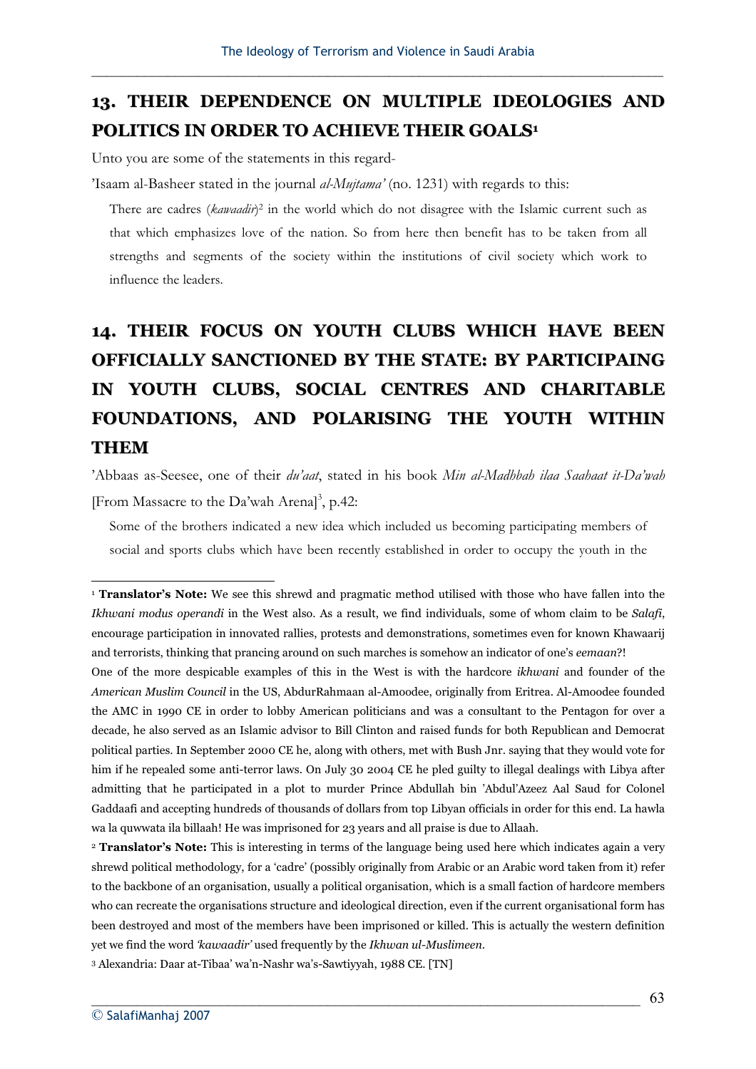## 13. THEIR DEPENDENCE ON MULTIPLE IDEOLOGIES AND POLITICS IN ORDER TO ACHIEVE THEIR GOALS[1]

Unto you are some of the statements in this regard-

'Isaam al-Basheer stated in the journal *al-Mujtama'* (no. 1231) with regards to this:

> There are cadres (*kawaadir*)[2] in the world which do not disagree with the Islamic current such as that which emphasizes love of the nation. So from here then benefit has to be taken from all strengths and segments of the society within the institutions of civil society which work to influence the leaders.

## 14. THEIR FOCUS ON YOUTH CLUBS WHICH HAVE BEEN OFFICIALLY SANCTIONED BY THE STATE: BY PARTICIPAING IN YOUTH CLUBS, SOCIAL CENTRES AND CHARITABLE FOUNDATIONS, AND POLARISING THE YOUTH WITHIN THEM

'Abbaas as-Seesee, one of their *du'aat*, stated in his book *Min al-Madhbah ilaa Saahaat it-Da'wah* [From Massacre to the Da'wah Arena][3], p.42:

> Some of the brothers indicated a new idea which included us becoming participating members of social and sports clubs which have been recently established in order to occupy the youth in the

---

[1] **Translator's Note:** We see this shrewd and pragmatic method utilised with those who have fallen into the *Ikhwani modus operandi* in the West also. As a result, we find individuals, some of whom claim to be *Salafi*, encourage participation in innovated rallies, protests and demonstrations, sometimes even for known Khawaarij and terrorists, thinking that prancing around on such marches is somehow an indicator of one's *eemaan*?!

One of the more despicable examples of this in the West is with the hardcore *ikhwani* and founder of the *American Muslim Council* in the US, AbdurRahmaan al-Amoodee, originally from Eritrea. Al-Amoodee founded the AMC in 1990 CE in order to lobby American politicians and was a consultant to the Pentagon for over a decade, he also served as an Islamic advisor to Bill Clinton and raised funds for both Republican and Democrat political parties. In September 2000 CE he, along with others, met with Bush Jnr. saying that they would vote for him if he repealed some anti-terror laws. On July 30 2004 CE he pled guilty to illegal dealings with Libya after admitting that he participated in a plot to murder Prince Abdullah bin 'Abdul'Azeez Aal Saud for Colonel Gaddaafi and accepting hundreds of thousands of dollars from top Libyan officials in order for this end. La hawla wa la quwwata ila billaah! He was imprisoned for 23 years and all praise is due to Allaah.

[2] **Translator's Note:** This is interesting in terms of the language being used here which indicates again a very shrewd political methodology, for a 'cadre' (possibly originally from Arabic or an Arabic word taken from it) refer to the backbone of an organisation, usually a political organisation, which is a small faction of hardcore members who can recreate the organisations structure and ideological direction, even if the current organisational form has been destroyed and most of the members have been imprisoned or killed. This is actually the western definition yet we find the word *'kawaadir'* used frequently by the *Ikhwan ul-Muslimeen*.

[3] Alexandria: Daar at-Tibaa' wa'n-Nashr wa's-Sawtiyyah, 1988 CE. [TN]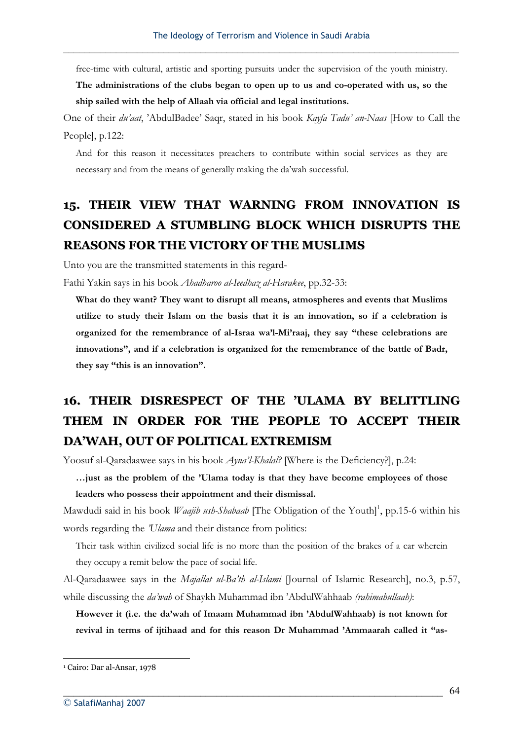> free-time with cultural, artistic and sporting pursuits under the supervision of the youth ministry. **The administrations of the clubs began to open up to us and co-operated with us, so the ship sailed with the help of Allaah via official and legal institutions.**

One of their *du'aat*, 'AbdulBadee' Saqr, stated in his book *Kayfa Tadu' an-Naas* [How to Call the People], p.122:

> And for this reason it necessitates preachers to contribute within social services as they are necessary and from the means of generally making the da'wah successful.

## 15. THEIR VIEW THAT WARNING FROM INNOVATION IS CONSIDERED A STUMBLING BLOCK WHICH DISRUPTS THE REASONS FOR THE VICTORY OF THE MUSLIMS

Unto you are the transmitted statements in this regard-

Fathi Yakin says in his book *Ahadharoo al-Ieedhaz al-Harakee*, pp.32-33:

> **What do they want? They want to disrupt all means, atmospheres and events that Muslims utilize to study their Islam on the basis that it is an innovation, so if a celebration is organized for the remembrance of al-Israa wa'l-Mi'raaj, they say "these celebrations are innovations", and if a celebration is organized for the remembrance of the battle of Badr, they say "this is an innovation".**

## 16. THEIR DISRESPECT OF THE 'ULAMA BY BELITTLING THEM IN ORDER FOR THE PEOPLE TO ACCEPT THEIR DA'WAH, OUT OF POLITICAL EXTREMISM

Yoosuf al-Qaradaawee says in his book *Ayna'l-Khalal?* [Where is the Deficiency?], p.24:

> **…just as the problem of the 'Ulama today is that they have become employees of those leaders who possess their appointment and their dismissal.**

Mawdudi said in his book *Waajib ush-Shabaab* [The Obligation of the Youth][1], pp.15-6 within his words regarding the *'Ulama* and their distance from politics:

> Their task within civilized social life is no more than the position of the brakes of a car wherein they occupy a remit below the pace of social life.

Al-Qaradaawee says in the *Majallat ul-Ba'th al-Islami* [Journal of Islamic Research], no.3, p.57, while discussing the *da'wah* of Shaykh Muhammad ibn 'AbdulWahhaab *(rahimahullaah)*:

> **However it (i.e. the da'wah of Imaam Muhammad ibn 'AbdulWahhaab) is not known for revival in terms of ijtihaad and for this reason Dr Muhammad 'Ammaarah called it "as-**

---

[1] Cairo: Dar al-Ansar, 1978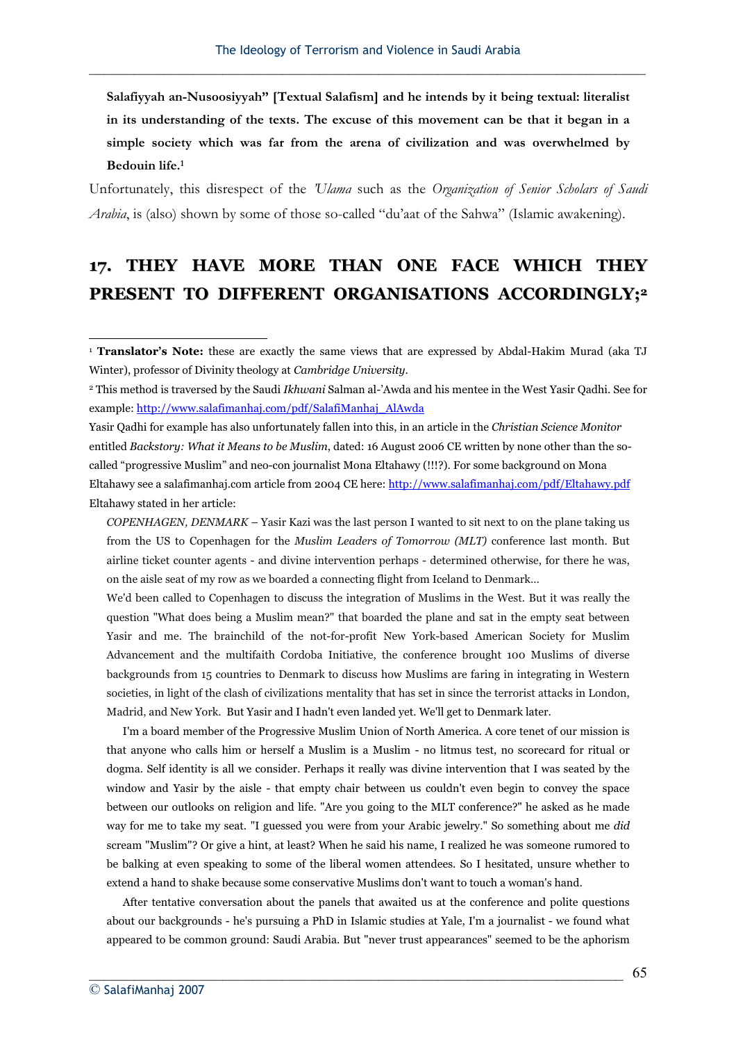**Salafiyyah an-Nusoosiyyah" [Textual Salafism] and he intends by it being textual: literalist in its understanding of the texts. The excuse of this movement can be that it began in a simple society which was far from the arena of civilization and was overwhelmed by Bedouin life.**[1]

Unfortunately, this disrespect of the *'Ulama* such as the *Organization of Senior Scholars of Saudi Arabia*, is (also) shown by some of those so-called "du'aat of the Sahwa" (Islamic awakening).

## 17. THEY HAVE MORE THAN ONE FACE WHICH THEY PRESENT TO DIFFERENT ORGANISATIONS ACCORDINGLY;[2]

---

[1] **Translator's Note:** these are exactly the same views that are expressed by Abdal-Hakim Murad (aka TJ Winter), professor of Divinity theology at *Cambridge University*.

[2] This method is traversed by the Saudi *Ikhwani* Salman al-'Awda and his mentee in the West Yasir Qadhi. See for example: http://www.salafimanhaj.com/pdf/SalafiManhaj_AlAwda

Yasir Qadhi for example has also unfortunately fallen into this, in an article in the *Christian Science Monitor* entitled *Backstory: What it Means to be Muslim*, dated: 16 August 2006 CE written by none other than the so-called "progressive Muslim" and neo-con journalist Mona Eltahawy (!!!?). For some background on Mona Eltahawy see a salafimanhaj.com article from 2004 CE here: http://www.salafimanhaj.com/pdf/Eltahawy.pdf

Eltahawy stated in her article:

> *COPENHAGEN, DENMARK* – Yasir Kazi was the last person I wanted to sit next to on the plane taking us from the US to Copenhagen for the *Muslim Leaders of Tomorrow (MLT)* conference last month. But airline ticket counter agents - and divine intervention perhaps - determined otherwise, for there he was, on the aisle seat of my row as we boarded a connecting flight from Iceland to Denmark...
>
> We'd been called to Copenhagen to discuss the integration of Muslims in the West. But it was really the question "What does being a Muslim mean?" that boarded the plane and sat in the empty seat between Yasir and me. The brainchild of the not-for-profit New York-based American Society for Muslim Advancement and the multifaith Cordoba Initiative, the conference brought 100 Muslims of diverse backgrounds from 15 countries to Denmark to discuss how Muslims are faring in integrating in Western societies, in light of the clash of civilizations mentality that has set in since the terrorist attacks in London, Madrid, and New York. But Yasir and I hadn't even landed yet. We'll get to Denmark later.
>
> I'm a board member of the Progressive Muslim Union of North America. A core tenet of our mission is that anyone who calls him or herself a Muslim is a Muslim - no litmus test, no scorecard for ritual or dogma. Self identity is all we consider. Perhaps it really was divine intervention that I was seated by the window and Yasir by the aisle - that empty chair between us couldn't even begin to convey the space between our outlooks on religion and life. "Are you going to the MLT conference?" he asked as he made way for me to take my seat. "I guessed you were from your Arabic jewelry." So something about me *did* scream "Muslim"? Or give a hint, at least? When he said his name, I realized he was someone rumored to be balking at even speaking to some of the liberal women attendees. So I hesitated, unsure whether to extend a hand to shake because some conservative Muslims don't want to touch a woman's hand.
>
> After tentative conversation about the panels that awaited us at the conference and polite questions about our backgrounds - he's pursuing a PhD in Islamic studies at Yale, I'm a journalist - we found what appeared to be common ground: Saudi Arabia. But "never trust appearances" seemed to be the aphorism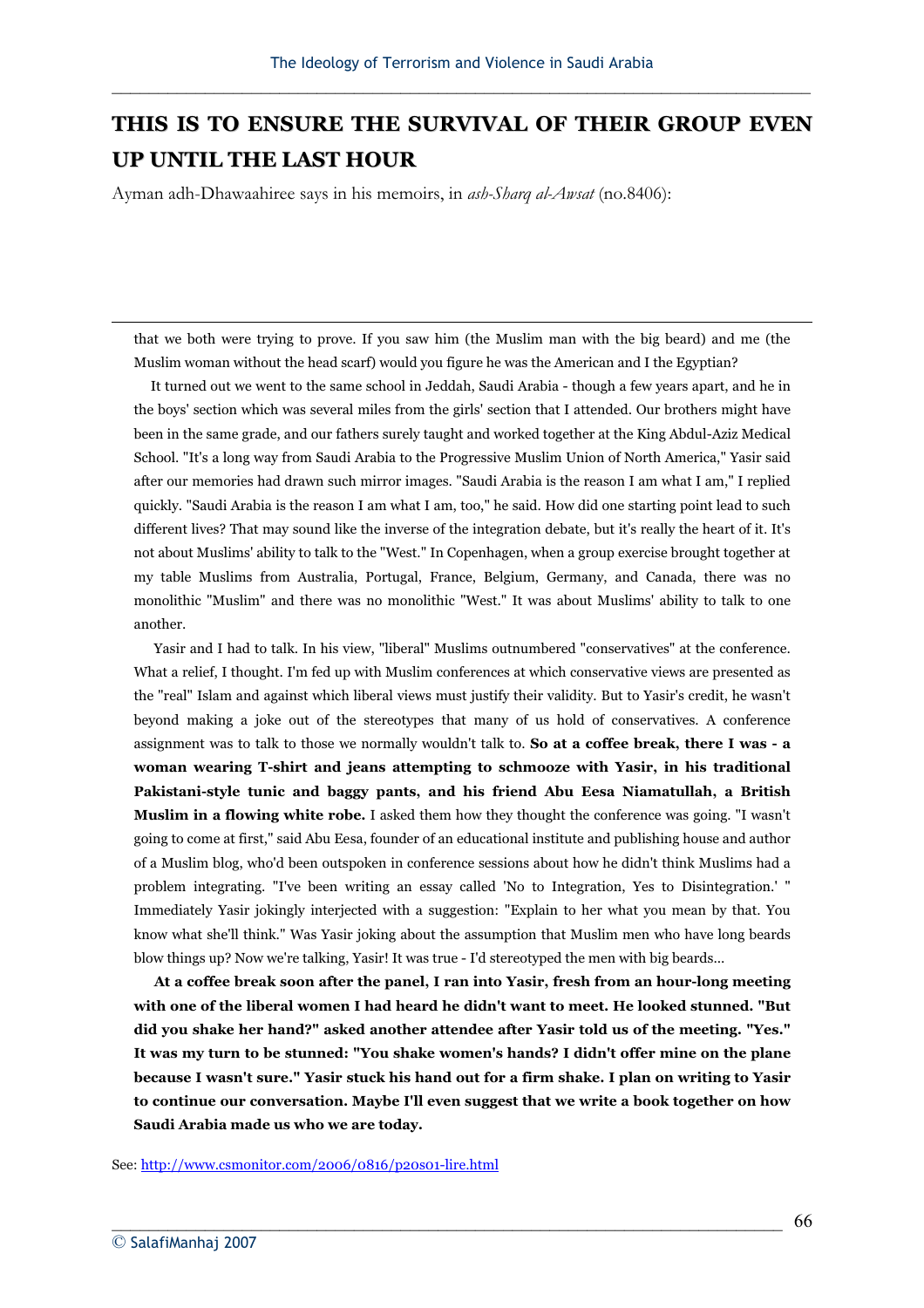## THIS IS TO ENSURE THE SURVIVAL OF THEIR GROUP EVEN UP UNTIL THE LAST HOUR

Ayman adh-Dhawaahiree says in his memoirs, in *ash-Sharq al-Awsat* (no.8406):

---

that we both were trying to prove. If you saw him (the Muslim man with the big beard) and me (the Muslim woman without the head scarf) would you figure he was the American and I the Egyptian?

It turned out we went to the same school in Jeddah, Saudi Arabia - though a few years apart, and he in the boys' section which was several miles from the girls' section that I attended. Our brothers might have been in the same grade, and our fathers surely taught and worked together at the King Abdul-Aziz Medical School. "It's a long way from Saudi Arabia to the Progressive Muslim Union of North America," Yasir said after our memories had drawn such mirror images. "Saudi Arabia is the reason I am what I am," I replied quickly. "Saudi Arabia is the reason I am what I am, too," he said. How did one starting point lead to such different lives? That may sound like the inverse of the integration debate, but it's really the heart of it. It's not about Muslims' ability to talk to the "West." In Copenhagen, when a group exercise brought together at my table Muslims from Australia, Portugal, France, Belgium, Germany, and Canada, there was no monolithic "Muslim" and there was no monolithic "West." It was about Muslims' ability to talk to one another.

Yasir and I had to talk. In his view, "liberal" Muslims outnumbered "conservatives" at the conference. What a relief, I thought. I'm fed up with Muslim conferences at which conservative views are presented as the "real" Islam and against which liberal views must justify their validity. But to Yasir's credit, he wasn't beyond making a joke out of the stereotypes that many of us hold of conservatives. A conference assignment was to talk to those we normally wouldn't talk to. **So at a coffee break, there I was - a woman wearing T-shirt and jeans attempting to schmooze with Yasir, in his traditional Pakistani-style tunic and baggy pants, and his friend Abu Eesa Niamatullah, a British Muslim in a flowing white robe.** I asked them how they thought the conference was going. "I wasn't going to come at first," said Abu Eesa, founder of an educational institute and publishing house and author of a Muslim blog, who'd been outspoken in conference sessions about how he didn't think Muslims had a problem integrating. "I've been writing an essay called 'No to Integration, Yes to Disintegration.' " Immediately Yasir jokingly interjected with a suggestion: "Explain to her what you mean by that. You know what she'll think." Was Yasir joking about the assumption that Muslim men who have long beards blow things up? Now we're talking, Yasir! It was true - I'd stereotyped the men with big beards...

**At a coffee break soon after the panel, I ran into Yasir, fresh from an hour-long meeting with one of the liberal women I had heard he didn't want to meet. He looked stunned. "But did you shake her hand?" asked another attendee after Yasir told us of the meeting. "Yes." It was my turn to be stunned: "You shake women's hands? I didn't offer mine on the plane because I wasn't sure." Yasir stuck his hand out for a firm shake. I plan on writing to Yasir to continue our conversation. Maybe I'll even suggest that we write a book together on how Saudi Arabia made us who we are today.**

See: http://www.csmonitor.com/2006/0816/p20s01-lire.html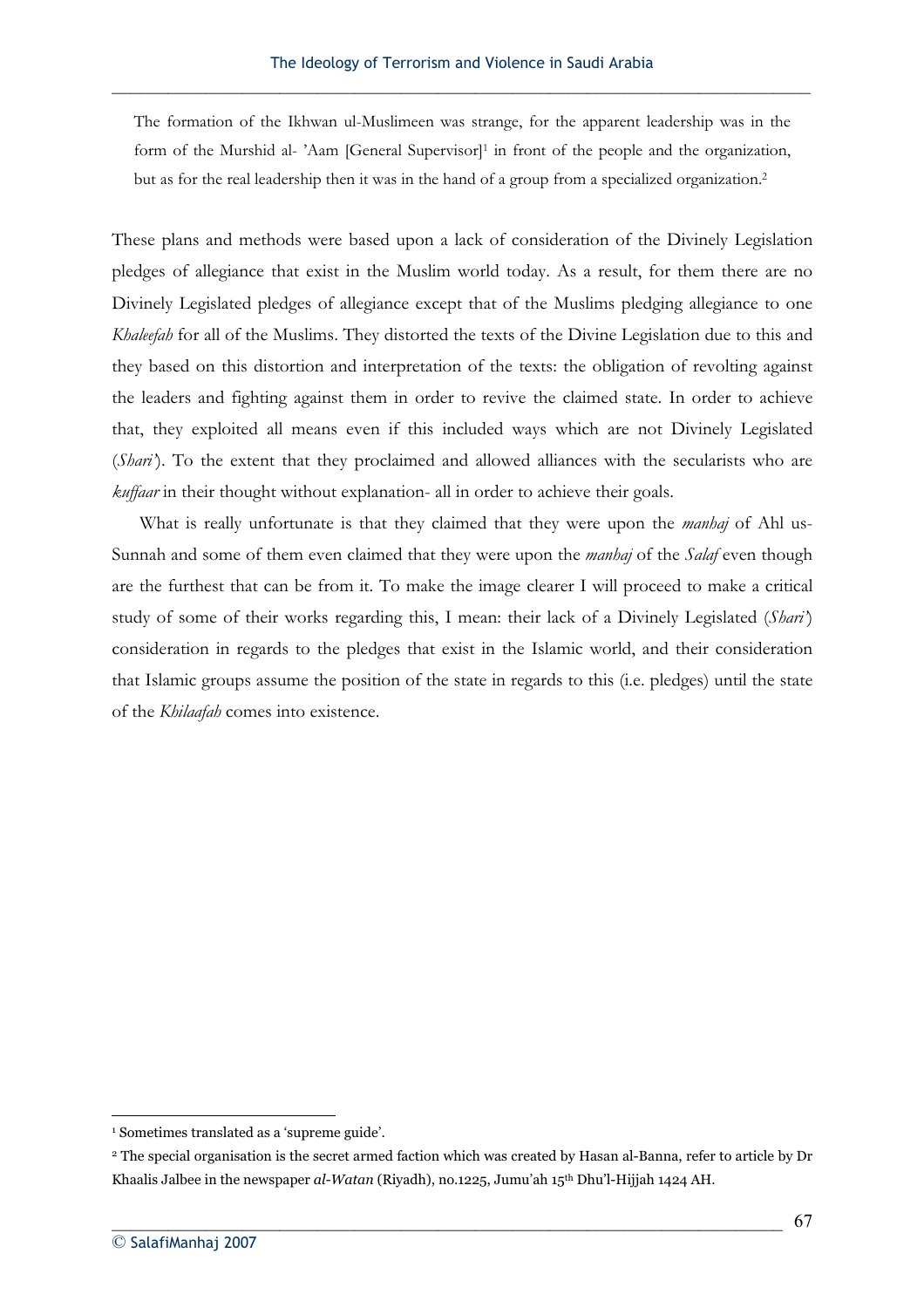> The formation of the Ikhwan ul-Muslimeen was strange, for the apparent leadership was in the form of the Murshid al- 'Aam [General Supervisor][1] in front of the people and the organization, but as for the real leadership then it was in the hand of a group from a specialized organization.[2]

These plans and methods were based upon a lack of consideration of the Divinely Legislation pledges of allegiance that exist in the Muslim world today. As a result, for them there are no Divinely Legislated pledges of allegiance except that of the Muslims pledging allegiance to one *Khaleefah* for all of the Muslims. They distorted the texts of the Divine Legislation due to this and they based on this distortion and interpretation of the texts: the obligation of revolting against the leaders and fighting against them in order to revive the claimed state. In order to achieve that, they exploited all means even if this included ways which are not Divinely Legislated (*Shari'*). To the extent that they proclaimed and allowed alliances with the secularists who are *kuffaar* in their thought without explanation- all in order to achieve their goals.

What is really unfortunate is that they claimed that they were upon the *manhaj* of Ahl us-Sunnah and some of them even claimed that they were upon the *manhaj* of the *Salaf* even though are the furthest that can be from it. To make the image clearer I will proceed to make a critical study of some of their works regarding this, I mean: their lack of a Divinely Legislated (*Shari'*) consideration in regards to the pledges that exist in the Islamic world, and their consideration that Islamic groups assume the position of the state in regards to this (i.e. pledges) until the state of the *Khilaafah* comes into existence.

---

[1] Sometimes translated as a 'supreme guide'.

[2] The special organisation is the secret armed faction which was created by Hasan al-Banna, refer to article by Dr Khaalis Jalbee in the newspaper *al-Watan* (Riyadh), no.1225, Jumu'ah 15th Dhu'l-Hijjah 1424 AH.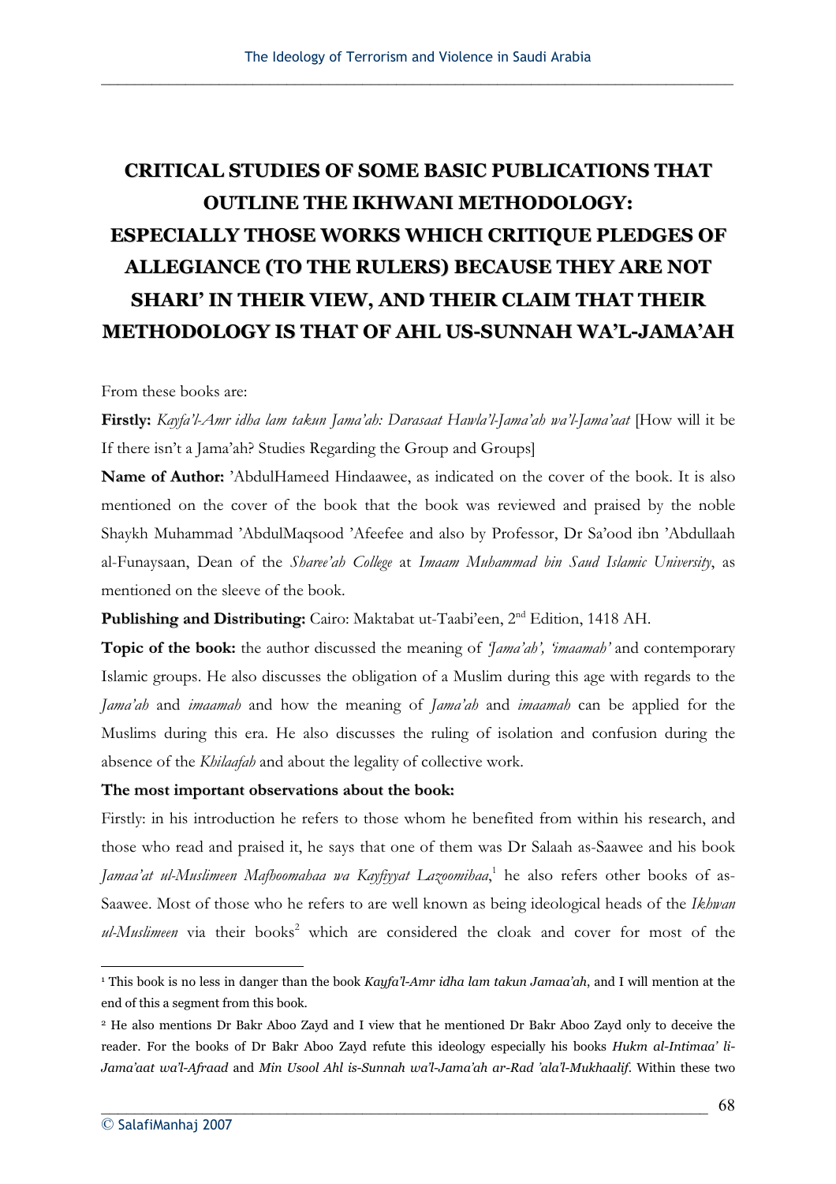# CRITICAL STUDIES OF SOME BASIC PUBLICATIONS THAT OUTLINE THE IKHWANI METHODOLOGY: ESPECIALLY THOSE WORKS WHICH CRITIQUE PLEDGES OF ALLEGIANCE (TO THE RULERS) BECAUSE THEY ARE NOT SHARI' IN THEIR VIEW, AND THEIR CLAIM THAT THEIR METHODOLOGY IS THAT OF AHL US-SUNNAH WA'L-JAMA'AH

From these books are:

**Firstly:** *Kayfa'l-Amr idha lam takun Jama'ah: Darasaat Hawla'l-Jama'ah wa'l-Jama'aat* [How will it be If there isn't a Jama'ah? Studies Regarding the Group and Groups]

**Name of Author:** 'AbdulHameed Hindaawee, as indicated on the cover of the book. It is also mentioned on the cover of the book that the book was reviewed and praised by the noble Shaykh Muhammad 'AbdulMaqsood 'Afeefee and also by Professor, Dr Sa'ood ibn 'Abdullaah al-Funaysaan, Dean of the *Sharee'ah College* at *Imaam Muhammad bin Saud Islamic University*, as mentioned on the sleeve of the book.

**Publishing and Distributing:** Cairo: Maktabat ut-Taabi'een, 2nd Edition, 1418 AH.

**Topic of the book:** the author discussed the meaning of *'Jama'ah', 'imaamah'* and contemporary Islamic groups. He also discusses the obligation of a Muslim during this age with regards to the *Jama'ah* and *imaamah* and how the meaning of *Jama'ah* and *imaamah* can be applied for the Muslims during this era. He also discusses the ruling of isolation and confusion during the absence of the *Khilaafah* and about the legality of collective work.

**The most important observations about the book:**

Firstly: in his introduction he refers to those whom he benefited from within his research, and those who read and praised it, he says that one of them was Dr Salaah as-Saawee and his book *Jamaa'at ul-Muslimeen Mafhoomahaa wa Kayfiyyat Lazoomihaa*,[1] he also refers other books of as-Saawee. Most of those who he refers to are well known as being ideological heads of the *Ikhwan ul-Muslimeen* via their books[2] which are considered the cloak and cover for most of the

---

[1] This book is no less in danger than the book *Kayfa'l-Amr idha lam takun Jamaa'ah*, and I will mention at the end of this a segment from this book.

[2] He also mentions Dr Bakr Aboo Zayd and I view that he mentioned Dr Bakr Aboo Zayd only to deceive the reader. For the books of Dr Bakr Aboo Zayd refute this ideology especially his books *Hukm al-Intimaa' li-Jama'aat wa'l-Afraad* and *Min Usool Ahl is-Sunnah wa'l-Jama'ah ar-Rad 'ala'l-Mukhaalif*. Within these two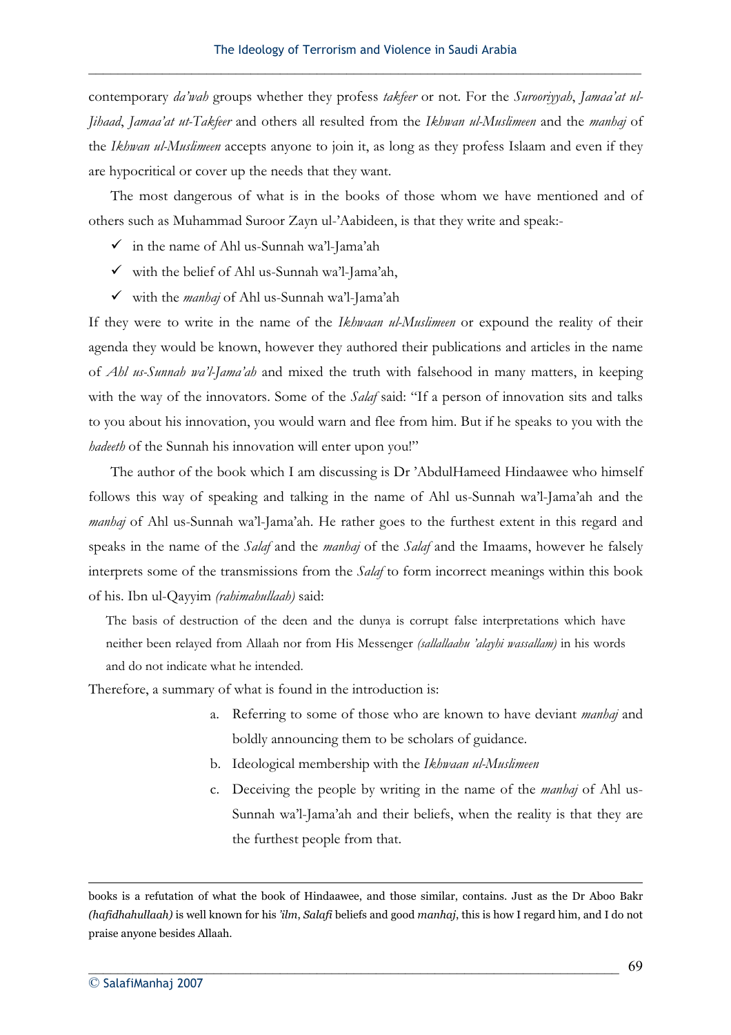contemporary *da'wah* groups whether they profess *takfeer* or not. For the *Surooriyyah*, *Jamaa'at ul-Jihaad*, *Jamaa'at ut-Takfeer* and others all resulted from the *Ikhwan ul-Muslimeen* and the *manhaj* of the *Ikhwan ul-Muslimeen* accepts anyone to join it, as long as they profess Islaam and even if they are hypocritical or cover up the needs that they want.

The most dangerous of what is in the books of those whom we have mentioned and of others such as Muhammad Suroor Zayn ul-'Aabideen, is that they write and speak:-

- ✓ in the name of Ahl us-Sunnah wa'l-Jama'ah
- ✓ with the belief of Ahl us-Sunnah wa'l-Jama'ah,
- ✓ with the *manhaj* of Ahl us-Sunnah wa'l-Jama'ah

If they were to write in the name of the *Ikhwaan ul-Muslimeen* or expound the reality of their agenda they would be known, however they authored their publications and articles in the name of *Ahl us-Sunnah wa'l-Jama'ah* and mixed the truth with falsehood in many matters, in keeping with the way of the innovators. Some of the *Salaf* said: "If a person of innovation sits and talks to you about his innovation, you would warn and flee from him. But if he speaks to you with the *hadeeth* of the Sunnah his innovation will enter upon you!"

The author of the book which I am discussing is Dr 'AbdulHameed Hindaawee who himself follows this way of speaking and talking in the name of Ahl us-Sunnah wa'l-Jama'ah and the *manhaj* of Ahl us-Sunnah wa'l-Jama'ah. He rather goes to the furthest extent in this regard and speaks in the name of the *Salaf* and the *manhaj* of the *Salaf* and the Imaams, however he falsely interprets some of the transmissions from the *Salaf* to form incorrect meanings within this book of his. Ibn ul-Qayyim *(rahimahullaah)* said:

> The basis of destruction of the deen and the dunya is corrupt false interpretations which have neither been relayed from Allaah nor from His Messenger *(sallallaahu 'alayhi wassallam)* in his words and do not indicate what he intended.

Therefore, a summary of what is found in the introduction is:

a. Referring to some of those who are known to have deviant *manhaj* and boldly announcing them to be scholars of guidance.

b. Ideological membership with the *Ikhwaan ul-Muslimeen*

c. Deceiving the people by writing in the name of the *manhaj* of Ahl us-Sunnah wa'l-Jama'ah and their beliefs, when the reality is that they are the furthest people from that.

---

books is a refutation of what the book of Hindaawee, and those similar, contains. Just as the Dr Aboo Bakr *(hafidhahullaah)* is well known for his *'ilm*, *Salafi* beliefs and good *manhaj*, this is how I regard him, and I do not praise anyone besides Allaah.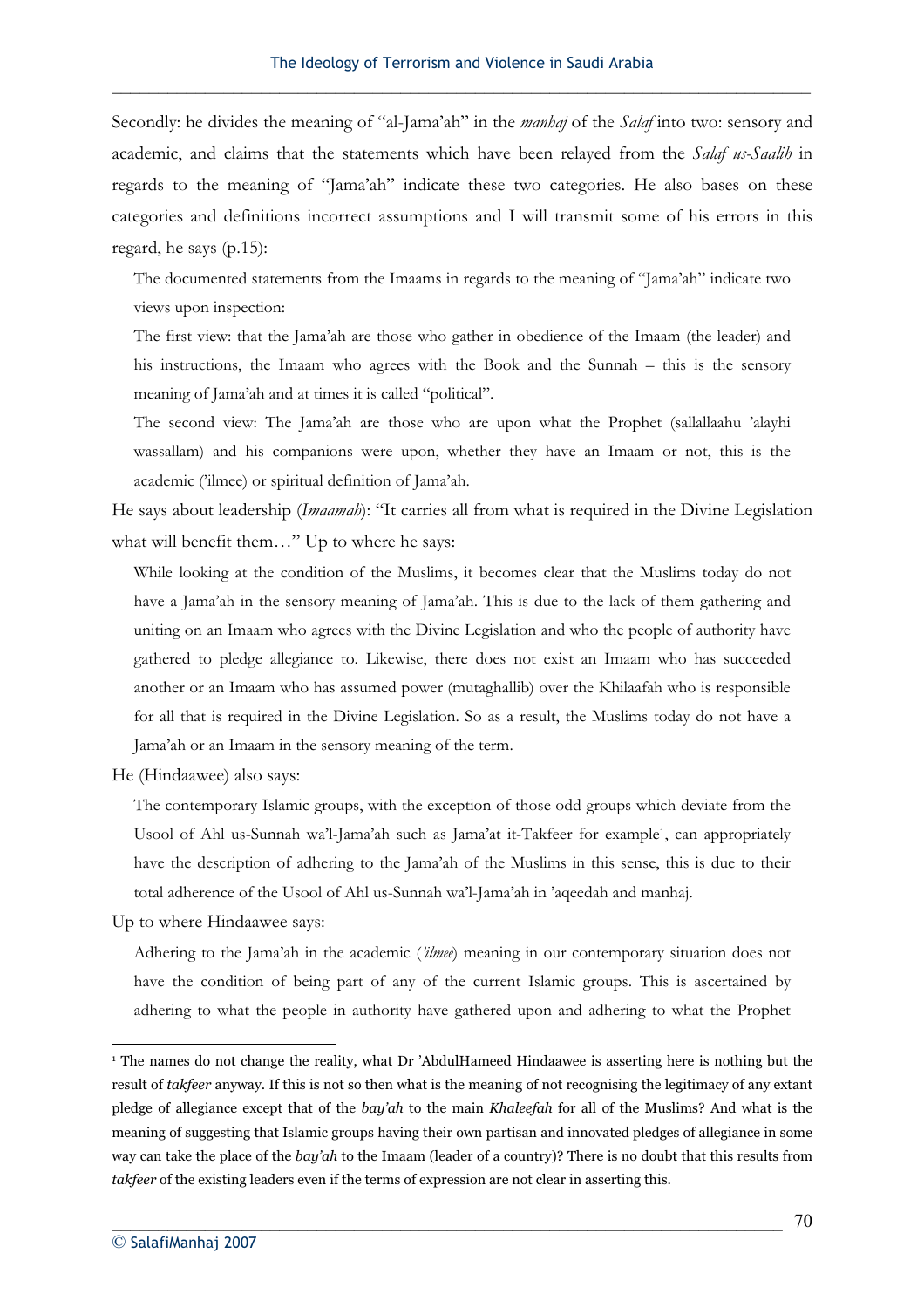Secondly: he divides the meaning of "al-Jama'ah" in the *manhaj* of the *Salaf* into two: sensory and academic, and claims that the statements which have been relayed from the *Salaf us-Saalih* in regards to the meaning of "Jama'ah" indicate these two categories. He also bases on these categories and definitions incorrect assumptions and I will transmit some of his errors in this regard, he says (p.15):

> The documented statements from the Imaams in regards to the meaning of "Jama'ah" indicate two views upon inspection:
>
> The first view: that the Jama'ah are those who gather in obedience of the Imaam (the leader) and his instructions, the Imaam who agrees with the Book and the Sunnah – this is the sensory meaning of Jama'ah and at times it is called "political".
>
> The second view: The Jama'ah are those who are upon what the Prophet (sallallaahu 'alayhi wassallam) and his companions were upon, whether they have an Imaam or not, this is the academic ('ilmee) or spiritual definition of Jama'ah.

He says about leadership (*Imaamah*): "It carries all from what is required in the Divine Legislation what will benefit them…" Up to where he says:

> While looking at the condition of the Muslims, it becomes clear that the Muslims today do not have a Jama'ah in the sensory meaning of Jama'ah. This is due to the lack of them gathering and uniting on an Imaam who agrees with the Divine Legislation and who the people of authority have gathered to pledge allegiance to. Likewise, there does not exist an Imaam who has succeeded another or an Imaam who has assumed power (mutaghallib) over the Khilaafah who is responsible for all that is required in the Divine Legislation. So as a result, the Muslims today do not have a Jama'ah or an Imaam in the sensory meaning of the term.

He (Hindaawee) also says:

> The contemporary Islamic groups, with the exception of those odd groups which deviate from the Usool of Ahl us-Sunnah wa'l-Jama'ah such as Jama'at it-Takfeer for example[1], can appropriately have the description of adhering to the Jama'ah of the Muslims in this sense, this is due to their total adherence of the Usool of Ahl us-Sunnah wa'l-Jama'ah in 'aqeedah and manhaj.

Up to where Hindaawee says:

> Adhering to the Jama'ah in the academic (*'ilmee*) meaning in our contemporary situation does not have the condition of being part of any of the current Islamic groups. This is ascertained by adhering to what the people in authority have gathered upon and adhering to what the Prophet

---

[1] The names do not change the reality, what Dr 'AbdulHameed Hindaawee is asserting here is nothing but the result of *takfeer* anyway. If this is not so then what is the meaning of not recognising the legitimacy of any extant pledge of allegiance except that of the *bay'ah* to the main *Khaleefah* for all of the Muslims? And what is the meaning of suggesting that Islamic groups having their own partisan and innovated pledges of allegiance in some way can take the place of the *bay'ah* to the Imaam (leader of a country)? There is no doubt that this results from *takfeer* of the existing leaders even if the terms of expression are not clear in asserting this.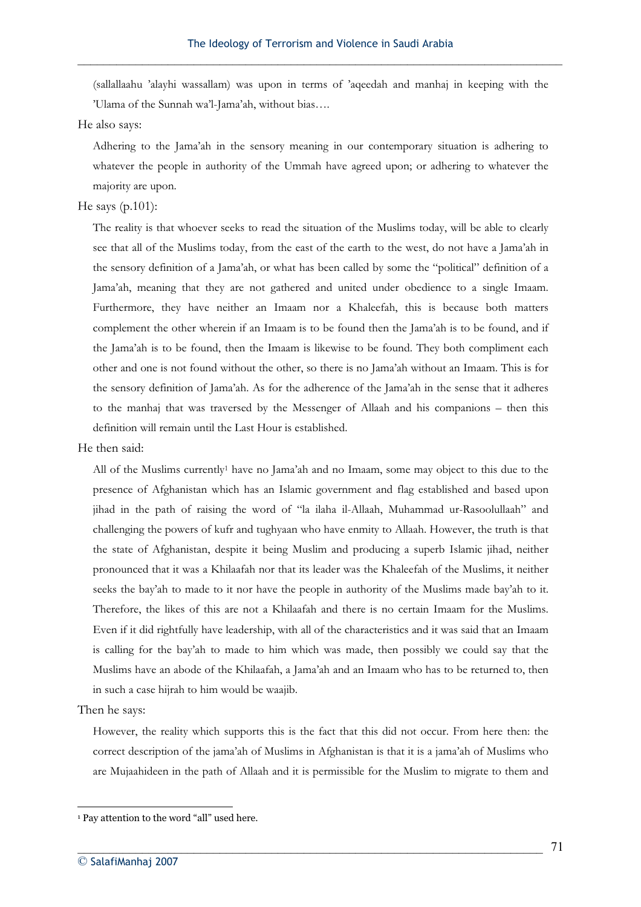(sallallaahu 'alayhi wassallam) was upon in terms of 'aqeedah and manhaj in keeping with the 'Ulama of the Sunnah wa'l-Jama'ah, without bias….

He also says:

> Adhering to the Jama'ah in the sensory meaning in our contemporary situation is adhering to whatever the people in authority of the Ummah have agreed upon; or adhering to whatever the majority are upon.

He says (p.101):

> The reality is that whoever seeks to read the situation of the Muslims today, will be able to clearly see that all of the Muslims today, from the east of the earth to the west, do not have a Jama'ah in the sensory definition of a Jama'ah, or what has been called by some the "political" definition of a Jama'ah, meaning that they are not gathered and united under obedience to a single Imaam. Furthermore, they have neither an Imaam nor a Khaleefah, this is because both matters complement the other wherein if an Imaam is to be found then the Jama'ah is to be found, and if the Jama'ah is to be found, then the Imaam is likewise to be found. They both compliment each other and one is not found without the other, so there is no Jama'ah without an Imaam. This is for the sensory definition of Jama'ah. As for the adherence of the Jama'ah in the sense that it adheres to the manhaj that was traversed by the Messenger of Allaah and his companions – then this definition will remain until the Last Hour is established.

He then said:

> All of the Muslims currently[1] have no Jama'ah and no Imaam, some may object to this due to the presence of Afghanistan which has an Islamic government and flag established and based upon jihad in the path of raising the word of "la ilaha il-Allaah, Muhammad ur-Rasoolullaah" and challenging the powers of kufr and tughyaan who have enmity to Allaah. However, the truth is that the state of Afghanistan, despite it being Muslim and producing a superb Islamic jihad, neither pronounced that it was a Khilaafah nor that its leader was the Khaleefah of the Muslims, it neither seeks the bay'ah to made to it nor have the people in authority of the Muslims made bay'ah to it. Therefore, the likes of this are not a Khilaafah and there is no certain Imaam for the Muslims. Even if it did rightfully have leadership, with all of the characteristics and it was said that an Imaam is calling for the bay'ah to made to him which was made, then possibly we could say that the Muslims have an abode of the Khilaafah, a Jama'ah and an Imaam who has to be returned to, then in such a case hijrah to him would be waajib.

Then he says:

> However, the reality which supports this is the fact that this did not occur. From here then: the correct description of the jama'ah of Muslims in Afghanistan is that it is a jama'ah of Muslims who are Mujaahideen in the path of Allaah and it is permissible for the Muslim to migrate to them and

---

[1] Pay attention to the word "all" used here.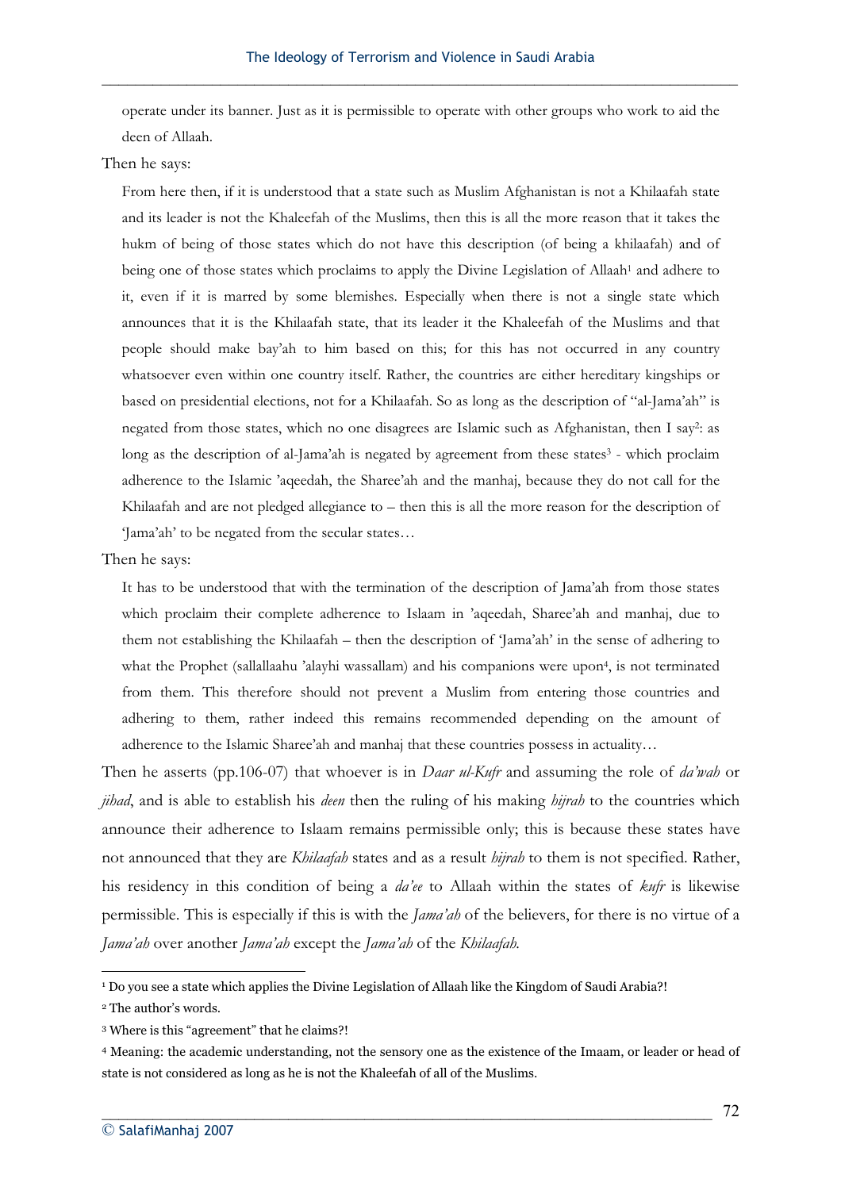operate under its banner. Just as it is permissible to operate with other groups who work to aid the deen of Allaah.

Then he says:

> From here then, if it is understood that a state such as Muslim Afghanistan is not a Khilaafah state and its leader is not the Khaleefah of the Muslims, then this is all the more reason that it takes the hukm of being of those states which do not have this description (of being a khilaafah) and of being one of those states which proclaims to apply the Divine Legislation of Allaah[1] and adhere to it, even if it is marred by some blemishes. Especially when there is not a single state which announces that it is the Khilaafah state, that its leader it the Khaleefah of the Muslims and that people should make bay'ah to him based on this; for this has not occurred in any country whatsoever even within one country itself. Rather, the countries are either hereditary kingships or based on presidential elections, not for a Khilaafah. So as long as the description of "al-Jama'ah" is negated from those states, which no one disagrees are Islamic such as Afghanistan, then I say[2]: as long as the description of al-Jama'ah is negated by agreement from these states[3] - which proclaim adherence to the Islamic 'aqeedah, the Sharee'ah and the manhaj, because they do not call for the Khilaafah and are not pledged allegiance to – then this is all the more reason for the description of 'Jama'ah' to be negated from the secular states…

Then he says:

> It has to be understood that with the termination of the description of Jama'ah from those states which proclaim their complete adherence to Islaam in 'aqeedah, Sharee'ah and manhaj, due to them not establishing the Khilaafah – then the description of 'Jama'ah' in the sense of adhering to what the Prophet (sallallaahu 'alayhi wassallam) and his companions were upon[4], is not terminated from them. This therefore should not prevent a Muslim from entering those countries and adhering to them, rather indeed this remains recommended depending on the amount of adherence to the Islamic Sharee'ah and manhaj that these countries possess in actuality…

Then he asserts (pp.106-07) that whoever is in *Daar ul-Kufr* and assuming the role of *da'wah* or *jihad*, and is able to establish his *deen* then the ruling of his making *hijrah* to the countries which announce their adherence to Islaam remains permissible only; this is because these states have not announced that they are *Khilaafah* states and as a result *hijrah* to them is not specified. Rather, his residency in this condition of being a *da'ee* to Allaah within the states of *kufr* is likewise permissible. This is especially if this is with the *Jama'ah* of the believers, for there is no virtue of a *Jama'ah* over another *Jama'ah* except the *Jama'ah* of the *Khilaafah.*

---

[1] Do you see a state which applies the Divine Legislation of Allaah like the Kingdom of Saudi Arabia?!

[2] The author's words.

[3] Where is this "agreement" that he claims?!

[4] Meaning: the academic understanding, not the sensory one as the existence of the Imaam, or leader or head of state is not considered as long as he is not the Khaleefah of all of the Muslims.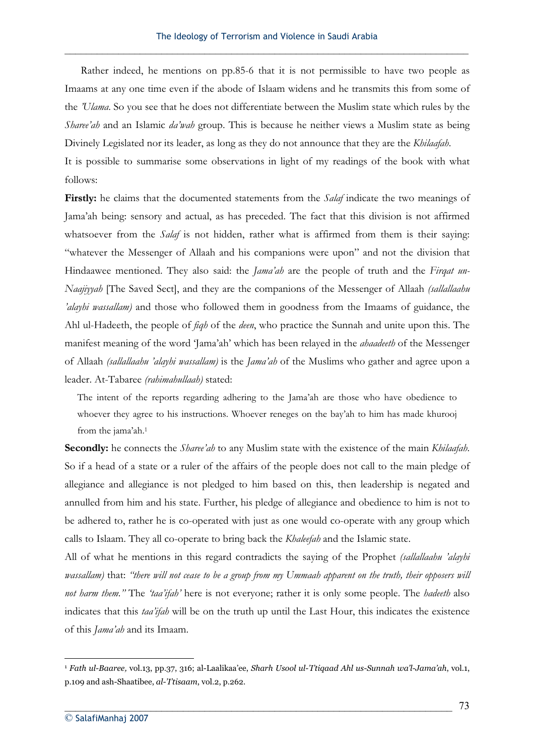Rather indeed, he mentions on pp.85-6 that it is not permissible to have two people as Imaams at any one time even if the abode of Islaam widens and he transmits this from some of the *'Ulama*. So you see that he does not differentiate between the Muslim state which rules by the *Sharee'ah* and an Islamic *da'wah* group. This is because he neither views a Muslim state as being Divinely Legislated nor its leader, as long as they do not announce that they are the *Khilaafah*.

It is possible to summarise some observations in light of my readings of the book with what follows:

**Firstly:** he claims that the documented statements from the *Salaf* indicate the two meanings of Jama'ah being: sensory and actual, as has preceded. The fact that this division is not affirmed whatsoever from the *Salaf* is not hidden, rather what is affirmed from them is their saying: "whatever the Messenger of Allaah and his companions were upon" and not the division that Hindaawee mentioned. They also said: the *Jama'ah* are the people of truth and the *Firqat un-Naajiyyah* [The Saved Sect], and they are the companions of the Messenger of Allaah *(sallallaahu 'alayhi wassallam)* and those who followed them in goodness from the Imaams of guidance, the Ahl ul-Hadeeth, the people of *fiqh* of the *deen*, who practice the Sunnah and unite upon this. The manifest meaning of the word 'Jama'ah' which has been relayed in the *ahaadeeth* of the Messenger of Allaah *(sallallaahu 'alayhi wassallam)* is the *Jama'ah* of the Muslims who gather and agree upon a leader. At-Tabaree *(rahimahullaah)* stated:

> The intent of the reports regarding adhering to the Jama'ah are those who have obedience to whoever they agree to his instructions. Whoever reneges on the bay'ah to him has made khurooj from the jama'ah.[1]

**Secondly:** he connects the *Sharee'ah* to any Muslim state with the existence of the main *Khilaafah*. So if a head of a state or a ruler of the affairs of the people does not call to the main pledge of allegiance and allegiance is not pledged to him based on this, then leadership is negated and annulled from him and his state. Further, his pledge of allegiance and obedience to him is not to be adhered to, rather he is co-operated with just as one would co-operate with any group which calls to Islaam. They all co-operate to bring back the *Khaleefah* and the Islamic state.

All of what he mentions in this regard contradicts the saying of the Prophet *(sallallaahu 'alayhi wassallam)* that: *"there will not cease to be a group from my Ummaah apparent on the truth, their opposers will not harm them."* The *'taa'ifah'* here is not everyone; rather it is only some people. The *hadeeth* also indicates that this *taa'ifah* will be on the truth up until the Last Hour, this indicates the existence of this *Jama'ah* and its Imaam.

---

[1] *Fath ul-Baaree,* vol.13, pp.37, 316; al-Laalikaa'ee, *Sharh Usool ul-I'tiqaad Ahl us-Sunnah wa'l-Jama'ah*, vol.1, p.109 and ash-Shaatibee, *al-I'tisaam*, vol.2, p.262.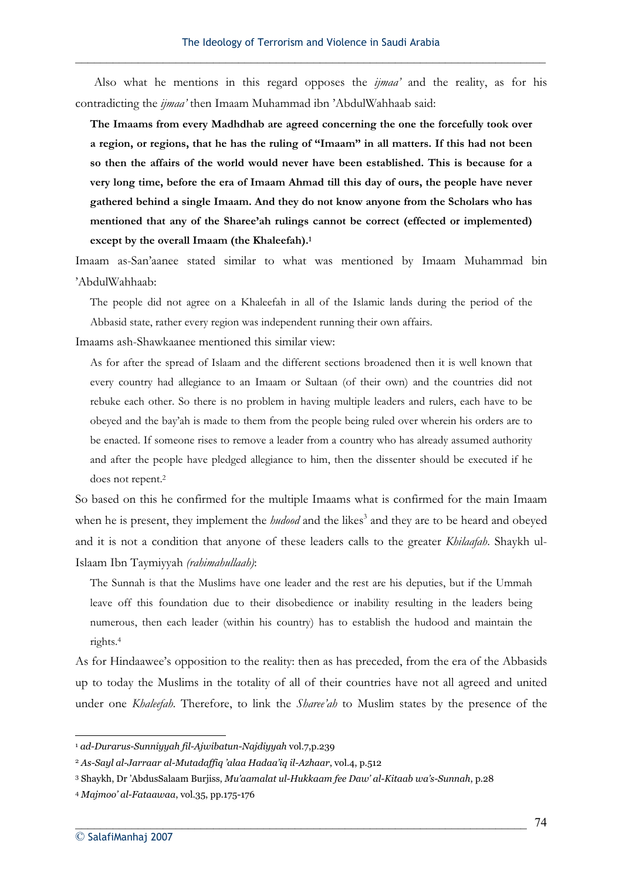Also what he mentions in this regard opposes the *ijmaa'* and the reality, as for his contradicting the *ijmaa'* then Imaam Muhammad ibn 'AbdulWahhaab said:

> **The Imaams from every Madhdhab are agreed concerning the one the forcefully took over a region, or regions, that he has the ruling of "Imaam" in all matters. If this had not been so then the affairs of the world would never have been established. This is because for a very long time, before the era of Imaam Ahmad till this day of ours, the people have never gathered behind a single Imaam. And they do not know anyone from the Scholars who has mentioned that any of the Sharee'ah rulings cannot be correct (effected or implemented) except by the overall Imaam (the Khaleefah).[1]**

Imaam as-San'aanee stated similar to what was mentioned by Imaam Muhammad bin 'AbdulWahhaab:

> The people did not agree on a Khaleefah in all of the Islamic lands during the period of the Abbasid state, rather every region was independent running their own affairs.

Imaams ash-Shawkaanee mentioned this similar view:

> As for after the spread of Islaam and the different sections broadened then it is well known that every country had allegiance to an Imaam or Sultaan (of their own) and the countries did not rebuke each other. So there is no problem in having multiple leaders and rulers, each have to be obeyed and the bay'ah is made to them from the people being ruled over wherein his orders are to be enacted. If someone rises to remove a leader from a country who has already assumed authority and after the people have pledged allegiance to him, then the dissenter should be executed if he does not repent.[2]

So based on this he confirmed for the multiple Imaams what is confirmed for the main Imaam when he is present, they implement the *hudood* and the likes[3] and they are to be heard and obeyed and it is not a condition that anyone of these leaders calls to the greater *Khilaafah*. Shaykh ul-Islaam Ibn Taymiyyah *(rahimahullaah)*:

> The Sunnah is that the Muslims have one leader and the rest are his deputies, but if the Ummah leave off this foundation due to their disobedience or inability resulting in the leaders being numerous, then each leader (within his country) has to establish the hudood and maintain the rights.[4]

As for Hindaawee's opposition to the reality: then as has preceded, from the era of the Abbasids up to today the Muslims in the totality of all of their countries have not all agreed and united under one *Khaleefah*. Therefore, to link the *Sharee'ah* to Muslim states by the presence of the

---

[1] *ad-Durarus-Sunniyyah fil-Ajwibatun-Najdiyyah* vol.7, p.239

[2] *As-Sayl al-Jarraar al-Mutadaffiq 'alaa Hadaa'iq il-Azhaar*, vol.4, p.512

[3] Shaykh, Dr 'AbdusSalaam Burjiss, *Mu'aamalat ul-Hukkaam fee Daw' al-Kitaab wa's-Sunnah*, p.28

[4] *Majmoo' al-Fataawaa*, vol.35, pp.175-176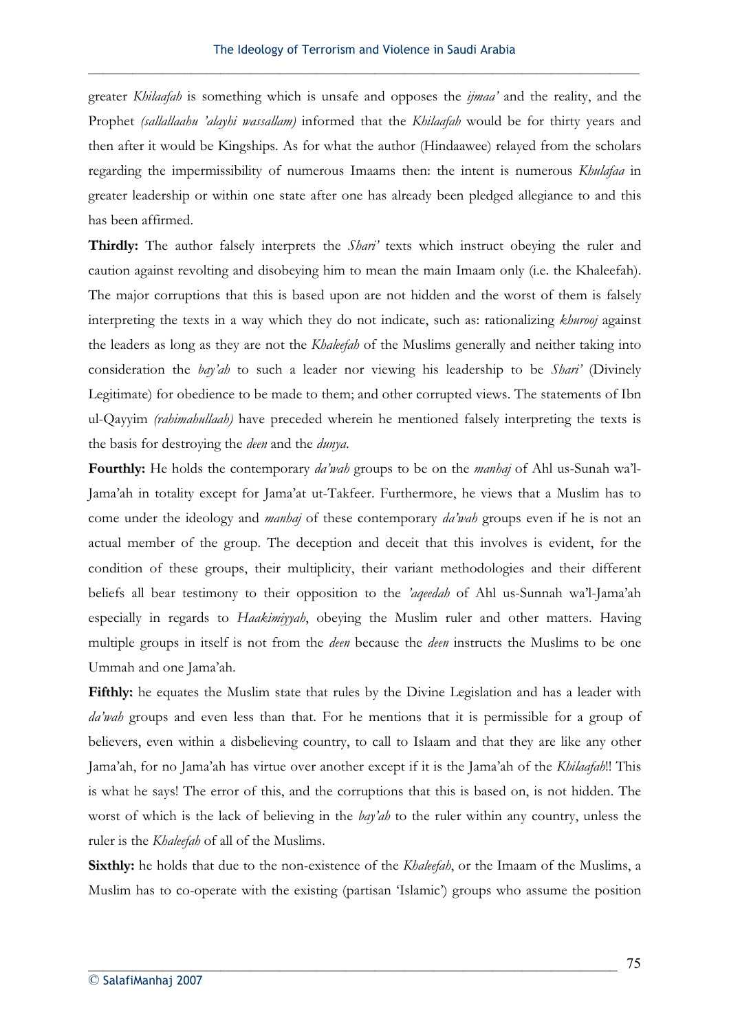greater *Khilaafah* is something which is unsafe and opposes the *ijmaa'* and the reality, and the Prophet *(sallallaahu 'alayhi wassallam)* informed that the *Khilaafah* would be for thirty years and then after it would be Kingships. As for what the author (Hindaawee) relayed from the scholars regarding the impermissibility of numerous Imaams then: the intent is numerous *Khulafaa* in greater leadership or within one state after one has already been pledged allegiance to and this has been affirmed.

**Thirdly:** The author falsely interprets the *Shari'* texts which instruct obeying the ruler and caution against revolting and disobeying him to mean the main Imaam only (i.e. the Khaleefah). The major corruptions that this is based upon are not hidden and the worst of them is falsely interpreting the texts in a way which they do not indicate, such as: rationalizing *khurooj* against the leaders as long as they are not the *Khaleefah* of the Muslims generally and neither taking into consideration the *bay'ah* to such a leader nor viewing his leadership to be *Shari'* (Divinely Legitimate) for obedience to be made to them; and other corrupted views. The statements of Ibn ul-Qayyim *(rahimahullaah)* have preceded wherein he mentioned falsely interpreting the texts is the basis for destroying the *deen* and the *dunya*.

**Fourthly:** He holds the contemporary *da'wah* groups to be on the *manhaj* of Ahl us-Sunah wa'l-Jama'ah in totality except for Jama'at ut-Takfeer. Furthermore, he views that a Muslim has to come under the ideology and *manhaj* of these contemporary *da'wah* groups even if he is not an actual member of the group. The deception and deceit that this involves is evident, for the condition of these groups, their multiplicity, their variant methodologies and their different beliefs all bear testimony to their opposition to the *'aqeedah* of Ahl us-Sunnah wa'l-Jama'ah especially in regards to *Haakimiyyah*, obeying the Muslim ruler and other matters. Having multiple groups in itself is not from the *deen* because the *deen* instructs the Muslims to be one Ummah and one Jama'ah.

**Fifthly:** he equates the Muslim state that rules by the Divine Legislation and has a leader with *da'wah* groups and even less than that. For he mentions that it is permissible for a group of believers, even within a disbelieving country, to call to Islaam and that they are like any other Jama'ah, for no Jama'ah has virtue over another except if it is the Jama'ah of the *Khilaafah*!! This is what he says! The error of this, and the corruptions that this is based on, is not hidden. The worst of which is the lack of believing in the *bay'ah* to the ruler within any country, unless the ruler is the *Khaleefah* of all of the Muslims.

**Sixthly:** he holds that due to the non-existence of the *Khaleefah*, or the Imaam of the Muslims, a Muslim has to co-operate with the existing (partisan 'Islamic') groups who assume the position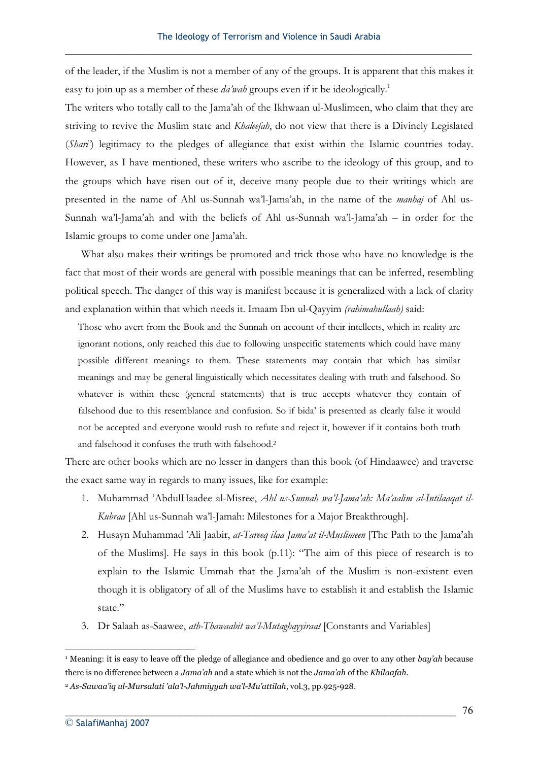of the leader, if the Muslim is not a member of any of the groups. It is apparent that this makes it easy to join up as a member of these *da'wah* groups even if it be ideologically.[1]

The writers who totally call to the Jama'ah of the Ikhwaan ul-Muslimeen, who claim that they are striving to revive the Muslim state and *Khaleefah*, do not view that there is a Divinely Legislated (*Shari'*) legitimacy to the pledges of allegiance that exist within the Islamic countries today. However, as I have mentioned, these writers who ascribe to the ideology of this group, and to the groups which have risen out of it, deceive many people due to their writings which are presented in the name of Ahl us-Sunnah wa'l-Jama'ah, in the name of the *manhaj* of Ahl us-Sunnah wa'l-Jama'ah and with the beliefs of Ahl us-Sunnah wa'l-Jama'ah – in order for the Islamic groups to come under one Jama'ah.

What also makes their writings be promoted and trick those who have no knowledge is the fact that most of their words are general with possible meanings that can be inferred, resembling political speech. The danger of this way is manifest because it is generalized with a lack of clarity and explanation within that which needs it. Imaam Ibn ul-Qayyim *(rahimahullaah)* said:

> Those who avert from the Book and the Sunnah on account of their intellects, which in reality are ignorant notions, only reached this due to following unspecific statements which could have many possible different meanings to them. These statements may contain that which has similar meanings and may be general linguistically which necessitates dealing with truth and falsehood. So whatever is within these (general statements) that is true accepts whatever they contain of falsehood due to this resemblance and confusion. So if bida' is presented as clearly false it would not be accepted and everyone would rush to refute and reject it, however if it contains both truth and falsehood it confuses the truth with falsehood.[2]

There are other books which are no lesser in dangers than this book (of Hindaawee) and traverse the exact same way in regards to many issues, like for example:

1. Muhammad 'AbdulHaadee al-Misree, *Ahl us-Sunnah wa'l-Jama'ah: Ma'aalim al-Intilaaqat il-Kubraa* [Ahl us-Sunnah wa'l-Jamah: Milestones for a Major Breakthrough].
2. Husayn Muhammad 'Ali Jaabir, *at-Tareeq ilaa Jama'at il-Muslimeen* [The Path to the Jama'ah of the Muslims]. He says in this book (p.11): "The aim of this piece of research is to explain to the Islamic Ummah that the Jama'ah of the Muslim is non-existent even though it is obligatory of all of the Muslims have to establish it and establish the Islamic state."
3. Dr Salaah as-Saawee, *ath-Thawaabit wa'l-Mutaghayyiraat* [Constants and Variables]

---

[1] Meaning: it is easy to leave off the pledge of allegiance and obedience and go over to any other *bay'ah* because there is no difference between a *Jama'ah* and a state which is not the *Jama'ah* of the *Khilaafah*.

[2] *As-Sawaa'iq ul-Mursalati 'ala'l-Jahmiyyah wa'l-Mu'attilah*, vol.3, pp.925-928.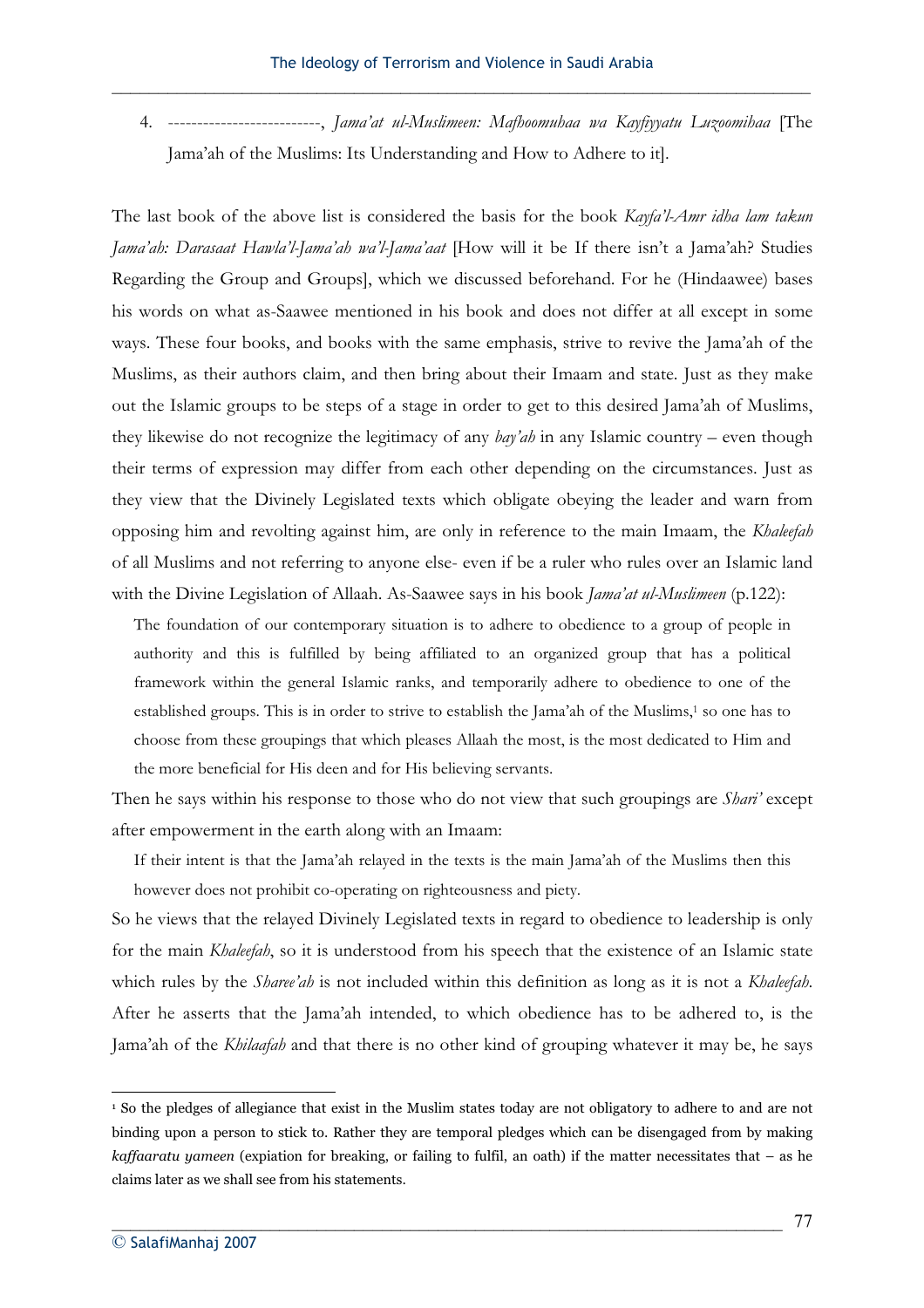4. --------------------------, *Jama'at ul-Muslimeen: Mafhoomuhaa wa Kayfiyyatu Luzoomihaa* [The Jama'ah of the Muslims: Its Understanding and How to Adhere to it].

The last book of the above list is considered the basis for the book *Kayfa'l-Amr idha lam takun Jama'ah: Darasaat Hawla'l-Jama'ah wa'l-Jama'aat* [How will it be If there isn't a Jama'ah? Studies Regarding the Group and Groups], which we discussed beforehand. For he (Hindaawee) bases his words on what as-Saawee mentioned in his book and does not differ at all except in some ways. These four books, and books with the same emphasis, strive to revive the Jama'ah of the Muslims, as their authors claim, and then bring about their Imaam and state. Just as they make out the Islamic groups to be steps of a stage in order to get to this desired Jama'ah of Muslims, they likewise do not recognize the legitimacy of any *bay'ah* in any Islamic country – even though their terms of expression may differ from each other depending on the circumstances. Just as they view that the Divinely Legislated texts which obligate obeying the leader and warn from opposing him and revolting against him, are only in reference to the main Imaam, the *Khaleefah* of all Muslims and not referring to anyone else- even if be a ruler who rules over an Islamic land with the Divine Legislation of Allaah. As-Saawee says in his book *Jama'at ul-Muslimeen* (p.122):

> The foundation of our contemporary situation is to adhere to obedience to a group of people in authority and this is fulfilled by being affiliated to an organized group that has a political framework within the general Islamic ranks, and temporarily adhere to obedience to one of the established groups. This is in order to strive to establish the Jama'ah of the Muslims,[1] so one has to choose from these groupings that which pleases Allaah the most, is the most dedicated to Him and the more beneficial for His deen and for His believing servants.

Then he says within his response to those who do not view that such groupings are *Shari'* except after empowerment in the earth along with an Imaam:

> If their intent is that the Jama'ah relayed in the texts is the main Jama'ah of the Muslims then this however does not prohibit co-operating on righteousness and piety.

So he views that the relayed Divinely Legislated texts in regard to obedience to leadership is only for the main *Khaleefah*, so it is understood from his speech that the existence of an Islamic state which rules by the *Sharee'ah* is not included within this definition as long as it is not a *Khaleefah*. After he asserts that the Jama'ah intended, to which obedience has to be adhered to, is the Jama'ah of the *Khilaafah* and that there is no other kind of grouping whatever it may be, he says

[1] So the pledges of allegiance that exist in the Muslim states today are not obligatory to adhere to and are not binding upon a person to stick to. Rather they are temporal pledges which can be disengaged from by making *kaffaaratu yameen* (expiation for breaking, or failing to fulfil, an oath) if the matter necessitates that – as he claims later as we shall see from his statements.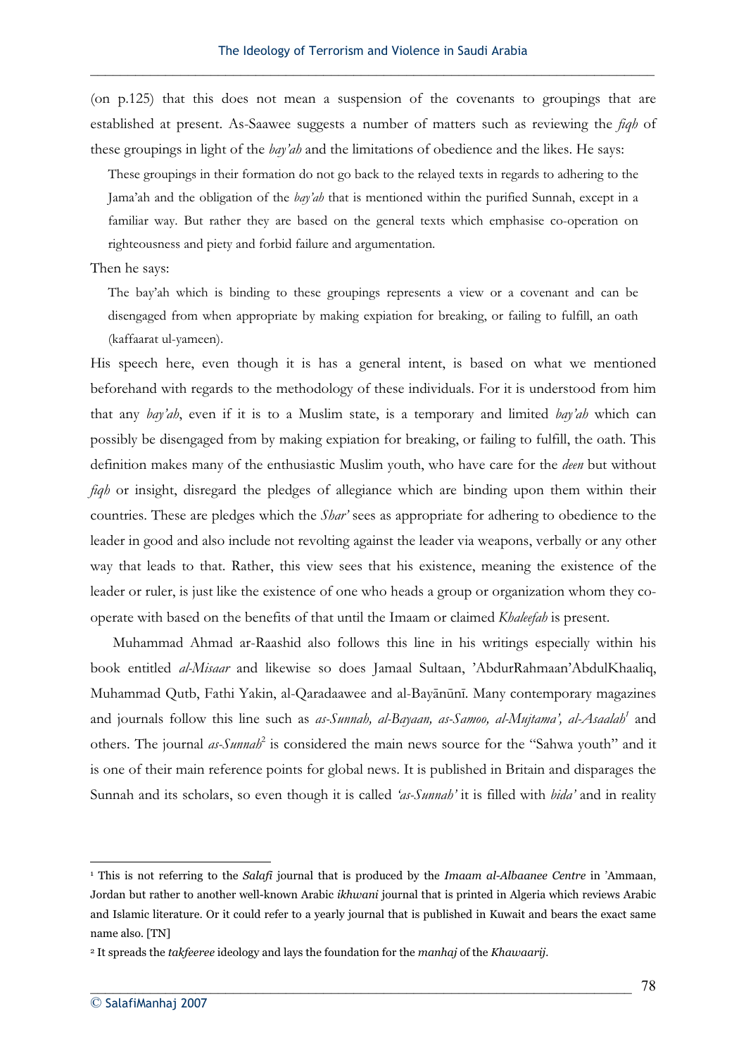(on p.125) that this does not mean a suspension of the covenants to groupings that are established at present. As-Saawee suggests a number of matters such as reviewing the *fiqh* of these groupings in light of the *bay'ah* and the limitations of obedience and the likes. He says:

> These groupings in their formation do not go back to the relayed texts in regards to adhering to the Jama'ah and the obligation of the *bay'ah* that is mentioned within the purified Sunnah, except in a familiar way. But rather they are based on the general texts which emphasise co-operation on righteousness and piety and forbid failure and argumentation.

Then he says:

> The bay'ah which is binding to these groupings represents a view or a covenant and can be disengaged from when appropriate by making expiation for breaking, or failing to fulfill, an oath (kaffaarat ul-yameen).

His speech here, even though it is has a general intent, is based on what we mentioned beforehand with regards to the methodology of these individuals. For it is understood from him that any *bay'ah*, even if it is to a Muslim state, is a temporary and limited *bay'ah* which can possibly be disengaged from by making expiation for breaking, or failing to fulfill, the oath. This definition makes many of the enthusiastic Muslim youth, who have care for the *deen* but without *fiqh* or insight, disregard the pledges of allegiance which are binding upon them within their countries. These are pledges which the *Shar'* sees as appropriate for adhering to obedience to the leader in good and also include not revolting against the leader via weapons, verbally or any other way that leads to that. Rather, this view sees that his existence, meaning the existence of the leader or ruler, is just like the existence of one who heads a group or organization whom they co-operate with based on the benefits of that until the Imaam or claimed *Khaleefah* is present.

Muhammad Ahmad ar-Raashid also follows this line in his writings especially within his book entitled *al-Misaar* and likewise so does Jamaal Sultaan, 'AbdurRahmaan'AbdulKhaaliq, Muhammad Qutb, Fathi Yakin, al-Qaradaawee and al-Bayānūnī. Many contemporary magazines and journals follow this line such as *as-Sunnah, al-Bayaan, as-Samoo, al-Mujtama', al-Asaalah*[1] and others. The journal *as-Sunnah*[2] is considered the main news source for the "Sahwa youth" and it is one of their main reference points for global news. It is published in Britain and disparages the Sunnah and its scholars, so even though it is called *'as-Sunnah'* it is filled with *bida'* and in reality

---

[1] This is not referring to the *Salafi* journal that is produced by the *Imaam al-Albaanee Centre* in 'Ammaan, Jordan but rather to another well-known Arabic *ikhwani* journal that is printed in Algeria which reviews Arabic and Islamic literature. Or it could refer to a yearly journal that is published in Kuwait and bears the exact same name also. [TN]

[2] It spreads the *takfeeree* ideology and lays the foundation for the *manhaj* of the *Khawaarij*.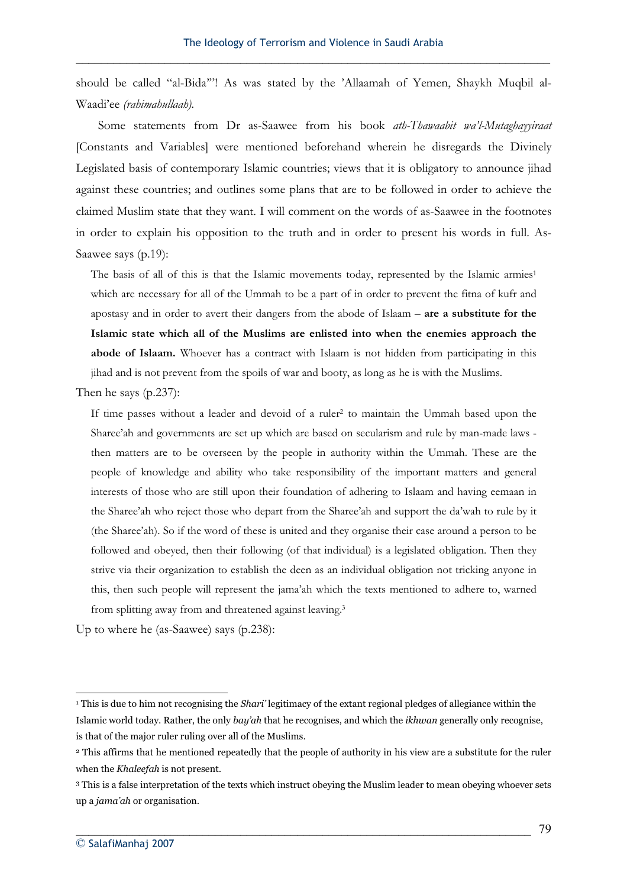should be called "al-Bida'"! As was stated by the 'Allaamah of Yemen, Shaykh Muqbil al-Waadi'ee *(rahimahullaah).*

Some statements from Dr as-Saawee from his book *ath-Thawaabit wa'l-Mutaghayyiraat* [Constants and Variables] were mentioned beforehand wherein he disregards the Divinely Legislated basis of contemporary Islamic countries; views that it is obligatory to announce jihad against these countries; and outlines some plans that are to be followed in order to achieve the claimed Muslim state that they want. I will comment on the words of as-Saawee in the footnotes in order to explain his opposition to the truth and in order to present his words in full. As-Saawee says (p.19):

> The basis of all of this is that the Islamic movements today, represented by the Islamic armies[1] which are necessary for all of the Ummah to be a part of in order to prevent the fitna of kufr and apostasy and in order to avert their dangers from the abode of Islaam – **are a substitute for the Islamic state which all of the Muslims are enlisted into when the enemies approach the abode of Islaam.** Whoever has a contract with Islaam is not hidden from participating in this jihad and is not prevent from the spoils of war and booty, as long as he is with the Muslims.

Then he says (p.237):

> If time passes without a leader and devoid of a ruler[2] to maintain the Ummah based upon the Sharee'ah and governments are set up which are based on secularism and rule by man-made laws - then matters are to be overseen by the people in authority within the Ummah. These are the people of knowledge and ability who take responsibility of the important matters and general interests of those who are still upon their foundation of adhering to Islaam and having eemaan in the Sharee'ah who reject those who depart from the Sharee'ah and support the da'wah to rule by it (the Sharee'ah). So if the word of these is united and they organise their case around a person to be followed and obeyed, then their following (of that individual) is a legislated obligation. Then they strive via their organization to establish the deen as an individual obligation not tricking anyone in this, then such people will represent the jama'ah which the texts mentioned to adhere to, warned from splitting away from and threatened against leaving.[3]

Up to where he (as-Saawee) says (p.238):

---

[1] This is due to him not recognising the *Shari'* legitimacy of the extant regional pledges of allegiance within the Islamic world today. Rather, the only *bay'ah* that he recognises, and which the *ikhwan* generally only recognise, is that of the major ruler ruling over all of the Muslims.

[2] This affirms that he mentioned repeatedly that the people of authority in his view are a substitute for the ruler when the *Khaleefah* is not present.

[3] This is a false interpretation of the texts which instruct obeying the Muslim leader to mean obeying whoever sets up a *jama'ah* or organisation.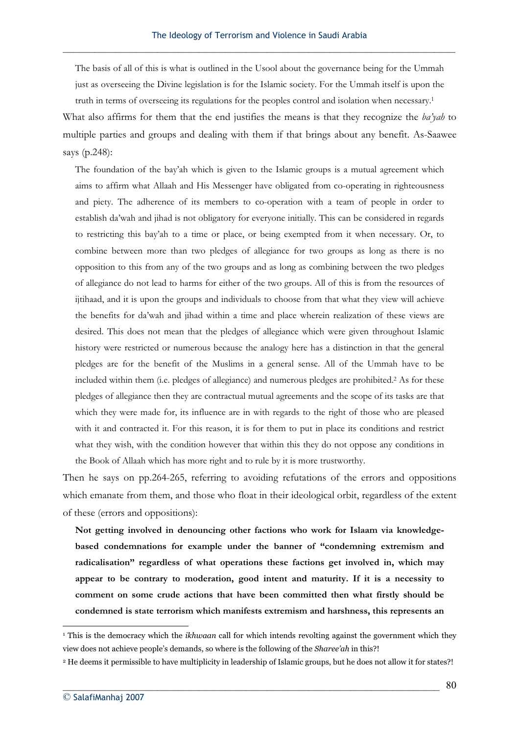> The basis of all of this is what is outlined in the Usool about the governance being for the Ummah just as overseeing the Divine legislation is for the Islamic society. For the Ummah itself is upon the truth in terms of overseeing its regulations for the peoples control and isolation when necessary.[1]

What also affirms for them that the end justifies the means is that they recognize the *ba'yah* to multiple parties and groups and dealing with them if that brings about any benefit. As-Saawee says (p.248):

> The foundation of the bay'ah which is given to the Islamic groups is a mutual agreement which aims to affirm what Allaah and His Messenger have obligated from co-operating in righteousness and piety. The adherence of its members to co-operation with a team of people in order to establish da'wah and jihad is not obligatory for everyone initially. This can be considered in regards to restricting this bay'ah to a time or place, or being exempted from it when necessary. Or, to combine between more than two pledges of allegiance for two groups as long as there is no opposition to this from any of the two groups and as long as combining between the two pledges of allegiance do not lead to harms for either of the two groups. All of this is from the resources of ijtihaad, and it is upon the groups and individuals to choose from that what they view will achieve the benefits for da'wah and jihad within a time and place wherein realization of these views are desired. This does not mean that the pledges of allegiance which were given throughout Islamic history were restricted or numerous because the analogy here has a distinction in that the general pledges are for the benefit of the Muslims in a general sense. All of the Ummah have to be included within them (i.e. pledges of allegiance) and numerous pledges are prohibited.[2] As for these pledges of allegiance then they are contractual mutual agreements and the scope of its tasks are that which they were made for, its influence are in with regards to the right of those who are pleased with it and contracted it. For this reason, it is for them to put in place its conditions and restrict what they wish, with the condition however that within this they do not oppose any conditions in the Book of Allaah which has more right and to rule by it is more trustworthy.

Then he says on pp.264-265, referring to avoiding refutations of the errors and oppositions which emanate from them, and those who float in their ideological orbit, regardless of the extent of these (errors and oppositions):

> **Not getting involved in denouncing other factions who work for Islaam via knowledge-based condemnations for example under the banner of "condemning extremism and radicalisation" regardless of what operations these factions get involved in, which may appear to be contrary to moderation, good intent and maturity. If it is a necessity to comment on some crude actions that have been committed then what firstly should be condemned is state terrorism which manifests extremism and harshness, this represents an**

---

[1] This is the democracy which the *ikhwaan* call for which intends revolting against the government which they view does not achieve people's demands, so where is the following of the *Sharee'ah* in this?!

[2] He deems it permissible to have multiplicity in leadership of Islamic groups, but he does not allow it for states?!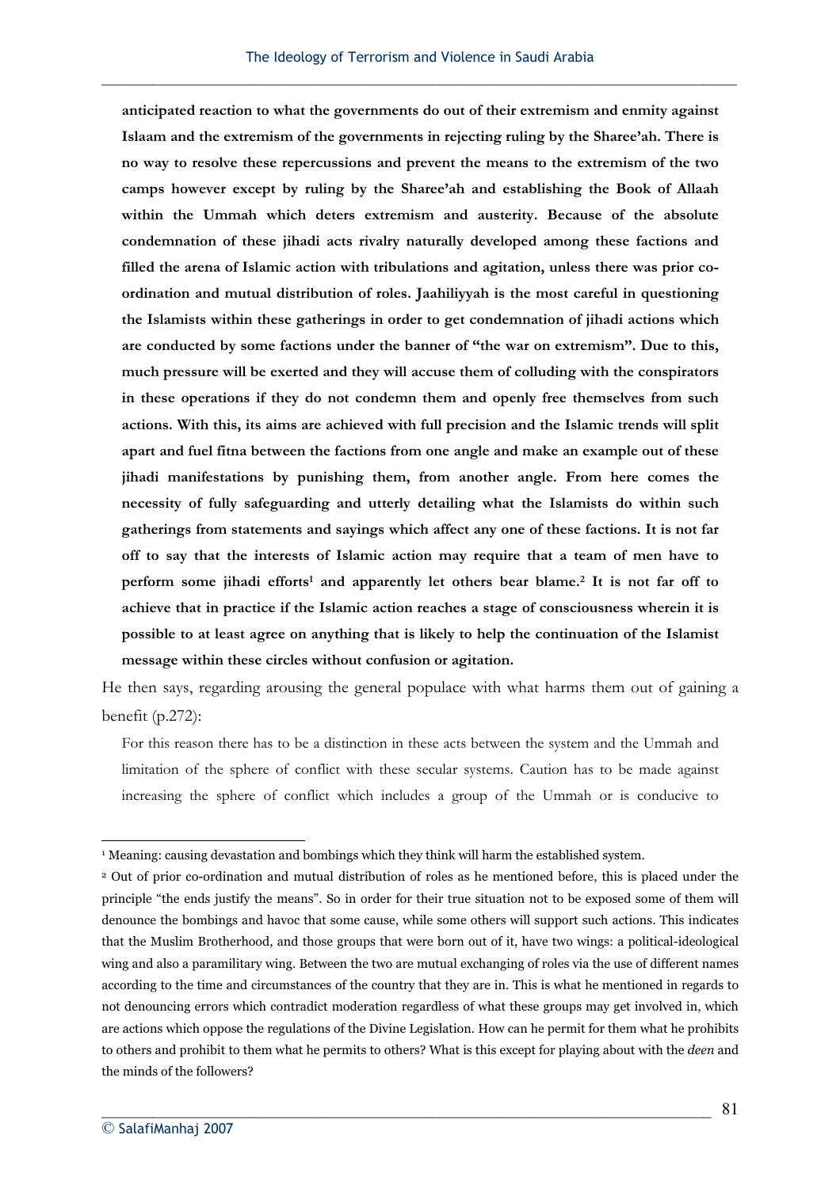**anticipated reaction to what the governments do out of their extremism and enmity against Islaam and the extremism of the governments in rejecting ruling by the Sharee'ah. There is no way to resolve these repercussions and prevent the means to the extremism of the two camps however except by ruling by the Sharee'ah and establishing the Book of Allaah within the Ummah which deters extremism and austerity. Because of the absolute condemnation of these jihadi acts rivalry naturally developed among these factions and filled the arena of Islamic action with tribulations and agitation, unless there was prior co-ordination and mutual distribution of roles. Jaahiliyyah is the most careful in questioning the Islamists within these gatherings in order to get condemnation of jihadi actions which are conducted by some factions under the banner of "the war on extremism". Due to this, much pressure will be exerted and they will accuse them of colluding with the conspirators in these operations if they do not condemn them and openly free themselves from such actions. With this, its aims are achieved with full precision and the Islamic trends will split apart and fuel fitna between the factions from one angle and make an example out of these jihadi manifestations by punishing them, from another angle. From here comes the necessity of fully safeguarding and utterly detailing what the Islamists do within such gatherings from statements and sayings which affect any one of these factions. It is not far off to say that the interests of Islamic action may require that a team of men have to perform some jihadi efforts[1] and apparently let others bear blame.[2] It is not far off to achieve that in practice if the Islamic action reaches a stage of consciousness wherein it is possible to at least agree on anything that is likely to help the continuation of the Islamist message within these circles without confusion or agitation.**

He then says, regarding arousing the general populace with what harms them out of gaining a benefit (p.272):

For this reason there has to be a distinction in these acts between the system and the Ummah and limitation of the sphere of conflict with these secular systems. Caution has to be made against increasing the sphere of conflict which includes a group of the Ummah or is conducive to

---

[1] Meaning: causing devastation and bombings which they think will harm the established system.

[2] Out of prior co-ordination and mutual distribution of roles as he mentioned before, this is placed under the principle "the ends justify the means". So in order for their true situation not to be exposed some of them will denounce the bombings and havoc that some cause, while some others will support such actions. This indicates that the Muslim Brotherhood, and those groups that were born out of it, have two wings: a political-ideological wing and also a paramilitary wing. Between the two are mutual exchanging of roles via the use of different names according to the time and circumstances of the country that they are in. This is what he mentioned in regards to not denouncing errors which contradict moderation regardless of what these groups may get involved in, which are actions which oppose the regulations of the Divine Legislation. How can he permit for them what he prohibits to others and prohibit to them what he permits to others? What is this except for playing about with the *deen* and the minds of the followers?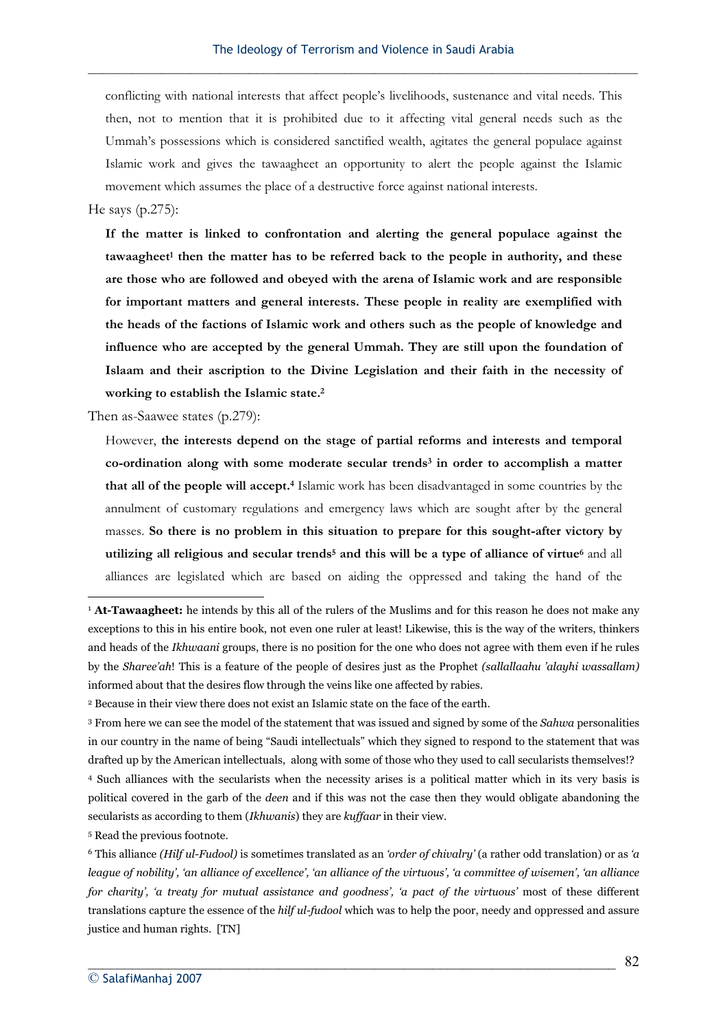conflicting with national interests that affect people's livelihoods, sustenance and vital needs. This then, not to mention that it is prohibited due to it affecting vital general needs such as the Ummah's possessions which is considered sanctified wealth, agitates the general populace against Islamic work and gives the tawaagheet an opportunity to alert the people against the Islamic movement which assumes the place of a destructive force against national interests.

He says (p.275):

> **If the matter is linked to confrontation and alerting the general populace against the tawaagheet[1] then the matter has to be referred back to the people in authority, and these are those who are followed and obeyed with the arena of Islamic work and are responsible for important matters and general interests. These people in reality are exemplified with the heads of the factions of Islamic work and others such as the people of knowledge and influence who are accepted by the general Ummah. They are still upon the foundation of Islaam and their ascription to the Divine Legislation and their faith in the necessity of working to establish the Islamic state.[2]**

Then as-Saawee states (p.279):

> However, **the interests depend on the stage of partial reforms and interests and temporal co-ordination along with some moderate secular trends[3] in order to accomplish a matter that all of the people will accept.[4]** Islamic work has been disadvantaged in some countries by the annulment of customary regulations and emergency laws which are sought after by the general masses. **So there is no problem in this situation to prepare for this sought-after victory by utilizing all religious and secular trends[5] and this will be a type of alliance of virtue[6]** and all alliances are legislated which are based on aiding the oppressed and taking the hand of the

---

[1] **At-Tawaagheet:** he intends by this all of the rulers of the Muslims and for this reason he does not make any exceptions to this in his entire book, not even one ruler at least! Likewise, this is the way of the writers, thinkers and heads of the *Ikhwaani* groups, there is no position for the one who does not agree with them even if he rules by the *Sharee'ah*! This is a feature of the people of desires just as the Prophet *(sallallaahu 'alayhi wassallam)* informed about that the desires flow through the veins like one affected by rabies.

[2] Because in their view there does not exist an Islamic state on the face of the earth.

[3] From here we can see the model of the statement that was issued and signed by some of the *Sahwa* personalities in our country in the name of being "Saudi intellectuals" which they signed to respond to the statement that was drafted up by the American intellectuals, along with some of those who they used to call secularists themselves!?

[4] Such alliances with the secularists when the necessity arises is a political matter which in its very basis is political covered in the garb of the *deen* and if this was not the case then they would obligate abandoning the secularists as according to them (*Ikhwanis*) they are *kuffaar* in their view.

[5] Read the previous footnote.

[6] This alliance *(Hilf ul-Fudool)* is sometimes translated as an *'order of chivalry'* (a rather odd translation) or as *'a league of nobility', 'an alliance of excellence', 'an alliance of the virtuous', 'a committee of wisemen', 'an alliance for charity', 'a treaty for mutual assistance and goodness', 'a pact of the virtuous'* most of these different translations capture the essence of the *hilf ul-fudool* which was to help the poor, needy and oppressed and assure justice and human rights. [TN]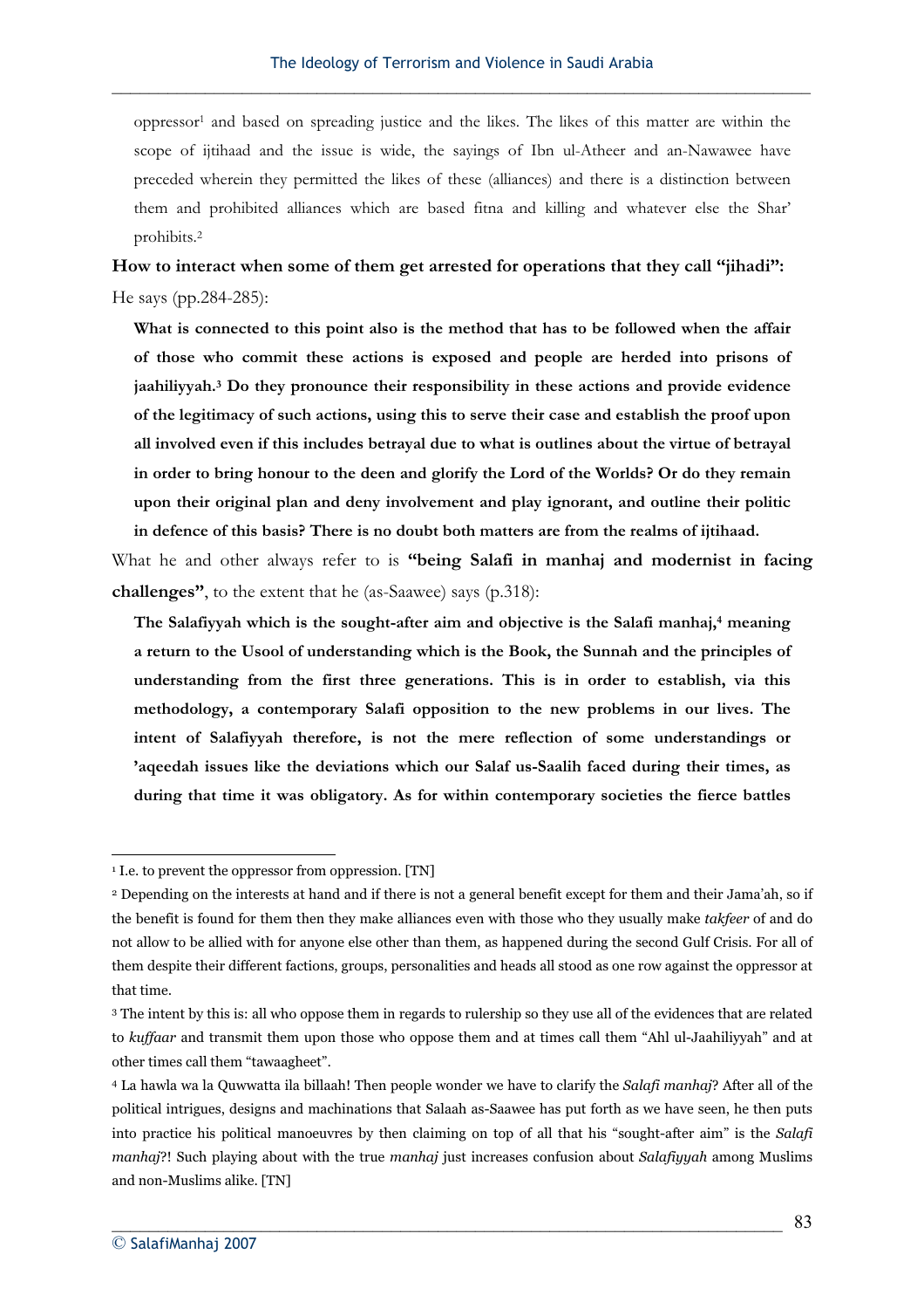oppressor[1] and based on spreading justice and the likes. The likes of this matter are within the scope of ijtihaad and the issue is wide, the sayings of Ibn ul-Atheer and an-Nawawee have preceded wherein they permitted the likes of these (alliances) and there is a distinction between them and prohibited alliances which are based fitna and killing and whatever else the Shar' prohibits.[2]

**How to interact when some of them get arrested for operations that they call "jihadi":**

He says (pp.284-285):

> **What is connected to this point also is the method that has to be followed when the affair of those who commit these actions is exposed and people are herded into prisons of jaahiliyyah.[3] Do they pronounce their responsibility in these actions and provide evidence of the legitimacy of such actions, using this to serve their case and establish the proof upon all involved even if this includes betrayal due to what is outlines about the virtue of betrayal in order to bring honour to the deen and glorify the Lord of the Worlds? Or do they remain upon their original plan and deny involvement and play ignorant, and outline their politic in defence of this basis? There is no doubt both matters are from the realms of ijtihaad.**

What he and other always refer to is **"being Salafi in manhaj and modernist in facing challenges"**, to the extent that he (as-Saawee) says (p.318):

> **The Salafiyyah which is the sought-after aim and objective is the Salafi manhaj,[4] meaning a return to the Usool of understanding which is the Book, the Sunnah and the principles of understanding from the first three generations. This is in order to establish, via this methodology, a contemporary Salafi opposition to the new problems in our lives. The intent of Salafiyyah therefore, is not the mere reflection of some understandings or 'aqeedah issues like the deviations which our Salaf us-Saalih faced during their times, as during that time it was obligatory. As for within contemporary societies the fierce battles**

---

[1] I.e. to prevent the oppressor from oppression. [TN]

[2] Depending on the interests at hand and if there is not a general benefit except for them and their Jama'ah, so if the benefit is found for them then they make alliances even with those who they usually make *takfeer* of and do not allow to be allied with for anyone else other than them, as happened during the second Gulf Crisis. For all of them despite their different factions, groups, personalities and heads all stood as one row against the oppressor at that time.

[3] The intent by this is: all who oppose them in regards to rulership so they use all of the evidences that are related to *kuffaar* and transmit them upon those who oppose them and at times call them "Ahl ul-Jaahiliyyah" and at other times call them "tawaagheet".

[4] La hawla wa la Quwwatta ila billaah! Then people wonder we have to clarify the *Salafi manhaj*? After all of the political intrigues, designs and machinations that Salaah as-Saawee has put forth as we have seen, he then puts into practice his political manoeuvres by then claiming on top of all that his "sought-after aim" is the *Salafi manhaj*?! Such playing about with the true *manhaj* just increases confusion about *Salafiyyah* among Muslims and non-Muslims alike. [TN]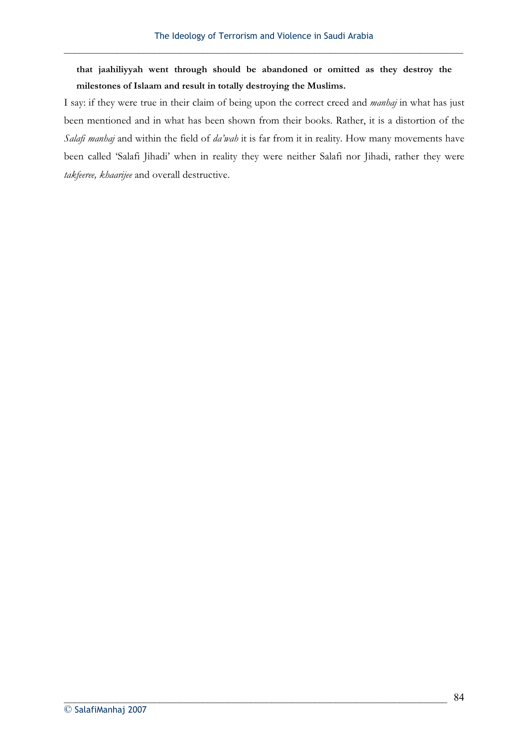**that jaahiliyyah went through should be abandoned or omitted as they destroy the milestones of Islaam and result in totally destroying the Muslims.**

I say: if they were true in their claim of being upon the correct creed and *manhaj* in what has just been mentioned and in what has been shown from their books. Rather, it is a distortion of the *Salafi manhaj* and within the field of *da'wah* it is far from it in reality. How many movements have been called 'Salafi Jihadi' when in reality they were neither Salafi nor Jihadi, rather they were *takfeeree, khaarijee* and overall destructive.